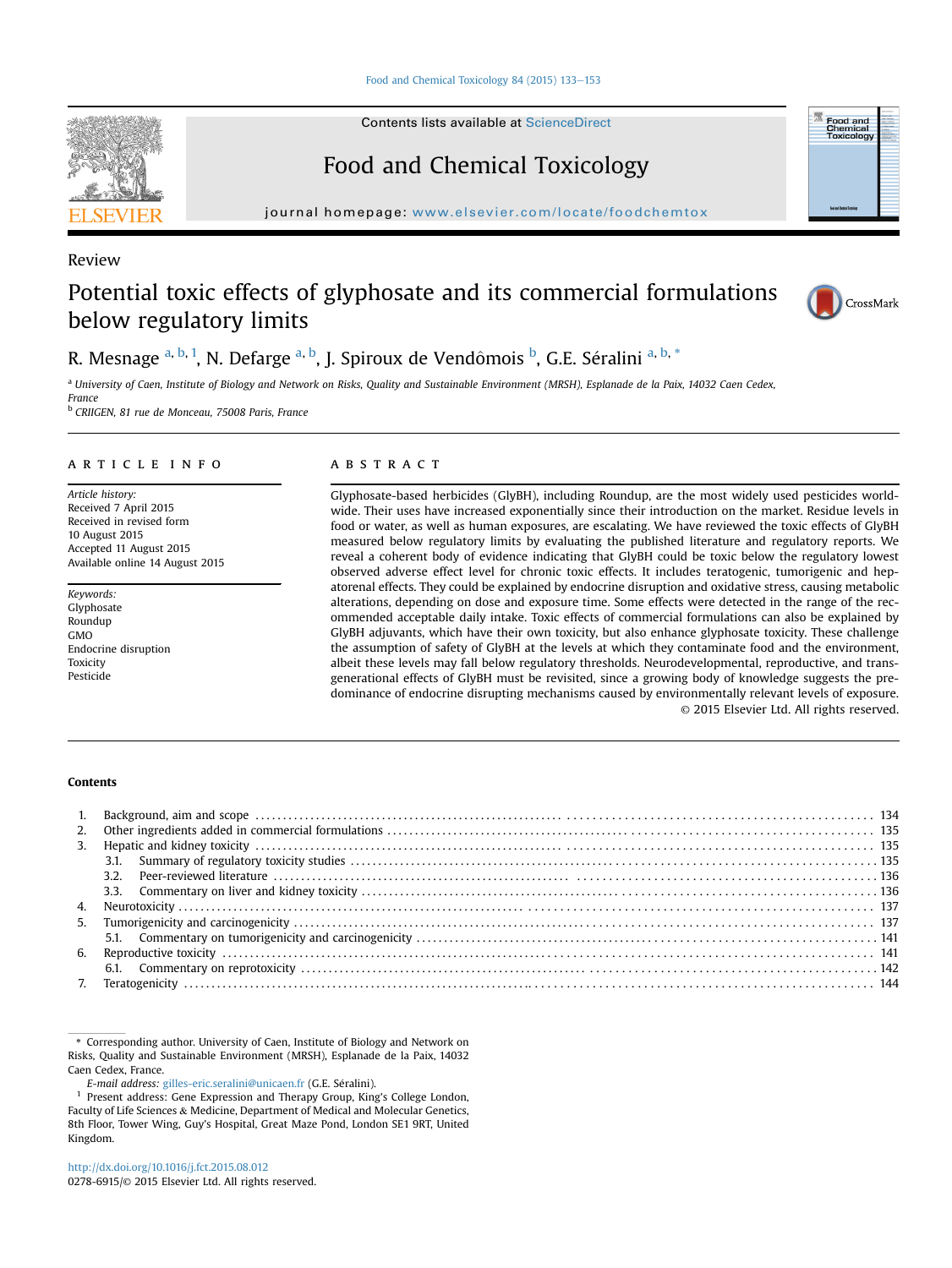Review

# Potential toxic effects of glyphosate and its commercial formulations below regulatory limits

R. Mesnage [a, b, 1], N. Defarge [a, b], J. Spiroux de Vendômois [b], G.E. Séralini [a, b, *]

[a] University of Caen, Institute of Biology and Network on Risks, Quality and Sustainable Environment (MRSH), Esplanade de la Paix, 14032 Caen Cedex, France

[b] CRIIGEN, 81 rue de Monceau, 75008 Paris, France

## ARTICLE INFO

*Article history:*
Received 7 April 2015
Received in revised form
10 August 2015
Accepted 11 August 2015
Available online 14 August 2015

*Keywords:*
Glyphosate
Roundup
GMO
Endocrine disruption
Toxicity
Pesticide

## ABSTRACT

Glyphosate-based herbicides (GlyBH), including Roundup, are the most widely used pesticides worldwide. Their uses have increased exponentially since their introduction on the market. Residue levels in food or water, as well as human exposures, are escalating. We have reviewed the toxic effects of GlyBH measured below regulatory limits by evaluating the published literature and regulatory reports. We reveal a coherent body of evidence indicating that GlyBH could be toxic below the regulatory lowest observed adverse effect level for chronic toxic effects. It includes teratogenic, tumorigenic and hepatorenal effects. They could be explained by endocrine disruption and oxidative stress, causing metabolic alterations, depending on dose and exposure time. Some effects were detected in the range of the recommended acceptable daily intake. Toxic effects of commercial formulations can also be explained by GlyBH adjuvants, which have their own toxicity, but also enhance glyphosate toxicity. These challenge the assumption of safety of GlyBH at the levels at which they contaminate food and the environment, albeit these levels may fall below regulatory thresholds. Neurodevelopmental, reproductive, and transgenerational effects of GlyBH must be revisited, since a growing body of knowledge suggests the predominance of endocrine disrupting mechanisms caused by environmentally relevant levels of exposure.

© 2015 Elsevier Ltd. All rights reserved.

**Contents**

1. Background, aim and scope ........ 134
2. Other ingredients added in commercial formulations ........ 135
3. Hepatic and kidney toxicity ........ 135
   - 3.1. Summary of regulatory toxicity studies ........ 135
   - 3.2. Peer-reviewed literature ........ 136
   - 3.3. Commentary on liver and kidney toxicity ........ 136
4. Neurotoxicity ........ 137
5. Tumorigenicity and carcinogenicity ........ 137
   - 5.1. Commentary on tumorigenicity and carcinogenicity ........ 141
6. Reproductive toxicity ........ 141
   - 6.1. Commentary on reprotoxicity ........ 142
7. Teratogenicity ........ 144

\* Corresponding author. University of Caen, Institute of Biology and Network on Risks, Quality and Sustainable Environment (MRSH), Esplanade de la Paix, 14032 Caen Cedex, France.

*E-mail address:* gilles-eric.seralini@unicaen.fr (G.E. Séralini).

[1] Present address: Gene Expression and Therapy Group, King's College London, Faculty of Life Sciences & Medicine, Department of Medical and Molecular Genetics, 8th Floor, Tower Wing, Guy's Hospital, Great Maze Pond, London SE1 9RT, United Kingdom.

http://dx.doi.org/10.1016/j.fct.2015.08.012
0278-6915/© 2015 Elsevier Ltd. All rights reserved.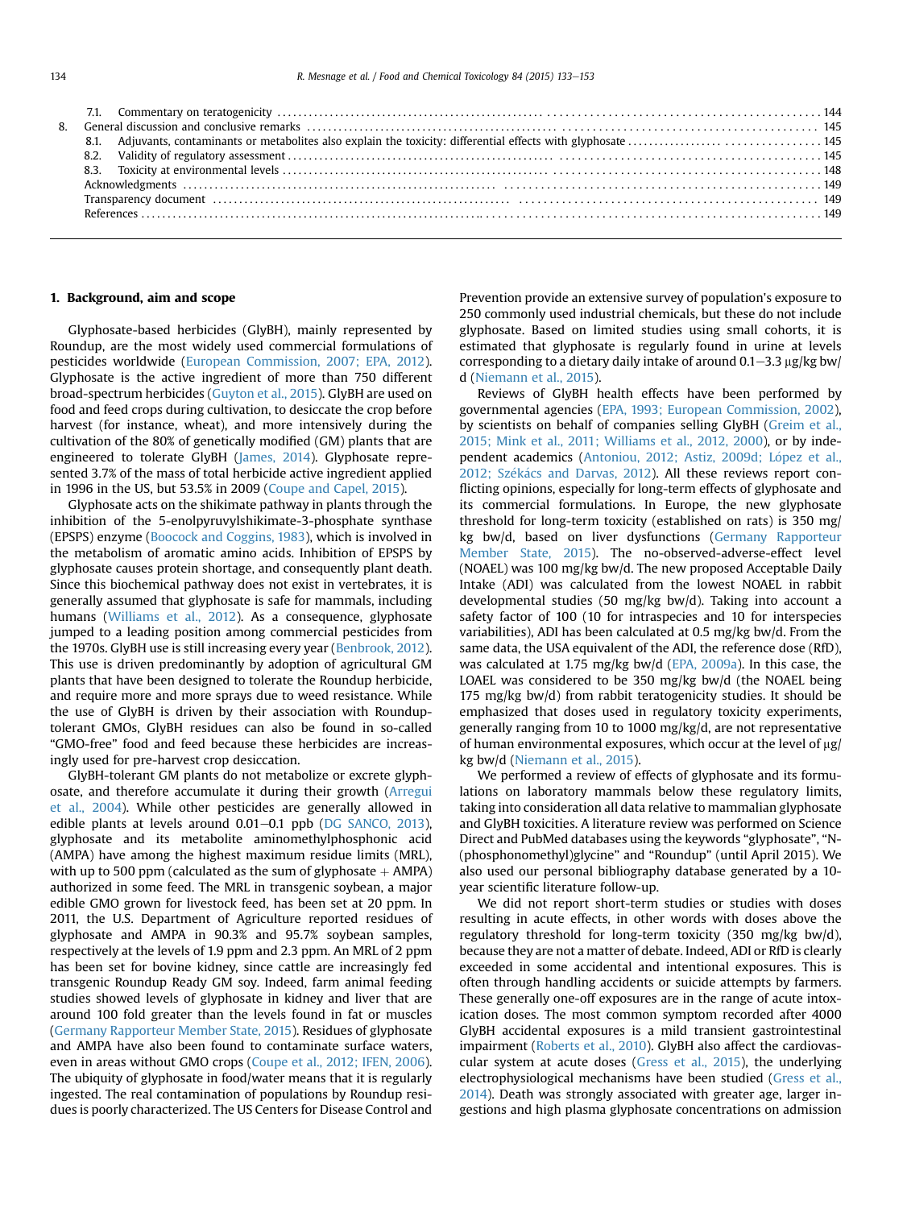7.1. Commentary on teratogenicity ... 144
8. General discussion and conclusive remarks ... 145
 8.1. Adjuvants, contaminants or metabolites also explain the toxicity: differential effects with glyphosate ... 145
 8.2. Validity of regulatory assessment ... 145
 8.3. Toxicity at environmental levels ... 148
 Acknowledgments ... 149
 Transparency document ... 149
 References ... 149

## 1. Background, aim and scope

Glyphosate-based herbicides (GlyBH), mainly represented by Roundup, are the most widely used commercial formulations of pesticides worldwide (European Commission, 2007; EPA, 2012). Glyphosate is the active ingredient of more than 750 different broad-spectrum herbicides (Guyton et al., 2015). GlyBH are used on food and feed crops during cultivation, to desiccate the crop before harvest (for instance, wheat), and more intensively during the cultivation of the 80% of genetically modified (GM) plants that are engineered to tolerate GlyBH (James, 2014). Glyphosate represented 3.7% of the mass of total herbicide active ingredient applied in 1996 in the US, but 53.5% in 2009 (Coupe and Capel, 2015).

Glyphosate acts on the shikimate pathway in plants through the inhibition of the 5-enolpyruvylshikimate-3-phosphate synthase (EPSPS) enzyme (Boocock and Coggins, 1983), which is involved in the metabolism of aromatic amino acids. Inhibition of EPSPS by glyphosate causes protein shortage, and consequently plant death. Since this biochemical pathway does not exist in vertebrates, it is generally assumed that glyphosate is safe for mammals, including humans (Williams et al., 2012). As a consequence, glyphosate jumped to a leading position among commercial pesticides from the 1970s. GlyBH use is still increasing every year (Benbrook, 2012). This use is driven predominantly by adoption of agricultural GM plants that have been designed to tolerate the Roundup herbicide, and require more and more sprays due to weed resistance. While the use of GlyBH is driven by their association with Roundup-tolerant GMOs, GlyBH residues can also be found in so-called "GMO-free" food and feed because these herbicides are increasingly used for pre-harvest crop desiccation.

GlyBH-tolerant GM plants do not metabolize or excrete glyphosate, and therefore accumulate it during their growth (Arregui et al., 2004). While other pesticides are generally allowed in edible plants at levels around 0.01–0.1 ppb (DG SANCO, 2013), glyphosate and its metabolite aminomethylphosphonic acid (AMPA) have among the highest maximum residue limits (MRL), with up to 500 ppm (calculated as the sum of glyphosate + AMPA) authorized in some feed. The MRL in transgenic soybean, a major edible GMO grown for livestock feed, has been set at 20 ppm. In 2011, the U.S. Department of Agriculture reported residues of glyphosate and AMPA in 90.3% and 95.7% soybean samples, respectively at the levels of 1.9 ppm and 2.3 ppm. An MRL of 2 ppm has been set for bovine kidney, since cattle are increasingly fed transgenic Roundup Ready GM soy. Indeed, farm animal feeding studies showed levels of glyphosate in kidney and liver that are around 100 fold greater than the levels found in fat or muscles (Germany Rapporteur Member State, 2015). Residues of glyphosate and AMPA have also been found to contaminate surface waters, even in areas without GMO crops (Coupe et al., 2012; IFEN, 2006). The ubiquity of glyphosate in food/water means that it is regularly ingested. The real contamination of populations by Roundup residues is poorly characterized. The US Centers for Disease Control and Prevention provide an extensive survey of population's exposure to 250 commonly used industrial chemicals, but these do not include glyphosate. Based on limited studies using small cohorts, it is estimated that glyphosate is regularly found in urine at levels corresponding to a dietary daily intake of around 0.1–3.3 μg/kg bw/d (Niemann et al., 2015).

Reviews of GlyBH health effects have been performed by governmental agencies (EPA, 1993; European Commission, 2002), by scientists on behalf of companies selling GlyBH (Greim et al., 2015; Mink et al., 2011; Williams et al., 2012, 2000), or by independent academics (Antoniou, 2012; Astiz, 2009d; López et al., 2012; Székács and Darvas, 2012). All these reviews report conflicting opinions, especially for long-term effects of glyphosate and its commercial formulations. In Europe, the new glyphosate threshold for long-term toxicity (established on rats) is 350 mg/kg bw/d, based on liver dysfunctions (Germany Rapporteur Member State, 2015). The no-observed-adverse-effect level (NOAEL) was 100 mg/kg bw/d. The new proposed Acceptable Daily Intake (ADI) was calculated from the lowest NOAEL in rabbit developmental studies (50 mg/kg bw/d). Taking into account a safety factor of 100 (10 for intraspecies and 10 for interspecies variabilities), ADI has been calculated at 0.5 mg/kg bw/d. From the same data, the USA equivalent of the ADI, the reference dose (RfD), was calculated at 1.75 mg/kg bw/d (EPA, 2009a). In this case, the LOAEL was considered to be 350 mg/kg bw/d (the NOAEL being 175 mg/kg bw/d) from rabbit teratogenicity studies. It should be emphasized that doses used in regulatory toxicity experiments, generally ranging from 10 to 1000 mg/kg/d, are not representative of human environmental exposures, which occur at the level of μg/kg bw/d (Niemann et al., 2015).

We performed a review of effects of glyphosate and its formulations on laboratory mammals below these regulatory limits, taking into consideration all data relative to mammalian glyphosate and GlyBH toxicities. A literature review was performed on Science Direct and PubMed databases using the keywords "glyphosate", "N-(phosphonomethyl)glycine" and "Roundup" (until April 2015). We also used our personal bibliography database generated by a 10-year scientific literature follow-up.

We did not report short-term studies or studies with doses resulting in acute effects, in other words with doses above the regulatory threshold for long-term toxicity (350 mg/kg bw/d), because they are not a matter of debate. Indeed, ADI or RfD is clearly exceeded in some accidental and intentional exposures. This is often through handling accidents or suicide attempts by farmers. These generally one-off exposures are in the range of acute intoxication doses. The most common symptom recorded after 4000 GlyBH accidental exposures is a mild transient gastrointestinal impairment (Roberts et al., 2010). GlyBH also affect the cardiovascular system at acute doses (Gress et al., 2015), the underlying electrophysiological mechanisms have been studied (Gress et al., 2014). Death was strongly associated with greater age, larger ingestions and high plasma glyphosate concentrations on admission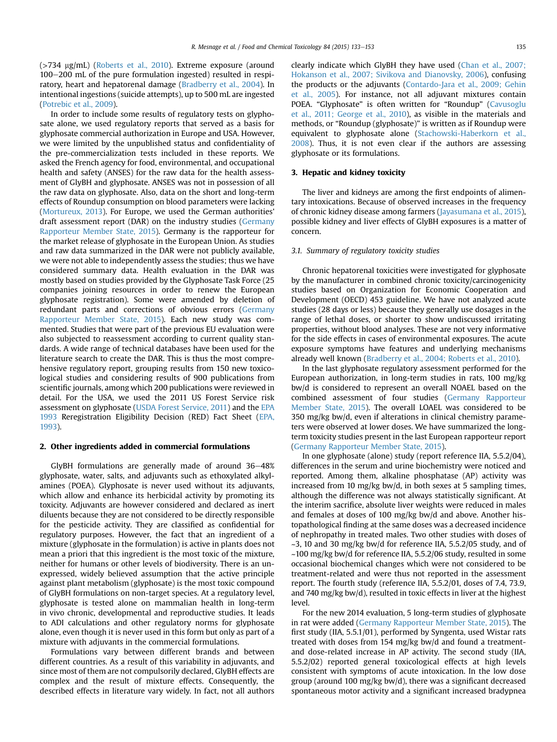(>734 μg/mL) (Roberts et al., 2010). Extreme exposure (around 100–200 mL of the pure formulation ingested) resulted in respiratory, heart and hepatorenal damage (Bradberry et al., 2004). In intentional ingestions (suicide attempts), up to 500 mL are ingested (Potrebic et al., 2009).

In order to include some results of regulatory tests on glyphosate alone, we used regulatory reports that served as a basis for glyphosate commercial authorization in Europe and USA. However, we were limited by the unpublished status and confidentiality of the pre-commercialization tests included in these reports. We asked the French agency for food, environmental, and occupational health and safety (ANSES) for the raw data for the health assessment of GlyBH and glyphosate. ANSES was not in possession of all the raw data on glyphosate. Also, data on the short and long-term effects of Roundup consumption on blood parameters were lacking (Mortureux, 2013). For Europe, we used the German authorities' draft assessment report (DAR) on the industry studies (Germany Rapporteur Member State, 2015). Germany is the rapporteur for the market release of glyphosate in the European Union. As studies and raw data summarized in the DAR were not publicly available, we were not able to independently assess the studies; thus we have considered summary data. Health evaluation in the DAR was mostly based on studies provided by the Glyphosate Task Force (25 companies joining resources in order to renew the European glyphosate registration). Some were amended by deletion of redundant parts and corrections of obvious errors (Germany Rapporteur Member State, 2015). Each new study was commented. Studies that were part of the previous EU evaluation were also subjected to reassessment according to current quality standards. A wide range of technical databases have been used for the literature search to create the DAR. This is thus the most comprehensive regulatory report, grouping results from 150 new toxicological studies and considering results of 900 publications from scientific journals, among which 200 publications were reviewed in detail. For the USA, we used the 2011 US Forest Service risk assessment on glyphosate (USDA Forest Service, 2011) and the EPA 1993 Reregistration Eligibility Decision (RED) Fact Sheet (EPA, 1993).

## 2. Other ingredients added in commercial formulations

GlyBH formulations are generally made of around 36–48% glyphosate, water, salts, and adjuvants such as ethoxylated alkylamines (POEA). Glyphosate is never used without its adjuvants, which allow and enhance its herbicidal activity by promoting its toxicity. Adjuvants are however considered and declared as inert diluents because they are not considered to be directly responsible for the pesticide activity. They are classified as confidential for regulatory purposes. However, the fact that an ingredient of a mixture (glyphosate in the formulation) is active in plants does not mean a priori that this ingredient is the most toxic of the mixture, neither for humans or other levels of biodiversity. There is an unexpressed, widely believed assumption that the active principle against plant metabolism (glyphosate) is the most toxic compound of GlyBH formulations on non-target species. At a regulatory level, glyphosate is tested alone on mammalian health in long-term in vivo chronic, developmental and reproductive studies. It leads to ADI calculations and other regulatory norms for glyphosate alone, even though it is never used in this form but only as part of a mixture with adjuvants in the commercial formulations.

Formulations vary between different brands and between different countries. As a result of this variability in adjuvants, and since most of them are not compulsorily declared, GlyBH effects are complex and the result of mixture effects. Consequently, the described effects in literature vary widely. In fact, not all authors clearly indicate which GlyBH they have used (Chan et al., 2007; Hokanson et al., 2007; Sivikova and Dianovsky, 2006), confusing the products or the adjuvants (Contardo-Jara et al., 2009; Gehin et al., 2005). For instance, not all adjuvant mixtures contain POEA. "Glyphosate" is often written for "Roundup" (Cavusoglu et al., 2011; George et al., 2010), as visible in the materials and methods, or "Roundup (glyphosate)" is written as if Roundup were equivalent to glyphosate alone (Stachowski-Haberkorn et al., 2008). Thus, it is not even clear if the authors are assessing glyphosate or its formulations.

## 3. Hepatic and kidney toxicity

The liver and kidneys are among the first endpoints of alimentary intoxications. Because of observed increases in the frequency of chronic kidney disease among farmers (Jayasumana et al., 2015), possible kidney and liver effects of GlyBH exposures is a matter of concern.

### 3.1. Summary of regulatory toxicity studies

Chronic hepatorenal toxicities were investigated for glyphosate by the manufacturer in combined chronic toxicity/carcinogenicity studies based on Organization for Economic Cooperation and Development (OECD) 453 guideline. We have not analyzed acute studies (28 days or less) because they generally use dosages in the range of lethal doses, or shorter to show undiscussed irritating properties, without blood analyses. These are not very informative for the side effects in cases of environmental exposures. The acute exposure symptoms have features and underlying mechanisms already well known (Bradberry et al., 2004; Roberts et al., 2010).

In the last glyphosate regulatory assessment performed for the European authorization, in long-term studies in rats, 100 mg/kg bw/d is considered to represent an overall NOAEL based on the combined assessment of four studies (Germany Rapporteur Member State, 2015). The overall LOAEL was considered to be 350 mg/kg bw/d, even if alterations in clinical chemistry parameters were observed at lower doses. We have summarized the long-term toxicity studies present in the last European rapporteur report (Germany Rapporteur Member State, 2015).

In one glyphosate (alone) study (report reference IIA, 5.5.2/04), differences in the serum and urine biochemistry were noticed and reported. Among them, alkaline phosphatase (AP) activity was increased from 10 mg/kg bw/d, in both sexes at 5 sampling times, although the difference was not always statistically significant. At the interim sacrifice, absolute liver weights were reduced in males and females at doses of 100 mg/kg bw/d and above. Another histopathological finding at the same doses was a decreased incidence of nephropathy in treated males. Two other studies with doses of ~3, 10 and 30 mg/kg bw/d for reference IIA, 5.5.2/05 study, and of ~100 mg/kg bw/d for reference IIA, 5.5.2/06 study, resulted in some occasional biochemical changes which were not considered to be treatment-related and were thus not reported in the assessment report. The fourth study (reference IIA, 5.5.2/01, doses of 7.4, 73.9, and 740 mg/kg bw/d), resulted in toxic effects in liver at the highest level.

For the new 2014 evaluation, 5 long-term studies of glyphosate in rat were added (Germany Rapporteur Member State, 2015). The first study (IIA, 5.5.1/01), performed by Syngenta, used Wistar rats treated with doses from 154 mg/kg bw/d and found a treatment- and dose-related increase in AP activity. The second study (IIA, 5.5.2/02) reported general toxicological effects at high levels consistent with symptoms of acute intoxication. In the low dose group (around 100 mg/kg bw/d), there was a significant decreased spontaneous motor activity and a significant increased bradypnea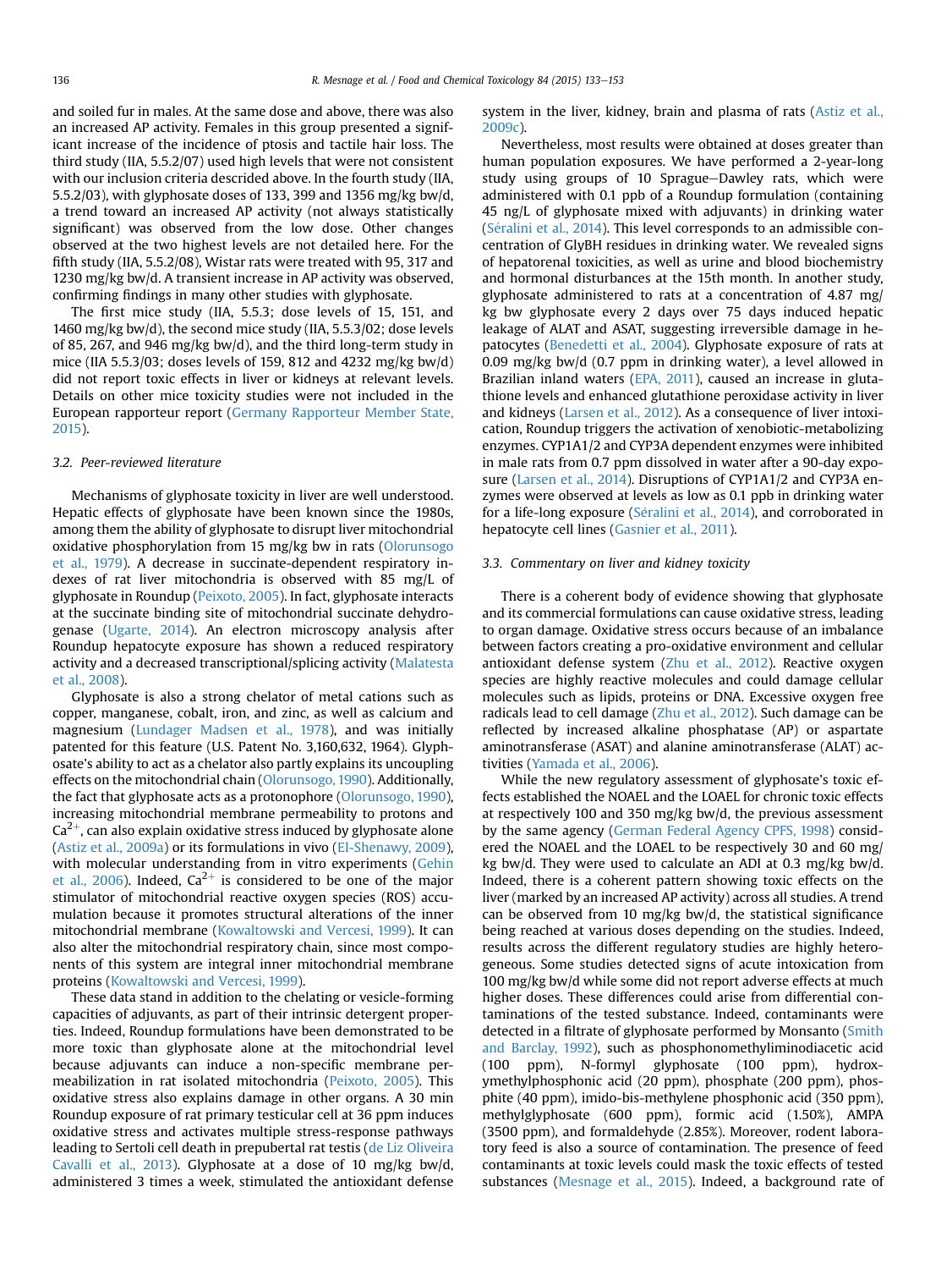and soiled fur in males. At the same dose and above, there was also an increased AP activity. Females in this group presented a significant increase of the incidence of ptosis and tactile hair loss. The third study (IIA, 5.5.2/07) used high levels that were not consistent with our inclusion criteria described above. In the fourth study (IIA, 5.5.2/03), with glyphosate doses of 133, 399 and 1356 mg/kg bw/d, a trend toward an increased AP activity (not always statistically significant) was observed from the low dose. Other changes observed at the two highest levels are not detailed here. For the fifth study (IIA, 5.5.2/08), Wistar rats were treated with 95, 317 and 1230 mg/kg bw/d. A transient increase in AP activity was observed, confirming findings in many other studies with glyphosate.

The first mice study (IIA, 5.5.3; dose levels of 15, 151, and 1460 mg/kg bw/d), the second mice study (IIA, 5.5.3/02; dose levels of 85, 267, and 946 mg/kg bw/d), and the third long-term study in mice (IIA 5.5.3/03; doses levels of 159, 812 and 4232 mg/kg bw/d) did not report toxic effects in liver or kidneys at relevant levels. Details on other mice toxicity studies were not included in the European rapporteur report (Germany Rapporteur Member State, 2015).

### 3.2. Peer-reviewed literature

Mechanisms of glyphosate toxicity in liver are well understood. Hepatic effects of glyphosate have been known since the 1980s, among them the ability of glyphosate to disrupt liver mitochondrial oxidative phosphorylation from 15 mg/kg bw in rats (Olorunsogo et al., 1979). A decrease in succinate-dependent respiratory indexes of rat liver mitochondria is observed with 85 mg/L of glyphosate in Roundup (Peixoto, 2005). In fact, glyphosate interacts at the succinate binding site of mitochondrial succinate dehydrogenase (Ugarte, 2014). An electron microscopy analysis after Roundup hepatocyte exposure has shown a reduced respiratory activity and a decreased transcriptional/splicing activity (Malatesta et al., 2008).

Glyphosate is also a strong chelator of metal cations such as copper, manganese, cobalt, iron, and zinc, as well as calcium and magnesium (Lundager Madsen et al., 1978), and was initially patented for this feature (U.S. Patent No. 3,160,632, 1964). Glyphosate's ability to act as a chelator also partly explains its uncoupling effects on the mitochondrial chain (Olorunsogo, 1990). Additionally, the fact that glyphosate acts as a protonophore (Olorunsogo, 1990), increasing mitochondrial membrane permeability to protons and $Ca^{2+}$, can also explain oxidative stress induced by glyphosate alone (Astiz et al., 2009a) or its formulations in vivo (El-Shenawy, 2009), with molecular understanding from in vitro experiments (Gehin et al., 2006). Indeed, $Ca^{2+}$ is considered to be one of the major stimulator of mitochondrial reactive oxygen species (ROS) accumulation because it promotes structural alterations of the inner mitochondrial membrane (Kowaltowski and Vercesi, 1999). It can also alter the mitochondrial respiratory chain, since most components of this system are integral inner mitochondrial membrane proteins (Kowaltowski and Vercesi, 1999).

These data stand in addition to the chelating or vesicle-forming capacities of adjuvants, as part of their intrinsic detergent properties. Indeed, Roundup formulations have been demonstrated to be more toxic than glyphosate alone at the mitochondrial level because adjuvants can induce a non-specific membrane permeabilization in rat isolated mitochondria (Peixoto, 2005). This oxidative stress also explains damage in other organs. A 30 min Roundup exposure of rat primary testicular cell at 36 ppm induces oxidative stress and activates multiple stress-response pathways leading to Sertoli cell death in prepubertal rat testis (de Liz Oliveira Cavalli et al., 2013). Glyphosate at a dose of 10 mg/kg bw/d, administered 3 times a week, stimulated the antioxidant defense system in the liver, kidney, brain and plasma of rats (Astiz et al., 2009c).

Nevertheless, most results were obtained at doses greater than human population exposures. We have performed a 2-year-long study using groups of 10 Sprague–Dawley rats, which were administered with 0.1 ppb of a Roundup formulation (containing 45 ng/L of glyphosate mixed with adjuvants) in drinking water (Séralini et al., 2014). This level corresponds to an admissible concentration of GlyBH residues in drinking water. We revealed signs of hepatorenal toxicities, as well as urine and blood biochemistry and hormonal disturbances at the 15th month. In another study, glyphosate administered to rats at a concentration of 4.87 mg/kg bw glyphosate every 2 days over 75 days induced hepatic leakage of ALAT and ASAT, suggesting irreversible damage in hepatocytes (Benedetti et al., 2004). Glyphosate exposure of rats at 0.09 mg/kg bw/d (0.7 ppm in drinking water), a level allowed in Brazilian inland waters (EPA, 2011), caused an increase in glutathione levels and enhanced glutathione peroxidase activity in liver and kidneys (Larsen et al., 2012). As a consequence of liver intoxication, Roundup triggers the activation of xenobiotic-metabolizing enzymes. CYP1A1/2 and CYP3A dependent enzymes were inhibited in male rats from 0.7 ppm dissolved in water after a 90-day exposure (Larsen et al., 2014). Disruptions of CYP1A1/2 and CYP3A enzymes were observed at levels as low as 0.1 ppb in drinking water for a life-long exposure (Séralini et al., 2014), and corroborated in hepatocyte cell lines (Gasnier et al., 2011).

### 3.3. Commentary on liver and kidney toxicity

There is a coherent body of evidence showing that glyphosate and its commercial formulations can cause oxidative stress, leading to organ damage. Oxidative stress occurs because of an imbalance between factors creating a pro-oxidative environment and cellular antioxidant defense system (Zhu et al., 2012). Reactive oxygen species are highly reactive molecules and could damage cellular molecules such as lipids, proteins or DNA. Excessive oxygen free radicals lead to cell damage (Zhu et al., 2012). Such damage can be reflected by increased alkaline phosphatase (AP) or aspartate aminotransferase (ASAT) and alanine aminotransferase (ALAT) activities (Yamada et al., 2006).

While the new regulatory assessment of glyphosate's toxic effects established the NOAEL and the LOAEL for chronic toxic effects at respectively 100 and 350 mg/kg bw/d, the previous assessment by the same agency (German Federal Agency CPFS, 1998) considered the NOAEL and the LOAEL to be respectively 30 and 60 mg/kg bw/d. They were used to calculate an ADI at 0.3 mg/kg bw/d. Indeed, there is a coherent pattern showing toxic effects on the liver (marked by an increased AP activity) across all studies. A trend can be observed from 10 mg/kg bw/d, the statistical significance being reached at various doses depending on the studies. Indeed, results across the different regulatory studies are highly heterogeneous. Some studies detected signs of acute intoxication from 100 mg/kg bw/d while some did not report adverse effects at much higher doses. These differences could arise from differential contaminations of the tested substance. Indeed, contaminants were detected in a filtrate of glyphosate performed by Monsanto (Smith and Barclay, 1992), such as phosphonomethyliminodiacetic acid (100 ppm), N-formyl glyphosate (100 ppm), hydroxymethylphosphonic acid (20 ppm), phosphate (200 ppm), phosphite (40 ppm), imido-bis-methylene phosphonic acid (350 ppm), methylglyphosate (600 ppm), formic acid (1.50%), AMPA (3500 ppm), and formaldehyde (2.85%). Moreover, rodent laboratory feed is also a source of contamination. The presence of feed contaminants at toxic levels could mask the toxic effects of tested substances (Mesnage et al., 2015). Indeed, a background rate of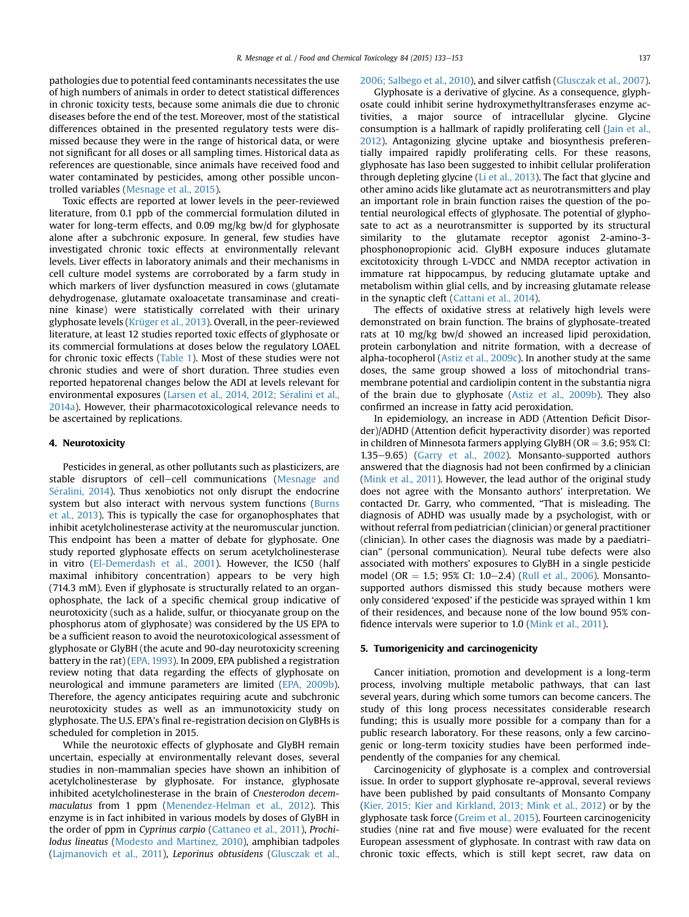pathologies due to potential feed contaminants necessitates the use of high numbers of animals in order to detect statistical differences in chronic toxicity tests, because some animals die due to chronic diseases before the end of the test. Moreover, most of the statistical differences obtained in the presented regulatory tests were dismissed because they were in the range of historical data, or were not significant for all doses or all sampling times. Historical data as references are questionable, since animals have received food and water contaminated by pesticides, among other possible uncontrolled variables (Mesnage et al., 2015).

Toxic effects are reported at lower levels in the peer-reviewed literature, from 0.1 ppb of the commercial formulation diluted in water for long-term effects, and 0.09 mg/kg bw/d for glyphosate alone after a subchronic exposure. In general, few studies have investigated chronic toxic effects at environmentally relevant levels. Liver effects in laboratory animals and their mechanisms in cell culture model systems are corroborated by a farm study in which markers of liver dysfunction measured in cows (glutamate dehydrogenase, glutamate oxaloacetate transaminase and creatinine kinase) were statistically correlated with their urinary glyphosate levels (Krüger et al., 2013). Overall, in the peer-reviewed literature, at least 12 studies reported toxic effects of glyphosate or its commercial formulations at doses below the regulatory LOAEL for chronic toxic effects (Table 1). Most of these studies were not chronic studies and were of short duration. Three studies even reported hepatorenal changes below the ADI at levels relevant for environmental exposures (Larsen et al., 2014, 2012; Séralini et al., 2014a). However, their pharmacotoxicological relevance needs to be ascertained by replications.

## 4. Neurotoxicity

Pesticides in general, as other pollutants such as plasticizers, are stable disruptors of cell–cell communications (Mesnage and Séralini, 2014). Thus xenobiotics not only disrupt the endocrine system but also interact with nervous system functions (Burns et al., 2013). This is typically the case for organophosphates that inhibit acetylcholinesterase activity at the neuromuscular junction. This endpoint has been a matter of debate for glyphosate. One study reported glyphosate effects on serum acetylcholinesterase in vitro (El-Demerdash et al., 2001). However, the IC50 (half maximal inhibitory concentration) appears to be very high (714.3 mM). Even if glyphosate is structurally related to an organophosphate, the lack of a specific chemical group indicative of neurotoxicity (such as a halide, sulfur, or thiocyanate group on the phosphorus atom of glyphosate) was considered by the US EPA to be a sufficient reason to avoid the neurotoxicological assessment of glyphosate or GlyBH (the acute and 90-day neurotoxicity screening battery in the rat) (EPA, 1993). In 2009, EPA published a registration review noting that data regarding the effects of glyphosate on neurological and immune parameters are limited (EPA, 2009b). Therefore, the agency anticipates requiring acute and subchronic neurotoxicity studes as well as an immunotoxicity study on glyphosate. The U.S. EPA's final re-registration decision on GlyBHs is scheduled for completion in 2015.

While the neurotoxic effects of glyphosate and GlyBH remain uncertain, especially at environmentally relevant doses, several studies in non-mammalian species have shown an inhibition of acetylcholinesterase by glyphosate. For instance, glyphosate inhibited acetylcholinesterase in the brain of *Cnesterodon decemmaculatus* from 1 ppm (Menendez-Helman et al., 2012). This enzyme is in fact inhibited in various models by doses of GlyBH in the order of ppm in *Cyprinus carpio* (Cattaneo et al., 2011), *Prochilodus lineatus* (Modesto and Martinez, 2010), amphibian tadpoles (Lajmanovich et al., 2011), *Leporinus obtusidens* (Glusczak et al., 2006; Salbego et al., 2010), and silver catfish (Glusczak et al., 2007).

Glyphosate is a derivative of glycine. As a consequence, glyphosate could inhibit serine hydroxymethyltransferases enzyme activities, a major source of intracellular glycine. Glycine consumption is a hallmark of rapidly proliferating cell (Jain et al., 2012). Antagonizing glycine uptake and biosynthesis preferentially impaired rapidly proliferating cells. For these reasons, glyphosate has laso been suggested to inhibit cellular proliferation through depleting glycine (Li et al., 2013). The fact that glycine and other amino acids like glutamate act as neurotransmitters and play an important role in brain function raises the question of the potential neurological effects of glyphosate. The potential of glyphosate to act as a neurotransmitter is supported by its structural similarity to the glutamate receptor agonist 2-amino-3-phosphonopropionic acid. GlyBH exposure induces glutamate excitotoxicity through L-VDCC and NMDA receptor activation in immature rat hippocampus, by reducing glutamate uptake and metabolism within glial cells, and by increasing glutamate release in the synaptic cleft (Cattani et al., 2014).

The effects of oxidative stress at relatively high levels were demonstrated on brain function. The brains of glyphosate-treated rats at 10 mg/kg bw/d showed an increased lipid peroxidation, protein carbonylation and nitrite formation, with a decrease of alpha-tocopherol (Astiz et al., 2009c). In another study at the same doses, the same group showed a loss of mitochondrial transmembrane potential and cardiolipin content in the substantia nigra of the brain due to glyphosate (Astiz et al., 2009b). They also confirmed an increase in fatty acid peroxidation.

In epidemiology, an increase in ADD (Attention Deficit Disorder)/ADHD (Attention deficit hyperactivity disorder) was reported in children of Minnesota farmers applying GlyBH (OR = 3.6; 95% CI: 1.35–9.65) (Garry et al., 2002). Monsanto-supported authors answered that the diagnosis had not been confirmed by a clinician (Mink et al., 2011). However, the lead author of the original study does not agree with the Monsanto authors' interpretation. We contacted Dr. Garry, who commented, "That is misleading. The diagnosis of ADHD was usually made by a psychologist, with or without referral from pediatrician (clinician) or general practitioner (clinician). In other cases the diagnosis was made by a paediatrician" (personal communication). Neural tube defects were also associated with mothers' exposures to GlyBH in a single pesticide model (OR = 1.5; 95% CI: 1.0–2.4) (Rull et al., 2006). Monsanto-supported authors dismissed this study because mothers were only considered 'exposed' if the pesticide was sprayed within 1 km of their residences, and because none of the low bound 95% confidence intervals were superior to 1.0 (Mink et al., 2011).

## 5. Tumorigenicity and carcinogenicity

Cancer initiation, promotion and development is a long-term process, involving multiple metabolic pathways, that can last several years, during which some tumors can become cancers. The study of this long process necessitates considerable research funding; this is usually more possible for a company than for a public research laboratory. For these reasons, only a few carcinogenic or long-term toxicity studies have been performed independently of the companies for any chemical.

Carcinogenicity of glyphosate is a complex and controversial issue. In order to support glyphosate re-approval, several reviews have been published by paid consultants of Monsanto Company (Kier, 2015; Kier and Kirkland, 2013; Mink et al., 2012) or by the glyphosate task force (Greim et al., 2015). Fourteen carcinogenicity studies (nine rat and five mouse) were evaluated for the recent European assessment of glyphosate. In contrast with raw data on chronic toxic effects, which is still kept secret, raw data on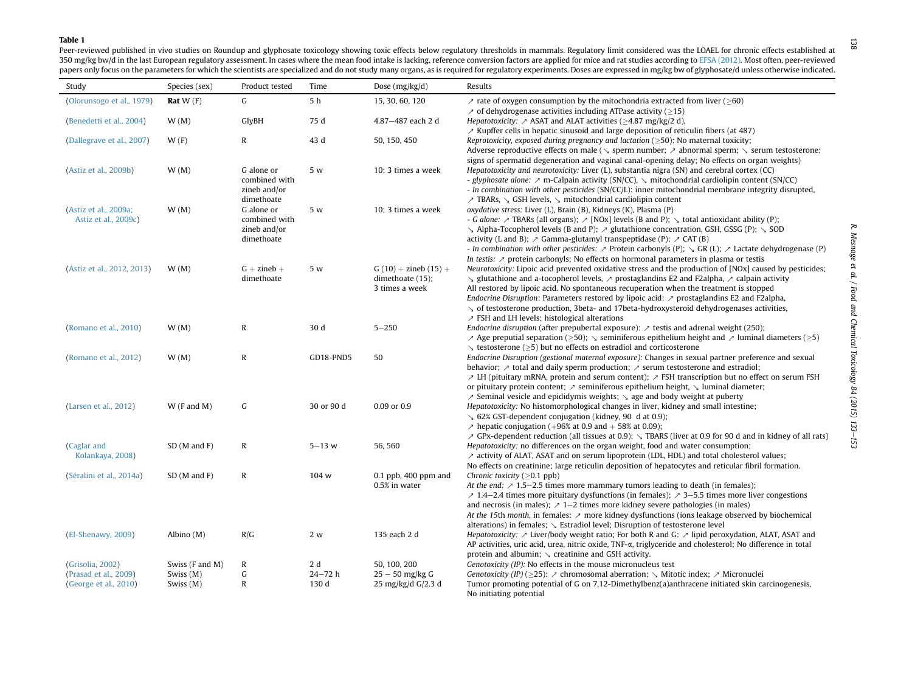**Table 1**

Peer-reviewed published in vivo studies on Roundup and glyphosate toxicology showing toxic effects below regulatory thresholds in mammals. Regulatory limit considered was the LOAEL for chronic effects established at 350 mg/kg bw/d in the last European regulatory assessment. In cases where the mean food intake is lacking, reference conversion factors are applied for mice and rat studies according to EFSA (2012). Most often, peer-reviewed papers only focus on the parameters for which the scientists are specialized and do not study many organs, as is required for regulatory experiments. Doses are expressed in mg/kg bw of glyphosate/d unless otherwise indicated.

| Study | Species (sex) | Product tested | Time | Dose (mg/kg/d) | Results |
|---|---|---|---|---|---|
| (Olorunsogo et al., 1979) | **Rat** W (F) | G | 5 h | 15, 30, 60, 120 | ↗ rate of oxygen consumption by the mitochondria extracted from liver (≥60) ↗ of dehydrogenase activities including ATPase activity (≥15) |
| (Benedetti et al., 2004) | W (M) | GlyBH | 75 d | 4.87–487 each 2 d | *Hepatotoxicity:* ↗ ASAT and ALAT activities (≥4.87 mg/kg/2 d), ↗ Kupffer cells in hepatic sinusoid and large deposition of reticulin fibers (at 487) |
| (Dallegrave et al., 2007) | W (F) | R | 43 d | 50, 150, 450 | *Reprotoxicity, exposed during pregnancy and lactation* (≥50): No maternal toxicity; Adverse reproductive effects on male (↘ sperm number; ↗ abnormal sperm; ↘ serum testosterone; signs of spermatid degeneration and vaginal canal-opening delay; No effects on organ weights) |
| (Astiz et al., 2009b) | W (M) | G alone or combined with zineb and/or dimethoate | 5 w | 10; 3 times a week | *Hepatotoxicity and neurotoxicity:* Liver (L), substantia nigra (SN) and cerebral cortex (CC) - *glyphosate alone:* ↗ m-Calpain activity (SN/CC), ↘ mitochondrial cardiolipin content (SN/CC) - *In combination with other pesticides* (SN/CC/L): inner mitochondrial membrane integrity disrupted, ↗ TBARs, ↘ GSH levels, ↘ mitochondrial cardiolipin content |
| (Astiz et al., 2009a; Astiz et al., 2009c) | W (M) | G alone or combined with zineb and/or dimethoate | 5 w | 10; 3 times a week | *oxydative stress:* Liver (L), Brain (B), Kidneys (K), Plasma (P) - *G alone:* ↗ TBARs (all organs); ↗ [NOx] levels (B and P); ↘ total antioxidant ability (P); ↘ Alpha-Tocopherol levels (B and P); ↗ glutathione concentration, GSH, GSSG (P); ↘ SOD activity (L and B); ↗ Gamma-glutamyl transpeptidase (P); ↗ CAT (B) - *In combination with other pesticides:* ↗ Protein carbonyls (P); ↘ GR (L); ↗ Lactate dehydrogenase (P) *In testis:* ↗ protein carbonyls; No effects on hormonal parameters in plasma or testis |
| (Astiz et al., 2012, 2013) | W (M) | G + zineb + dimethoate | 5 w | G (10) + zineb (15) + dimethoate (15); 3 times a week | *Neurotoxicity:* Lipoic acid prevented oxidative stress and the production of [NOx] caused by pesticides; ↘ glutathione and a-tocopherol levels, ↗ prostaglandins E2 and F2alpha, ↗ calpain activity All restored by lipoic acid. No spontaneous recuperation when the treatment is stopped *Endocrine Disruption*: Parameters restored by lipoic acid: ↗ prostaglandins E2 and F2alpha, ↘ of testosterone production, 3beta- and 17beta-hydroxysteroid dehydrogenases activities, ↗ FSH and LH levels; histological alterations |
| (Romano et al., 2010) | W (M) | R | 30 d | 5–250 | *Endocrine disruption* (after prepubertal exposure): ↗ testis and adrenal weight (250); ↗ Age preputial separation (≥50); ↘ seminiferous epithelium height and ↗ luminal diameters (≥5) ↘ testosterone (≥5) but no effects on estradiol and corticosterone |
| (Romano et al., 2012) | W (M) | R | GD18-PND5 | 50 | *Endocrine Disruption (gestional maternal exposure):* Changes in sexual partner preference and sexual behavior; ↗ total and daily sperm production; ↗ serum testosterone and estradiol; ↗ LH (pituitary mRNA, protein and serum content); ↗ FSH transcription but no effect on serum FSH or pituitary protein content; ↗ seminiferous epithelium height, ↘ luminal diameter; ↗ Seminal vesicle and epididymis weights; ↘ age and body weight at puberty |
| (Larsen et al., 2012) | W (F and M) | G | 30 or 90 d | 0.09 or 0.9 | *Hepatotoxicity:* No histomorphological changes in liver, kidney and small intestine; ↘ 62% GST-dependent conjugation (kidney, 90 d at 0.9); ↗ hepatic conjugation (+96% at 0.9 and + 58% at 0.09); ↗ GPx-dependent reduction (all tissues at 0.9); ↘ TBARS (liver at 0.9 for 90 d and in kidney of all rats) |
| (Caglar and Kolankaya, 2008) | SD (M and F) | R | 5–13 w | 56, 560 | *Hepatotoxicity:* no differences on the organ weight, food and water consumption; ↗ activity of ALAT, ASAT and on serum lipoprotein (LDL, HDL) and total cholesterol values; No effects on creatinine; large reticulin deposition of hepatocytes and reticular fibril formation. |
| (Séralini et al., 2014a) | SD (M and F) | R | 104 w | 0.1 ppb, 400 ppm and 0.5% in water | *Chronic toxicity* (≥0.1 ppb) *At the end:* ↗ 1.5–2.5 times more mammary tumors leading to death (in females); ↗ 1.4–2.4 times more pituitary dysfunctions (in females); ↗ 3–5.5 times more liver congestions and necrosis (in males); ↗ 1–2 times more kidney severe pathologies (in males) *At the 15th month*, in females: ↗ more kidney dysfunctions (ions leakage observed by biochemical alterations) in females; ↘ Estradiol level; Disruption of testosterone level |
| (El-Shenawy, 2009) | Albino (M) | R/G | 2 w | 135 each 2 d | *Hepatotoxicity:* ↗ Liver/body weight ratio; For both R and G: ↗ lipid peroxydation, ALAT, ASAT and AP activities, uric acid, urea, nitric oxide, TNF-α, triglyceride and cholesterol; No difference in total protein and albumin; ↘ creatinine and GSH activity. |
| (Grisolia, 2002) | Swiss (F and M) | R | 2 d | 50, 100, 200 | *Genotoxicity (IP):* No effects in the mouse micronucleus test |
| (Prasad et al., 2009) | Swiss (M) | G | 24–72 h | 25 – 50 mg/kg G | *Genotoxicity (IP)* (≥25): ↗ chromosomal aberration; ↘ Mitotic index; ↗ Micronuclei |
| (George et al., 2010) | Swiss (M) | R | 130 d | 25 mg/kg/d G/2.3 d | Tumor promoting potential of G on 7,12-Dimethylbenz(a)anthracene initiated skin carcinogenesis, No initiating potential |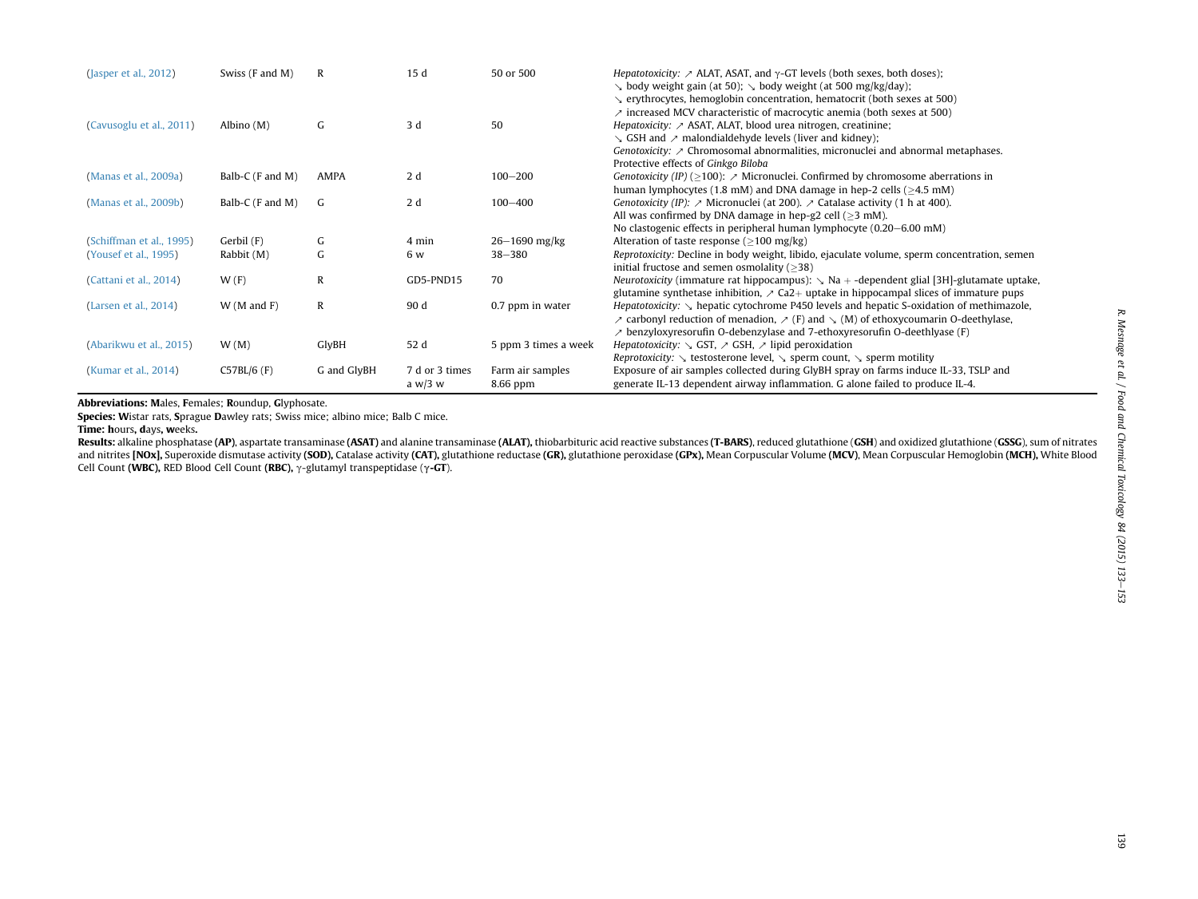| | | | | | |
|---|---|---|---|---|---|
| (Jasper et al., 2012) | Swiss (F and M) | R | 15 d | 50 or 500 | *Hepatotoxicity:* ↗ ALAT, ASAT, and γ-GT levels (both sexes, both doses); ↘ body weight gain (at 50); ↘ body weight (at 500 mg/kg/day); ↘ erythrocytes, hemoglobin concentration, hematocrit (both sexes at 500) ↗ increased MCV characteristic of macrocytic anemia (both sexes at 500) |
| (Cavusoglu et al., 2011) | Albino (M) | G | 3 d | 50 | *Hepatotoxicity:* ↗ ASAT, ALAT, blood urea nitrogen, creatinine; ↘ GSH and ↗ malondialdehyde levels (liver and kidney); *Genotoxicity:* ↗ Chromosomal abnormalities, micronuclei and abnormal metaphases. Protective effects of *Ginkgo Biloba* |
| (Manas et al., 2009a) | Balb-C (F and M) | AMPA | 2 d | 100–200 | *Genotoxicity (IP)* (≥100): ↗ Micronuclei. Confirmed by chromosome aberrations in human lymphocytes (1.8 mM) and DNA damage in hep-2 cells (≥4.5 mM) |
| (Manas et al., 2009b) | Balb-C (F and M) | G | 2 d | 100–400 | *Genotoxicity (IP):* ↗ Micronuclei (at 200). ↗ Catalase activity (1 h at 400). All was confirmed by DNA damage in hep-g2 cell (≥3 mM). No clastogenic effects in peripheral human lymphocyte (0.20–6.00 mM) |
| (Schiffman et al., 1995) | Gerbil (F) | G | 4 min | 26–1690 mg/kg | Alteration of taste response (≥100 mg/kg) |
| (Yousef et al., 1995) | Rabbit (M) | G | 6 w | 38–380 | *Reprotoxicity:* Decline in body weight, libido, ejaculate volume, sperm concentration, semen initial fructose and semen osmolality (≥38) |
| (Cattani et al., 2014) | W (F) | R | GD5-PND15 | 70 | *Neurotoxicity* (immature rat hippocampus): ↘ Na + -dependent glial [3H]-glutamate uptake, glutamine synthetase inhibition, ↗ Ca2+ uptake in hippocampal slices of immature pups |
| (Larsen et al., 2014) | W (M and F) | R | 90 d | 0.7 ppm in water | *Hepatotoxicity:* ↘ hepatic cytochrome P450 levels and hepatic S-oxidation of methimazole, ↗ carbonyl reduction of menadion, ↗ (F) and ↘ (M) of ethoxycoumarin O-deethylase, ↗ benzyloxyresorufin O-debenzylase and 7-ethoxyresorufin O-deethlyase (F) |
| (Abarikwu et al., 2015) | W (M) | GlyBH | 52 d | 5 ppm 3 times a week | *Hepatotoxicity:* ↘ GST, ↗ GSH, ↗ lipid peroxidation *Reprotoxicity:* ↘ testosterone level, ↘ sperm count, ↘ sperm motility |
| (Kumar et al., 2014) | C57BL/6 (F) | G and GlyBH | 7 d or 3 times a w/3 w | Farm air samples 8.66 ppm | Exposure of air samples collected during GlyBH spray on farms induce IL-33, TSLP and generate IL-13 dependent airway inflammation. G alone failed to produce IL-4. |

**Abbreviations: M**ales, **F**emales; **R**oundup, **G**lyphosate.

**Species: W**istar rats, **S**prague **D**awley rats; Swiss mice; albino mice; Balb C mice.

**Time: h**ours, **d**ays, **w**eeks.

**Results:** alkaline phosphatase **(AP)**, aspartate transaminase **(ASAT)** and alanine transaminase **(ALAT),** thiobarbituric acid reactive substances **(T-BARS)**, reduced glutathione (**GSH**) and oxidized glutathione (**GSSG**), sum of nitrates and nitrites **[NOx],** Superoxide dismutase activity **(SOD),** Catalase activity **(CAT),** glutathione reductase **(GR),** glutathione peroxidase **(GPx),** Mean Corpuscular Volume **(MCV)**, Mean Corpuscular Hemoglobin **(MCH),** White Blood Cell Count **(WBC),** RED Blood Cell Count **(RBC),** γ-glutamyl transpeptidase (**γ-GT**).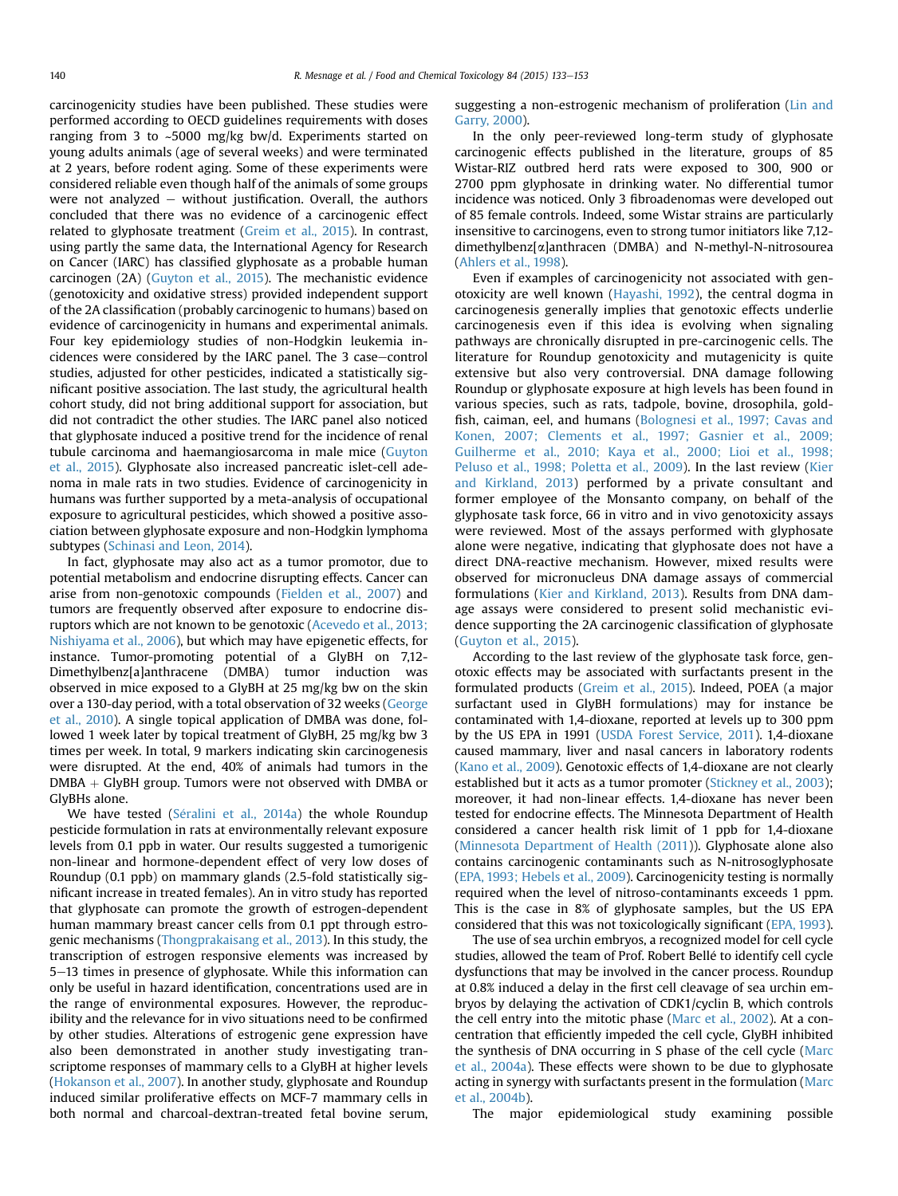carcinogenicity studies have been published. These studies were performed according to OECD guidelines requirements with doses ranging from 3 to ~5000 mg/kg bw/d. Experiments started on young adults animals (age of several weeks) and were terminated at 2 years, before rodent aging. Some of these experiments were considered reliable even though half of the animals of some groups were not analyzed – without justification. Overall, the authors concluded that there was no evidence of a carcinogenic effect related to glyphosate treatment (Greim et al., 2015). In contrast, using partly the same data, the International Agency for Research on Cancer (IARC) has classified glyphosate as a probable human carcinogen (2A) (Guyton et al., 2015). The mechanistic evidence (genotoxicity and oxidative stress) provided independent support of the 2A classification (probably carcinogenic to humans) based on evidence of carcinogenicity in humans and experimental animals. Four key epidemiology studies of non-Hodgkin leukemia incidences were considered by the IARC panel. The 3 case–control studies, adjusted for other pesticides, indicated a statistically significant positive association. The last study, the agricultural health cohort study, did not bring additional support for association, but did not contradict the other studies. The IARC panel also noticed that glyphosate induced a positive trend for the incidence of renal tubule carcinoma and haemangiosarcoma in male mice (Guyton et al., 2015). Glyphosate also increased pancreatic islet-cell adenoma in male rats in two studies. Evidence of carcinogenicity in humans was further supported by a meta-analysis of occupational exposure to agricultural pesticides, which showed a positive association between glyphosate exposure and non-Hodgkin lymphoma subtypes (Schinasi and Leon, 2014).

In fact, glyphosate may also act as a tumor promotor, due to potential metabolism and endocrine disrupting effects. Cancer can arise from non-genotoxic compounds (Fielden et al., 2007) and tumors are frequently observed after exposure to endocrine disruptors which are not known to be genotoxic (Acevedo et al., 2013; Nishiyama et al., 2006), but which may have epigenetic effects, for instance. Tumor-promoting potential of a GlyBH on 7,12-Dimethylbenz[a]anthracene (DMBA) tumor induction was observed in mice exposed to a GlyBH at 25 mg/kg bw on the skin over a 130-day period, with a total observation of 32 weeks (George et al., 2010). A single topical application of DMBA was done, followed 1 week later by topical treatment of GlyBH, 25 mg/kg bw 3 times per week. In total, 9 markers indicating skin carcinogenesis were disrupted. At the end, 40% of animals had tumors in the DMBA + GlyBH group. Tumors were not observed with DMBA or GlyBHs alone.

We have tested (Séralini et al., 2014a) the whole Roundup pesticide formulation in rats at environmentally relevant exposure levels from 0.1 ppb in water. Our results suggested a tumorigenic non-linear and hormone-dependent effect of very low doses of Roundup (0.1 ppb) on mammary glands (2.5-fold statistically significant increase in treated females). An in vitro study has reported that glyphosate can promote the growth of estrogen-dependent human mammary breast cancer cells from 0.1 ppt through estrogenic mechanisms (Thongprakaisang et al., 2013). In this study, the transcription of estrogen responsive elements was increased by 5–13 times in presence of glyphosate. While this information can only be useful in hazard identification, concentrations used are in the range of environmental exposures. However, the reproducibility and the relevance for in vivo situations need to be confirmed by other studies. Alterations of estrogenic gene expression have also been demonstrated in another study investigating transcriptome responses of mammary cells to a GlyBH at higher levels (Hokanson et al., 2007). In another study, glyphosate and Roundup induced similar proliferative effects on MCF-7 mammary cells in both normal and charcoal-dextran-treated fetal bovine serum, suggesting a non-estrogenic mechanism of proliferation (Lin and Garry, 2000).

In the only peer-reviewed long-term study of glyphosate carcinogenic effects published in the literature, groups of 85 Wistar-RIZ outbred herd rats were exposed to 300, 900 or 2700 ppm glyphosate in drinking water. No differential tumor incidence was noticed. Only 3 fibroadenomas were developed out of 85 female controls. Indeed, some Wistar strains are particularly insensitive to carcinogens, even to strong tumor initiators like 7,12-dimethylbenz[α]anthracen (DMBA) and N-methyl-N-nitrosourea (Ahlers et al., 1998).

Even if examples of carcinogenicity not associated with genotoxicity are well known (Hayashi, 1992), the central dogma in carcinogenesis generally implies that genotoxic effects underlie carcinogenesis even if this idea is evolving when signaling pathways are chronically disrupted in pre-carcinogenic cells. The literature for Roundup genotoxicity and mutagenicity is quite extensive but also very controversial. DNA damage following Roundup or glyphosate exposure at high levels has been found in various species, such as rats, tadpole, bovine, drosophila, goldfish, caiman, eel, and humans (Bolognesi et al., 1997; Cavas and Konen, 2007; Clements et al., 1997; Gasnier et al., 2009; Guilherme et al., 2010; Kaya et al., 2000; Lioi et al., 1998; Peluso et al., 1998; Poletta et al., 2009). In the last review (Kier and Kirkland, 2013) performed by a private consultant and former employee of the Monsanto company, on behalf of the glyphosate task force, 66 in vitro and in vivo genotoxicity assays were reviewed. Most of the assays performed with glyphosate alone were negative, indicating that glyphosate does not have a direct DNA-reactive mechanism. However, mixed results were observed for micronucleus DNA damage assays of commercial formulations (Kier and Kirkland, 2013). Results from DNA damage assays were considered to present solid mechanistic evidence supporting the 2A carcinogenic classification of glyphosate (Guyton et al., 2015).

According to the last review of the glyphosate task force, genotoxic effects may be associated with surfactants present in the formulated products (Greim et al., 2015). Indeed, POEA (a major surfactant used in GlyBH formulations) may for instance be contaminated with 1,4-dioxane, reported at levels up to 300 ppm by the US EPA in 1991 (USDA Forest Service, 2011). 1,4-dioxane caused mammary, liver and nasal cancers in laboratory rodents (Kano et al., 2009). Genotoxic effects of 1,4-dioxane are not clearly established but it acts as a tumor promoter (Stickney et al., 2003); moreover, it had non-linear effects. 1,4-dioxane has never been tested for endocrine effects. The Minnesota Department of Health considered a cancer health risk limit of 1 ppb for 1,4-dioxane (Minnesota Department of Health (2011)). Glyphosate alone also contains carcinogenic contaminants such as N-nitrosoglyphosate (EPA, 1993; Hebels et al., 2009). Carcinogenicity testing is normally required when the level of nitroso-contaminants exceeds 1 ppm. This is the case in 8% of glyphosate samples, but the US EPA considered that this was not toxicologically significant (EPA, 1993).

The use of sea urchin embryos, a recognized model for cell cycle studies, allowed the team of Prof. Robert Bellé to identify cell cycle dysfunctions that may be involved in the cancer process. Roundup at 0.8% induced a delay in the first cell cleavage of sea urchin embryos by delaying the activation of CDK1/cyclin B, which controls the cell entry into the mitotic phase (Marc et al., 2002). At a concentration that efficiently impeded the cell cycle, GlyBH inhibited the synthesis of DNA occurring in S phase of the cell cycle (Marc et al., 2004a). These effects were shown to be due to glyphosate acting in synergy with surfactants present in the formulation (Marc et al., 2004b).

The major epidemiological study examining possible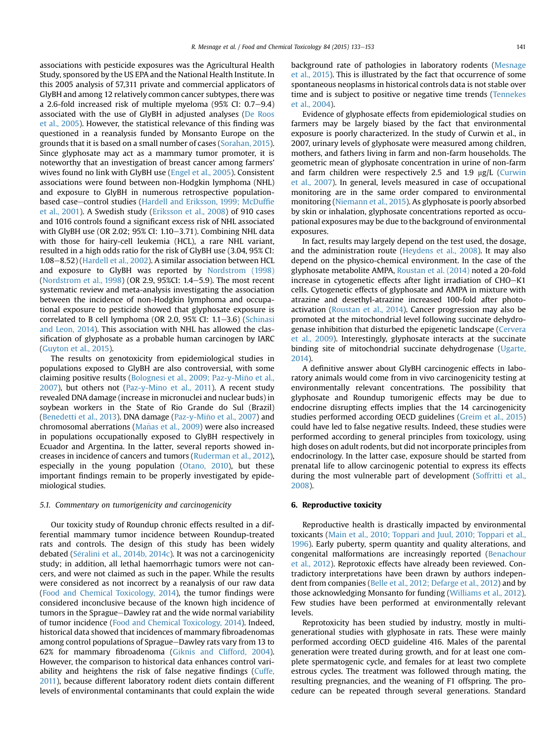associations with pesticide exposures was the Agricultural Health Study, sponsored by the US EPA and the National Health Institute. In this 2005 analysis of 57,311 private and commercial applicators of GlyBH and among 12 relatively common cancer subtypes, there was a 2.6-fold increased risk of multiple myeloma (95% CI: 0.7–9.4) associated with the use of GlyBH in adjusted analyses (De Roos et al., 2005). However, the statistical relevance of this finding was questioned in a reanalysis funded by Monsanto Europe on the grounds that it is based on a small number of cases (Sorahan, 2015). Since glyphosate may act as a mammary tumor promoter, it is noteworthy that an investigation of breast cancer among farmers' wives found no link with GlyBH use (Engel et al., 2005). Consistent associations were found between non-Hodgkin lymphoma (NHL) and exposure to GlyBH in numerous retrospective population-based case–control studies (Hardell and Eriksson, 1999; McDuffie et al., 2001). A Swedish study (Eriksson et al., 2008) of 910 cases and 1016 controls found a significant excess risk of NHL associated with GlyBH use (OR 2.02; 95% CI: 1.10–3.71). Combining NHL data with those for hairy-cell leukemia (HCL), a rare NHL variant, resulted in a high odds ratio for the risk of GlyBH use (3.04, 95% CI: 1.08–8.52) (Hardell et al., 2002). A similar association between HCL and exposure to GlyBH was reported by Nordstrom (1998) (Nordstrom et al., 1998) (OR 2.9, 95%CI: 1.4–5.9). The most recent systematic review and meta-analysis investigating the association between the incidence of non-Hodgkin lymphoma and occupational exposure to pesticide showed that glyphosate exposure is correlated to B cell lymphoma (OR 2.0, 95% CI: 1.1–3.6) (Schinasi and Leon, 2014). This association with NHL has allowed the classification of glyphosate as a probable human carcinogen by IARC (Guyton et al., 2015).

The results on genotoxicity from epidemiological studies in populations exposed to GlyBH are also controversial, with some claiming positive results (Bolognesi et al., 2009; Paz-y-Miño et al., 2007), but others not (Paz-y-Mino et al., 2011). A recent study revealed DNA damage (increase in micronuclei and nuclear buds) in soybean workers in the State of Rio Grande do Sul (Brazil) (Benedetti et al., 2013). DNA damage (Paz-y-Miño et al., 2007) and chromosomal aberrations (Mañas et al., 2009) were also increased in populations occupationally exposed to GlyBH respectively in Ecuador and Argentina. In the latter, several reports showed increases in incidence of cancers and tumors (Ruderman et al., 2012), especially in the young population (Otano, 2010), but these important findings remain to be properly investigated by epidemiological studies.

### 5.1. Commentary on tumorigenicity and carcinogenicity

Our toxicity study of Roundup chronic effects resulted in a differential mammary tumor incidence between Roundup-treated rats and controls. The design of this study has been widely debated (Séralini et al., 2014b, 2014c). It was not a carcinogenicity study; in addition, all lethal haemorrhagic tumors were not cancers, and were not claimed as such in the paper. While the results were considered as not incorrect by a reanalysis of our raw data (Food and Chemical Toxicology, 2014), the tumor findings were considered inconclusive because of the known high incidence of tumors in the Sprague–Dawley rat and the wide normal variability of tumor incidence (Food and Chemical Toxicology, 2014). Indeed, historical data showed that incidences of mammary fibroadenomas among control populations of Sprague–Dawley rats vary from 13 to 62% for mammary fibroadenoma (Giknis and Clifford, 2004). However, the comparison to historical data enhances control variability and heightens the risk of false negative findings (Cuffe, 2011), because different laboratory rodent diets contain different levels of environmental contaminants that could explain the wide background rate of pathologies in laboratory rodents (Mesnage et al., 2015). This is illustrated by the fact that occurrence of some spontaneous neoplasms in historical controls data is not stable over time and is subject to positive or negative time trends (Tennekes et al., 2004).

Evidence of glyphosate effects from epidemiological studies on farmers may be largely biased by the fact that environmental exposure is poorly characterized. In the study of Curwin et al., in 2007, urinary levels of glyphosate were measured among children, mothers, and fathers living in farm and non-farm households. The geometric mean of glyphosate concentration in urine of non-farm and farm children were respectively 2.5 and 1.9 μg/L (Curwin et al., 2007). In general, levels measured in case of occupational monitoring are in the same order compared to environmental monitoring (Niemann et al., 2015). As glyphosate is poorly absorbed by skin or inhalation, glyphosate concentrations reported as occupational exposures may be due to the background of environmental exposures.

In fact, results may largely depend on the test used, the dosage, and the administration route (Heydens et al., 2008). It may also depend on the physico-chemical environment. In the case of the glyphosate metabolite AMPA, Roustan et al. (2014) noted a 20-fold increase in cytogenetic effects after light irradiation of CHO–K1 cells. Cytogenetic effects of glyphosate and AMPA in mixture with atrazine and desethyl-atrazine increased 100-fold after photoactivation (Roustan et al., 2014). Cancer progression may also be promoted at the mitochondrial level following succinate dehydrogenase inhibition that disturbed the epigenetic landscape (Cervera et al., 2009). Interestingly, glyphosate interacts at the succinate binding site of mitochondrial succinate dehydrogenase (Ugarte, 2014).

A definitive answer about GlyBH carcinogenic effects in laboratory animals would come from in vivo carcinogenicity testing at environmentally relevant concentrations. The possibility that glyphosate and Roundup tumorigenic effects may be due to endocrine disrupting effects implies that the 14 carcinogenicity studies performed according OECD guidelines (Greim et al., 2015) could have led to false negative results. Indeed, these studies were performed according to general principles from toxicology, using high doses on adult rodents, but did not incorporate principles from endocrinology. In the latter case, exposure should be started from prenatal life to allow carcinogenic potential to express its effects during the most vulnerable part of development (Soffritti et al., 2008).

## 6. Reproductive toxicity

Reproductive health is drastically impacted by environmental toxicants (Main et al., 2010; Toppari and Juul, 2010; Toppari et al., 1996). Early puberty, sperm quantity and quality alterations, and congenital malformations are increasingly reported (Benachour et al., 2012). Reprotoxic effects have already been reviewed. Contradictory interpretations have been drawn by authors independent from companies (Belle et al., 2012; Defarge et al., 2012) and by those acknowledging Monsanto for funding (Williams et al., 2012). Few studies have been performed at environmentally relevant levels.

Reprotoxicity has been studied by industry, mostly in multigenerational studies with glyphosate in rats. These were mainly performed according OECD guideline 416. Males of the parental generation were treated during growth, and for at least one complete spermatogenic cycle, and females for at least two complete estrous cycles. The treatment was followed through mating, the resulting pregnancies, and the weaning of F1 offspring. The procedure can be repeated through several generations. Standard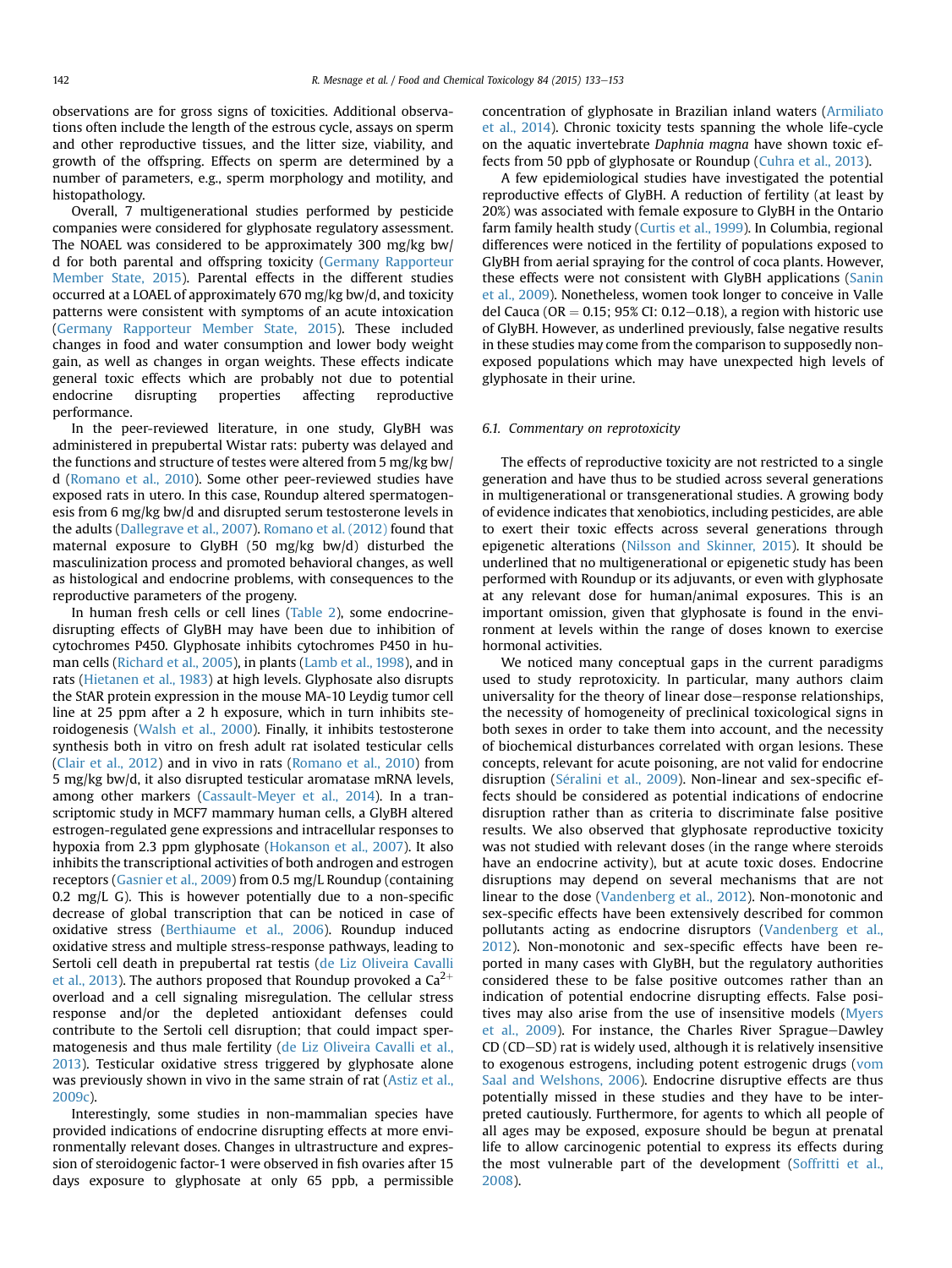observations are for gross signs of toxicities. Additional observations often include the length of the estrous cycle, assays on sperm and other reproductive tissues, and the litter size, viability, and growth of the offspring. Effects on sperm are determined by a number of parameters, e.g., sperm morphology and motility, and histopathology.

Overall, 7 multigenerational studies performed by pesticide companies were considered for glyphosate regulatory assessment. The NOAEL was considered to be approximately 300 mg/kg bw/d for both parental and offspring toxicity (Germany Rapporteur Member State, 2015). Parental effects in the different studies occurred at a LOAEL of approximately 670 mg/kg bw/d, and toxicity patterns were consistent with symptoms of an acute intoxication (Germany Rapporteur Member State, 2015). These included changes in food and water consumption and lower body weight gain, as well as changes in organ weights. These effects indicate general toxic effects which are probably not due to potential endocrine disrupting properties affecting reproductive performance.

In the peer-reviewed literature, in one study, GlyBH was administered in prepubertal Wistar rats: puberty was delayed and the functions and structure of testes were altered from 5 mg/kg bw/d (Romano et al., 2010). Some other peer-reviewed studies have exposed rats in utero. In this case, Roundup altered spermatogenesis from 6 mg/kg bw/d and disrupted serum testosterone levels in the adults (Dallegrave et al., 2007). Romano et al. (2012) found that maternal exposure to GlyBH (50 mg/kg bw/d) disturbed the masculinization process and promoted behavioral changes, as well as histological and endocrine problems, with consequences to the reproductive parameters of the progeny.

In human fresh cells or cell lines (Table 2), some endocrine-disrupting effects of GlyBH may have been due to inhibition of cytochromes P450. Glyphosate inhibits cytochromes P450 in human cells (Richard et al., 2005), in plants (Lamb et al., 1998), and in rats (Hietanen et al., 1983) at high levels. Glyphosate also disrupts the StAR protein expression in the mouse MA-10 Leydig tumor cell line at 25 ppm after a 2 h exposure, which in turn inhibits steroidogenesis (Walsh et al., 2000). Finally, it inhibits testosterone synthesis both in vitro on fresh adult rat isolated testicular cells (Clair et al., 2012) and in vivo in rats (Romano et al., 2010) from 5 mg/kg bw/d, it also disrupted testicular aromatase mRNA levels, among other markers (Cassault-Meyer et al., 2014). In a transcriptomic study in MCF7 mammary human cells, a GlyBH altered estrogen-regulated gene expressions and intracellular responses to hypoxia from 2.3 ppm glyphosate (Hokanson et al., 2007). It also inhibits the transcriptional activities of both androgen and estrogen receptors (Gasnier et al., 2009) from 0.5 mg/L Roundup (containing 0.2 mg/L G). This is however potentially due to a non-specific decrease of global transcription that can be noticed in case of oxidative stress (Berthiaume et al., 2006). Roundup induced oxidative stress and multiple stress-response pathways, leading to Sertoli cell death in prepubertal rat testis (de Liz Oliveira Cavalli et al., 2013). The authors proposed that Roundup provoked a $Ca^{2+}$ overload and a cell signaling misregulation. The cellular stress response and/or the depleted antioxidant defenses could contribute to the Sertoli cell disruption; that could impact spermatogenesis and thus male fertility (de Liz Oliveira Cavalli et al., 2013). Testicular oxidative stress triggered by glyphosate alone was previously shown in vivo in the same strain of rat (Astiz et al., 2009c).

Interestingly, some studies in non-mammalian species have provided indications of endocrine disrupting effects at more environmentally relevant doses. Changes in ultrastructure and expression of steroidogenic factor-1 were observed in fish ovaries after 15 days exposure to glyphosate at only 65 ppb, a permissible concentration of glyphosate in Brazilian inland waters (Armiliato et al., 2014). Chronic toxicity tests spanning the whole life-cycle on the aquatic invertebrate *Daphnia magna* have shown toxic effects from 50 ppb of glyphosate or Roundup (Cuhra et al., 2013).

A few epidemiological studies have investigated the potential reproductive effects of GlyBH. A reduction of fertility (at least by 20%) was associated with female exposure to GlyBH in the Ontario farm family health study (Curtis et al., 1999). In Columbia, regional differences were noticed in the fertility of populations exposed to GlyBH from aerial spraying for the control of coca plants. However, these effects were not consistent with GlyBH applications (Sanin et al., 2009). Nonetheless, women took longer to conceive in Valle del Cauca (OR = 0.15; 95% CI: 0.12–0.18), a region with historic use of GlyBH. However, as underlined previously, false negative results in these studies may come from the comparison to supposedly non-exposed populations which may have unexpected high levels of glyphosate in their urine.

### 6.1. Commentary on reprotoxicity

The effects of reproductive toxicity are not restricted to a single generation and have thus to be studied across several generations in multigenerational or transgenerational studies. A growing body of evidence indicates that xenobiotics, including pesticides, are able to exert their toxic effects across several generations through epigenetic alterations (Nilsson and Skinner, 2015). It should be underlined that no multigenerational or epigenetic study has been performed with Roundup or its adjuvants, or even with glyphosate at any relevant dose for human/animal exposures. This is an important omission, given that glyphosate is found in the environment at levels within the range of doses known to exercise hormonal activities.

We noticed many conceptual gaps in the current paradigms used to study reprotoxicity. In particular, many authors claim universality for the theory of linear dose–response relationships, the necessity of homogeneity of preclinical toxicological signs in both sexes in order to take them into account, and the necessity of biochemical disturbances correlated with organ lesions. These concepts, relevant for acute poisoning, are not valid for endocrine disruption (Séralini et al., 2009). Non-linear and sex-specific effects should be considered as potential indications of endocrine disruption rather than as criteria to discriminate false positive results. We also observed that glyphosate reproductive toxicity was not studied with relevant doses (in the range where steroids have an endocrine activity), but at acute toxic doses. Endocrine disruptions may depend on several mechanisms that are not linear to the dose (Vandenberg et al., 2012). Non-monotonic and sex-specific effects have been extensively described for common pollutants acting as endocrine disruptors (Vandenberg et al., 2012). Non-monotonic and sex-specific effects have been reported in many cases with GlyBH, but the regulatory authorities considered these to be false positive outcomes rather than an indication of potential endocrine disrupting effects. False positives may also arise from the use of insensitive models (Myers et al., 2009). For instance, the Charles River Sprague–Dawley CD (CD–SD) rat is widely used, although it is relatively insensitive to exogenous estrogens, including potent estrogenic drugs (vom Saal and Welshons, 2006). Endocrine disruptive effects are thus potentially missed in these studies and they have to be interpreted cautiously. Furthermore, for agents to which all people of all ages may be exposed, exposure should be begun at prenatal life to allow carcinogenic potential to express its effects during the most vulnerable part of the development (Soffritti et al., 2008).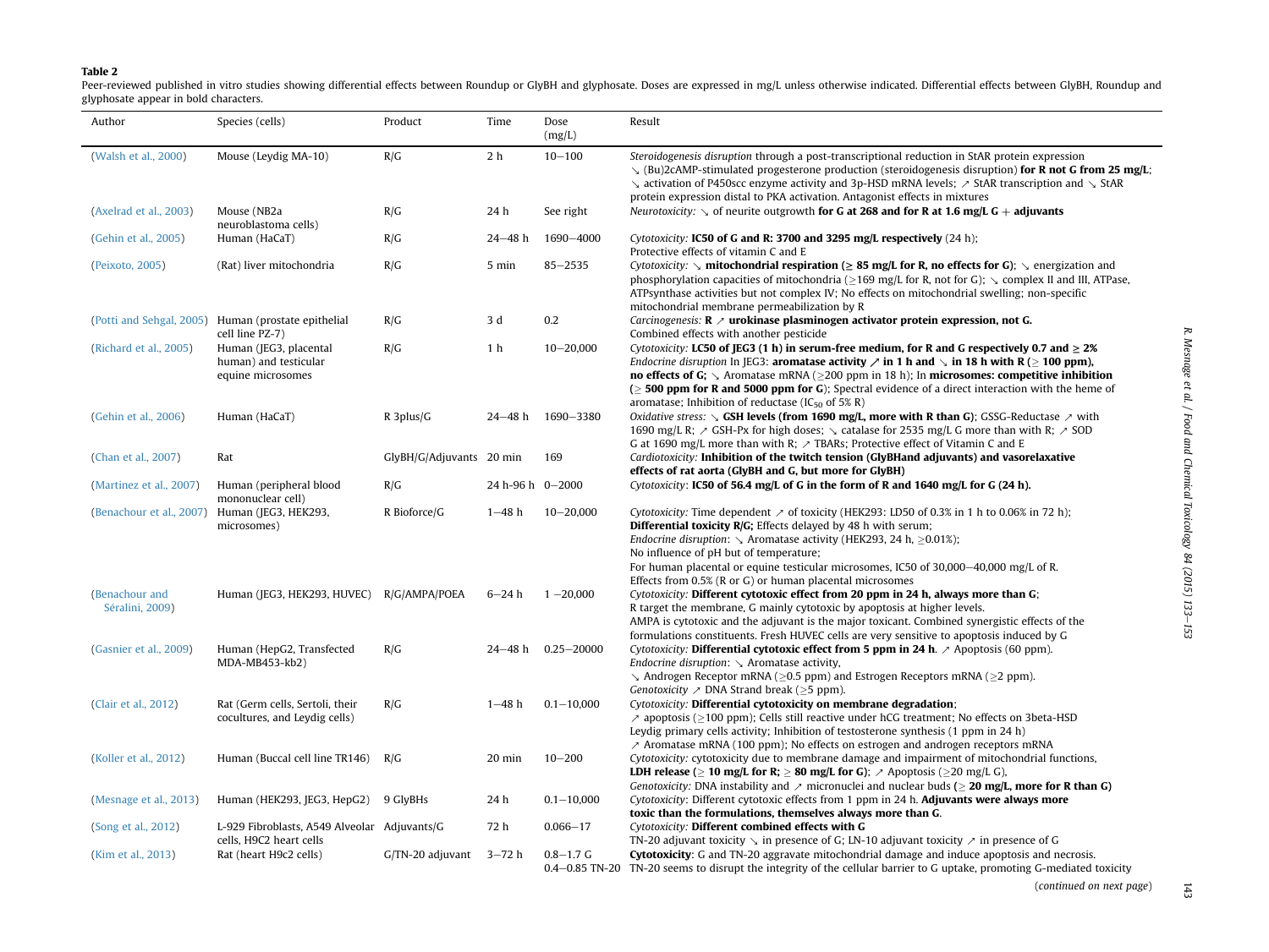**Table 2**

Peer-reviewed published in vitro studies showing differential effects between Roundup or GlyBH and glyphosate. Doses are expressed in mg/L unless otherwise indicated. Differential effects between GlyBH, Roundup and glyphosate appear in bold characters.

| Author | Species (cells) | Product | Time | Dose (mg/L) | Result |
|---|---|---|---|---|---|
| (Walsh et al., 2000) | Mouse (Leydig MA-10) | R/G | 2 h | 10–100 | *Steroidogenesis disruption* through a post-transcriptional reduction in StAR protein expression ↘ (Bu)2cAMP-stimulated progesterone production (steroidogenesis disruption) **for R not G from 25 mg/L**; ↘ activation of P450scc enzyme activity and 3p-HSD mRNA levels; ↗ StAR transcription and ↘ StAR protein expression distal to PKA activation. Antagonist effects in mixtures |
| (Axelrad et al., 2003) | Mouse (NB2a neuroblastoma cells) | R/G | 24 h | See right | *Neurotoxicity:* ↘ of neurite outgrowth **for G at 268 and for R at 1.6 mg/L G + adjuvants** |
| (Gehin et al., 2005) | Human (HaCaT) | R/G | 24–48 h | 1690–4000 | *Cytotoxicity:* **IC50 of G and R: 3700 and 3295 mg/L respectively** (24 h); Protective effects of vitamin C and E |
| (Peixoto, 2005) | (Rat) liver mitochondria | R/G | 5 min | 85–2535 | *Cytotoxicity:* ↘ **mitochondrial respiration (≥ 85 mg/L for R, no effects for G)**; ↘ energization and phosphorylation capacities of mitochondria (≥169 mg/L for R, not for G); ↘ complex II and III, ATPase, ATPsynthase activities but not complex IV; No effects on mitochondrial swelling; non-specific mitochondrial membrane permeabilization by R |
| (Potti and Sehgal, 2005) | Human (prostate epithelial cell line PZ-7) | R/G | 3 d | 0.2 | *Carcinogenesis:* **R ↗ urokinase plasminogen activator protein expression, not G.** Combined effects with another pesticide |
| (Richard et al., 2005) | Human (JEG3, placental human) and testicular equine microsomes | R/G | 1 h | 10–20,000 | *Cytotoxicity:* **LC50 of JEG3 (1 h) in serum-free medium, for R and G respectively 0.7 and ≥ 2%** *Endocrine disruption* In JEG3: **aromatase activity ↗ in 1 h and ↘ in 18 h with R (≥ 100 ppm), no effects of G;** ↘ Aromatase mRNA (≥200 ppm in 18 h); In **microsomes: competitive inhibition (≥ 500 ppm for R and 5000 ppm for G**); Spectral evidence of a direct interaction with the heme of aromatase; Inhibition of reductase ($IC_{50}$ of 5% R) |
| (Gehin et al., 2006) | Human (HaCaT) | R 3plus/G | 24–48 h | 1690–3380 | *Oxidative stress:* ↘ **GSH levels (from 1690 mg/L, more with R than G)**; GSSG-Reductase ↗ with 1690 mg/L R; ↗ GSH-Px for high doses; ↘ catalase for 2535 mg/L G more than with R; ↗ SOD G at 1690 mg/L more than with R; ↗ TBARs; Protective effect of Vitamin C and E |
| (Chan et al., 2007) | Rat | GlyBH/G/Adjuvants | 20 min | 169 | *Cardiotoxicity:* **Inhibition of the twitch tension (GlyBHand adjuvants) and vasorelaxative effects of rat aorta (GlyBH and G, but more for GlyBH)** |
| (Martinez et al., 2007) | Human (peripheral blood mononuclear cell) | R/G | 24 h-96 h | 0–2000 | *Cytotoxicity*: **IC50 of 56.4 mg/L of G in the form of R and 1640 mg/L for G (24 h).** |
| (Benachour et al., 2007) | Human (JEG3, HEK293, microsomes) | R Bioforce/G | 1–48 h | 10–20,000 | *Cytotoxicity:* Time dependent ↗ of toxicity (HEK293: LD50 of 0.3% in 1 h to 0.06% in 72 h); **Differential toxicity R/G;** Effects delayed by 48 h with serum; *Endocrine disruption*: ↘ Aromatase activity (HEK293, 24 h, ≥0.01%); No influence of pH but of temperature; For human placental or equine testicular microsomes, IC50 of 30,000–40,000 mg/L of R. Effects from 0.5% (R or G) or human placental microsomes |
| (Benachour and Séralini, 2009) | Human (JEG3, HEK293, HUVEC) | R/G/AMPA/POEA | 6–24 h | 1 –20,000 | *Cytotoxicity:* **Different cytotoxic effect from 20 ppm in 24 h, always more than G**; R target the membrane, G mainly cytotoxic by apoptosis at higher levels. AMPA is cytotoxic and the adjuvant is the major toxicant. Combined synergistic effects of the formulations constituents. Fresh HUVEC cells are very sensitive to apoptosis induced by G |
| (Gasnier et al., 2009) | Human (HepG2, Transfected MDA-MB453-kb2) | R/G | 24–48 h | 0.25–20000 | *Cytotoxicity:* **Differential cytotoxic effect from 5 ppm in 24 h**. ↗ Apoptosis (60 ppm). *Endocrine disruption*: ↘ Aromatase activity, ↘ Androgen Receptor mRNA (≥0.5 ppm) and Estrogen Receptors mRNA (≥2 ppm). *Genotoxicity* ↗ DNA Strand break (≥5 ppm). |
| (Clair et al., 2012) | Rat (Germ cells, Sertoli, their cocultures, and Leydig cells) | R/G | 1–48 h | 0.1–10,000 | *Cytotoxicity:* **Differential cytotoxicity on membrane degradation**; ↗ apoptosis (≥100 ppm); Cells still reactive under hCG treatment; No effects on 3beta-HSD Leydig primary cells activity; Inhibition of testosterone synthesis (1 ppm in 24 h) ↗ Aromatase mRNA (100 ppm); No effects on estrogen and androgen receptors mRNA |
| (Koller et al., 2012) | Human (Buccal cell line TR146) | R/G | 20 min | 10–200 | *Cytotoxicity:* cytotoxicity due to membrane damage and impairment of mitochondrial functions, **LDH release (≥ 10 mg/L for R; ≥ 80 mg/L for G)**; ↗ Apoptosis (≥20 mg/L G), *Genotoxicity:* DNA instability and ↗ micronuclei and nuclear buds (**≥ 20 mg/L, more for R than G)** |
| (Mesnage et al., 2013) | Human (HEK293, JEG3, HepG2) | 9 GlyBHs | 24 h | 0.1–10,000 | *Cytotoxicity:* Different cytotoxic effects from 1 ppm in 24 h. **Adjuvants were always more toxic than the formulations, themselves always more than G**. |
| (Song et al., 2012) | L-929 Fibroblasts, A549 Alveolar cells, H9C2 heart cells | Adjuvants/G | 72 h | 0.066–17 | *Cytotoxicity:* **Different combined effects with G** TN-20 adjuvant toxicity ↘ in presence of G; LN-10 adjuvant toxicity ↗ in presence of G |
| (Kim et al., 2013) | Rat (heart H9c2 cells) | G/TN-20 adjuvant | 3–72 h | 0.8–1.7 G 0.4–0.85 TN-20 | **Cytotoxicity**: G and TN-20 aggravate mitochondrial damage and induce apoptosis and necrosis. TN-20 seems to disrupt the integrity of the cellular barrier to G uptake, promoting G-mediated toxicity |

(*continued on next page*)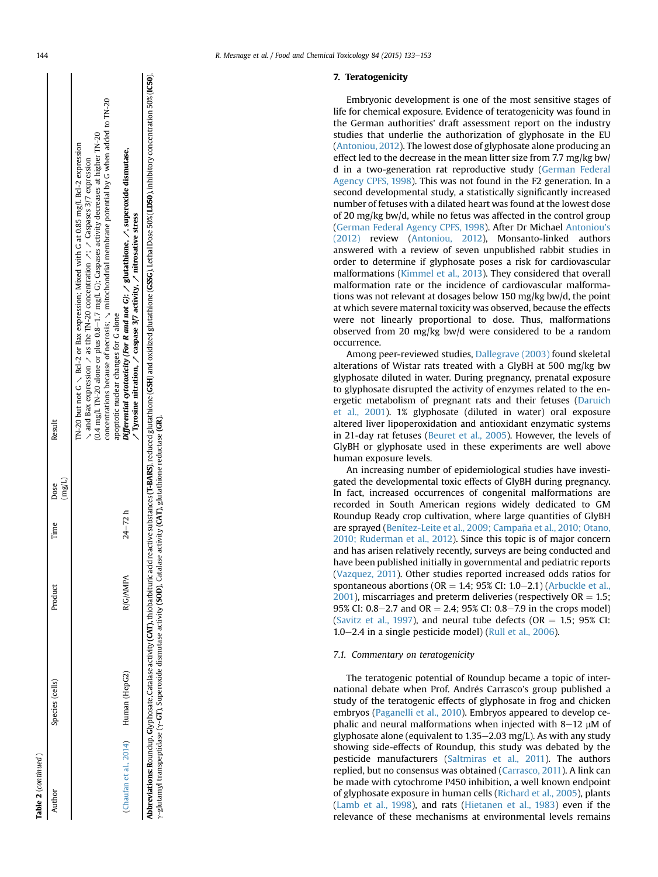**Table 2** (*continued*)

| Author | Species (cells) | Product | Time | Dose (mg/L) | Result |
|---|---|---|---|---|---|
| | | | | | TN-20 but not G ↘ Bcl-2 or Bax expression; Mixed with G at 0.85 mg/L Bcl-2 expression ↘ and Bax expression ↗ as the TN-20 concentration ↗; ↗ Caspases 3/7 expression (0.4 mg/L TN-20 alone or plus 0.8–1.7 mg/L G); Caspases activity decreases at higher TN-20 concentrations because of necrosis; ↘ mitochondrial membrane potential by G when added to TN-20 apoptotic nuclear changes for G alone |
| (Chaufan et al., 2014) | Human (HepG2) | R/G/AMPA | 24–72 h | | ***Differential cytotoxicity (For R and not G); ↗ glutathione, ↗ superoxide dismutase, ↗ Tyrosine nitration, ↗ caspase 3/7 activity, ↗ nitrosative stress*** |

**Abbreviations:** Roundup, **G**lyphosate, Catalase activity (**CAT**), thiobarbituric acid reactive substances (**T-BARS**), reduced glutathione (**GSH**) and oxidized glutathione (**GSSG**), Lethal Dose 50% (**LD50**), inhibitory concentration 50% (**IC50**), γ-glutamyl transpeptidase (**γ-GT**), Superoxide dismutase activity (**SOD**), Catalase activity (**CAT**), glutathione reductase (**GR**).

## 7. Teratogenicity

Embryonic development is one of the most sensitive stages of life for chemical exposure. Evidence of teratogenicity was found in the German authorities' draft assessment report on the industry studies that underlie the authorization of glyphosate in the EU (Antoniou, 2012). The lowest dose of glyphosate alone producing an effect led to the decrease in the mean litter size from 7.7 mg/kg bw/d in a two-generation rat reproductive study (German Federal Agency CPFS, 1998). This was not found in the F2 generation. In a second developmental study, a statistically significantly increased number of fetuses with a dilated heart was found at the lowest dose of 20 mg/kg bw/d, while no fetus was affected in the control group (German Federal Agency CPFS, 1998). After Dr Michael Antoniou's (2012) review (Antoniou, 2012), Monsanto-linked authors answered with a review of seven unpublished rabbit studies in order to determine if glyphosate poses a risk for cardiovascular malformations (Kimmel et al., 2013). They considered that overall malformation rate or the incidence of cardiovascular malformations was not relevant at dosages below 150 mg/kg bw/d, the point at which severe maternal toxicity was observed, because the effects were not linearly proportional to dose. Thus, malformations observed from 20 mg/kg bw/d were considered to be a random occurrence.

Among peer-reviewed studies, Dallegrave (2003) found skeletal alterations of Wistar rats treated with a GlyBH at 500 mg/kg bw glyphosate diluted in water. During pregnancy, prenatal exposure to glyphosate disrupted the activity of enzymes related to the energetic metabolism of pregnant rats and their fetuses (Daruich et al., 2001). 1% glyphosate (diluted in water) oral exposure altered liver lipoperoxidation and antioxidant enzymatic systems in 21-day rat fetuses (Beuret et al., 2005). However, the levels of GlyBH or glyphosate used in these experiments are well above human exposure levels.

An increasing number of epidemiological studies have investigated the developmental toxic effects of GlyBH during pregnancy. In fact, increased occurrences of congenital malformations are recorded in South American regions widely dedicated to GM Roundup Ready crop cultivation, where large quantities of GlyBH are sprayed (Benítez-Leite et al., 2009; Campaña et al., 2010; Otano, 2010; Ruderman et al., 2012). Since this topic is of major concern and has arisen relatively recently, surveys are being conducted and have been published initially in governmental and pediatric reports (Vazquez, 2011). Other studies reported increased odds ratios for spontaneous abortions (OR = 1.4; 95% CI: 1.0–2.1) (Arbuckle et al., 2001), miscarriages and preterm deliveries (respectively OR = 1.5; 95% CI: 0.8–2.7 and OR = 2.4; 95% CI: 0.8–7.9 in the crops model) (Savitz et al., 1997), and neural tube defects (OR = 1.5; 95% CI: 1.0–2.4 in a single pesticide model) (Rull et al., 2006).

### 7.1. Commentary on teratogenicity

The teratogenic potential of Roundup became a topic of international debate when Prof. Andrés Carrasco's group published a study of the teratogenic effects of glyphosate in frog and chicken embryos (Paganelli et al., 2010). Embryos appeared to develop cephalic and neural malformations when injected with 8–12 μM of glyphosate alone (equivalent to 1.35–2.03 mg/L). As with any study showing side-effects of Roundup, this study was debated by the pesticide manufacturers (Saltmiras et al., 2011). The authors replied, but no consensus was obtained (Carrasco, 2011). A link can be made with cytochrome P450 inhibition, a well known endpoint of glyphosate exposure in human cells (Richard et al., 2005), plants (Lamb et al., 1998), and rats (Hietanen et al., 1983) even if the relevance of these mechanisms at environmental levels remains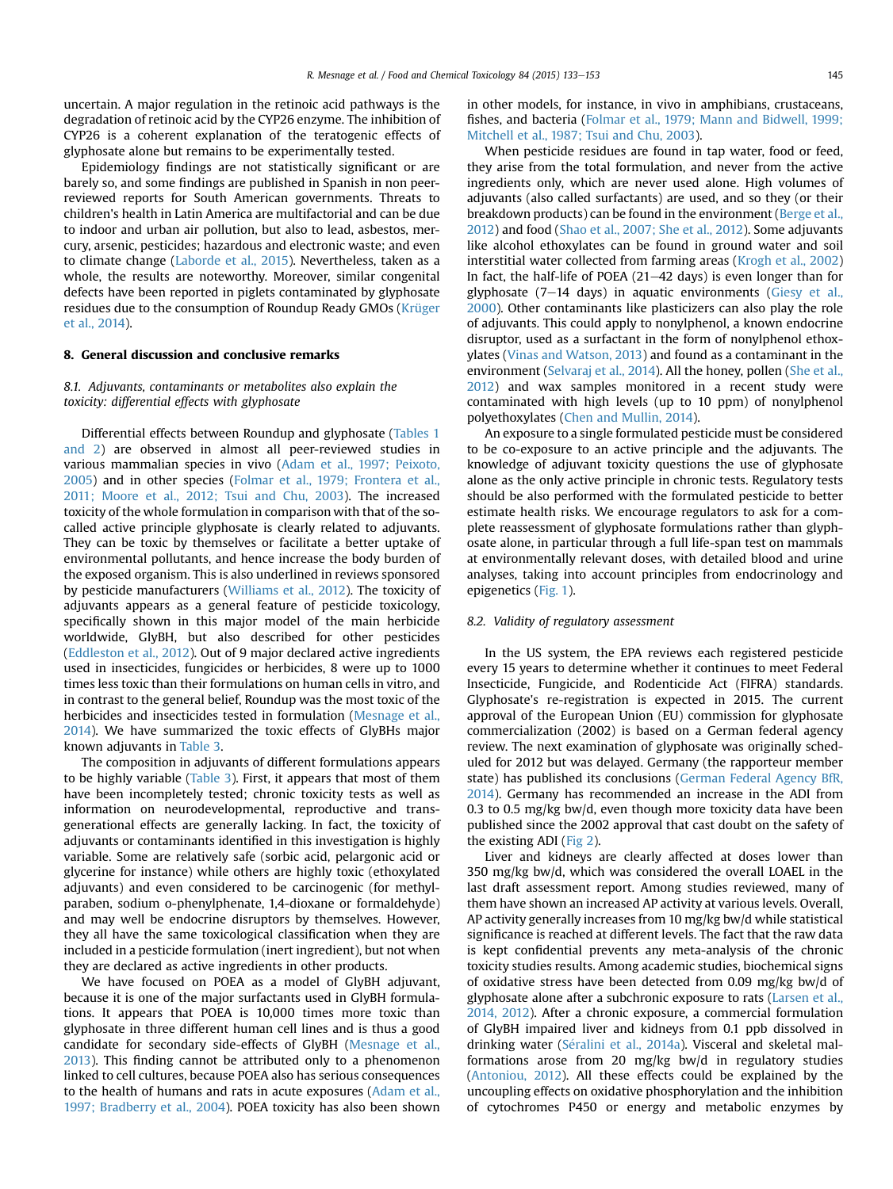uncertain. A major regulation in the retinoic acid pathways is the degradation of retinoic acid by the CYP26 enzyme. The inhibition of CYP26 is a coherent explanation of the teratogenic effects of glyphosate alone but remains to be experimentally tested.

Epidemiology findings are not statistically significant or are barely so, and some findings are published in Spanish in non peer-reviewed reports for South American governments. Threats to children's health in Latin America are multifactorial and can be due to indoor and urban air pollution, but also to lead, asbestos, mercury, arsenic, pesticides; hazardous and electronic waste; and even to climate change (Laborde et al., 2015). Nevertheless, taken as a whole, the results are noteworthy. Moreover, similar congenital defects have been reported in piglets contaminated by glyphosate residues due to the consumption of Roundup Ready GMOs (Krüger et al., 2014).

## 8. General discussion and conclusive remarks

### 8.1. Adjuvants, contaminants or metabolites also explain the toxicity: differential effects with glyphosate

Differential effects between Roundup and glyphosate (Tables 1 and 2) are observed in almost all peer-reviewed studies in various mammalian species in vivo (Adam et al., 1997; Peixoto, 2005) and in other species (Folmar et al., 1979; Frontera et al., 2011; Moore et al., 2012; Tsui and Chu, 2003). The increased toxicity of the whole formulation in comparison with that of the so-called active principle glyphosate is clearly related to adjuvants. They can be toxic by themselves or facilitate a better uptake of environmental pollutants, and hence increase the body burden of the exposed organism. This is also underlined in reviews sponsored by pesticide manufacturers (Williams et al., 2012). The toxicity of adjuvants appears as a general feature of pesticide toxicology, specifically shown in this major model of the main herbicide worldwide, GlyBH, but also described for other pesticides (Eddleston et al., 2012). Out of 9 major declared active ingredients used in insecticides, fungicides or herbicides, 8 were up to 1000 times less toxic than their formulations on human cells in vitro, and in contrast to the general belief, Roundup was the most toxic of the herbicides and insecticides tested in formulation (Mesnage et al., 2014). We have summarized the toxic effects of GlyBHs major known adjuvants in Table 3.

The composition in adjuvants of different formulations appears to be highly variable (Table 3). First, it appears that most of them have been incompletely tested; chronic toxicity tests as well as information on neurodevelopmental, reproductive and transgenerational effects are generally lacking. In fact, the toxicity of adjuvants or contaminants identified in this investigation is highly variable. Some are relatively safe (sorbic acid, pelargonic acid or glycerine for instance) while others are highly toxic (ethoxylated adjuvants) and even considered to be carcinogenic (for methylparaben, sodium o-phenylphenate, 1,4-dioxane or formaldehyde) and may well be endocrine disruptors by themselves. However, they all have the same toxicological classification when they are included in a pesticide formulation (inert ingredient), but not when they are declared as active ingredients in other products.

We have focused on POEA as a model of GlyBH adjuvant, because it is one of the major surfactants used in GlyBH formulations. It appears that POEA is 10,000 times more toxic than glyphosate in three different human cell lines and is thus a good candidate for secondary side-effects of GlyBH (Mesnage et al., 2013). This finding cannot be attributed only to a phenomenon linked to cell cultures, because POEA also has serious consequences to the health of humans and rats in acute exposures (Adam et al., 1997; Bradberry et al., 2004). POEA toxicity has also been shown in other models, for instance, in vivo in amphibians, crustaceans, fishes, and bacteria (Folmar et al., 1979; Mann and Bidwell, 1999; Mitchell et al., 1987; Tsui and Chu, 2003).

When pesticide residues are found in tap water, food or feed, they arise from the total formulation, and never from the active ingredients only, which are never used alone. High volumes of adjuvants (also called surfactants) are used, and so they (or their breakdown products) can be found in the environment (Berge et al., 2012) and food (Shao et al., 2007; She et al., 2012). Some adjuvants like alcohol ethoxylates can be found in ground water and soil interstitial water collected from farming areas (Krogh et al., 2002) In fact, the half-life of POEA (21–42 days) is even longer than for glyphosate (7–14 days) in aquatic environments (Giesy et al., 2000). Other contaminants like plasticizers can also play the role of adjuvants. This could apply to nonylphenol, a known endocrine disruptor, used as a surfactant in the form of nonylphenol ethoxylates (Vinas and Watson, 2013) and found as a contaminant in the environment (Selvaraj et al., 2014). All the honey, pollen (She et al., 2012) and wax samples monitored in a recent study were contaminated with high levels (up to 10 ppm) of nonylphenol polyethoxylates (Chen and Mullin, 2014).

An exposure to a single formulated pesticide must be considered to be co-exposure to an active principle and the adjuvants. The knowledge of adjuvant toxicity questions the use of glyphosate alone as the only active principle in chronic tests. Regulatory tests should be also performed with the formulated pesticide to better estimate health risks. We encourage regulators to ask for a complete reassessment of glyphosate formulations rather than glyphosate alone, in particular through a full life-span test on mammals at environmentally relevant doses, with detailed blood and urine analyses, taking into account principles from endocrinology and epigenetics (Fig. 1).

### 8.2. Validity of regulatory assessment

In the US system, the EPA reviews each registered pesticide every 15 years to determine whether it continues to meet Federal Insecticide, Fungicide, and Rodenticide Act (FIFRA) standards. Glyphosate's re-registration is expected in 2015. The current approval of the European Union (EU) commission for glyphosate commercialization (2002) is based on a German federal agency review. The next examination of glyphosate was originally scheduled for 2012 but was delayed. Germany (the rapporteur member state) has published its conclusions (German Federal Agency BfR, 2014). Germany has recommended an increase in the ADI from 0.3 to 0.5 mg/kg bw/d, even though more toxicity data have been published since the 2002 approval that cast doubt on the safety of the existing ADI (Fig 2).

Liver and kidneys are clearly affected at doses lower than 350 mg/kg bw/d, which was considered the overall LOAEL in the last draft assessment report. Among studies reviewed, many of them have shown an increased AP activity at various levels. Overall, AP activity generally increases from 10 mg/kg bw/d while statistical significance is reached at different levels. The fact that the raw data is kept confidential prevents any meta-analysis of the chronic toxicity studies results. Among academic studies, biochemical signs of oxidative stress have been detected from 0.09 mg/kg bw/d of glyphosate alone after a subchronic exposure to rats (Larsen et al., 2014, 2012). After a chronic exposure, a commercial formulation of GlyBH impaired liver and kidneys from 0.1 ppb dissolved in drinking water (Séralini et al., 2014a). Visceral and skeletal malformations arose from 20 mg/kg bw/d in regulatory studies (Antoniou, 2012). All these effects could be explained by the uncoupling effects on oxidative phosphorylation and the inhibition of cytochromes P450 or energy and metabolic enzymes by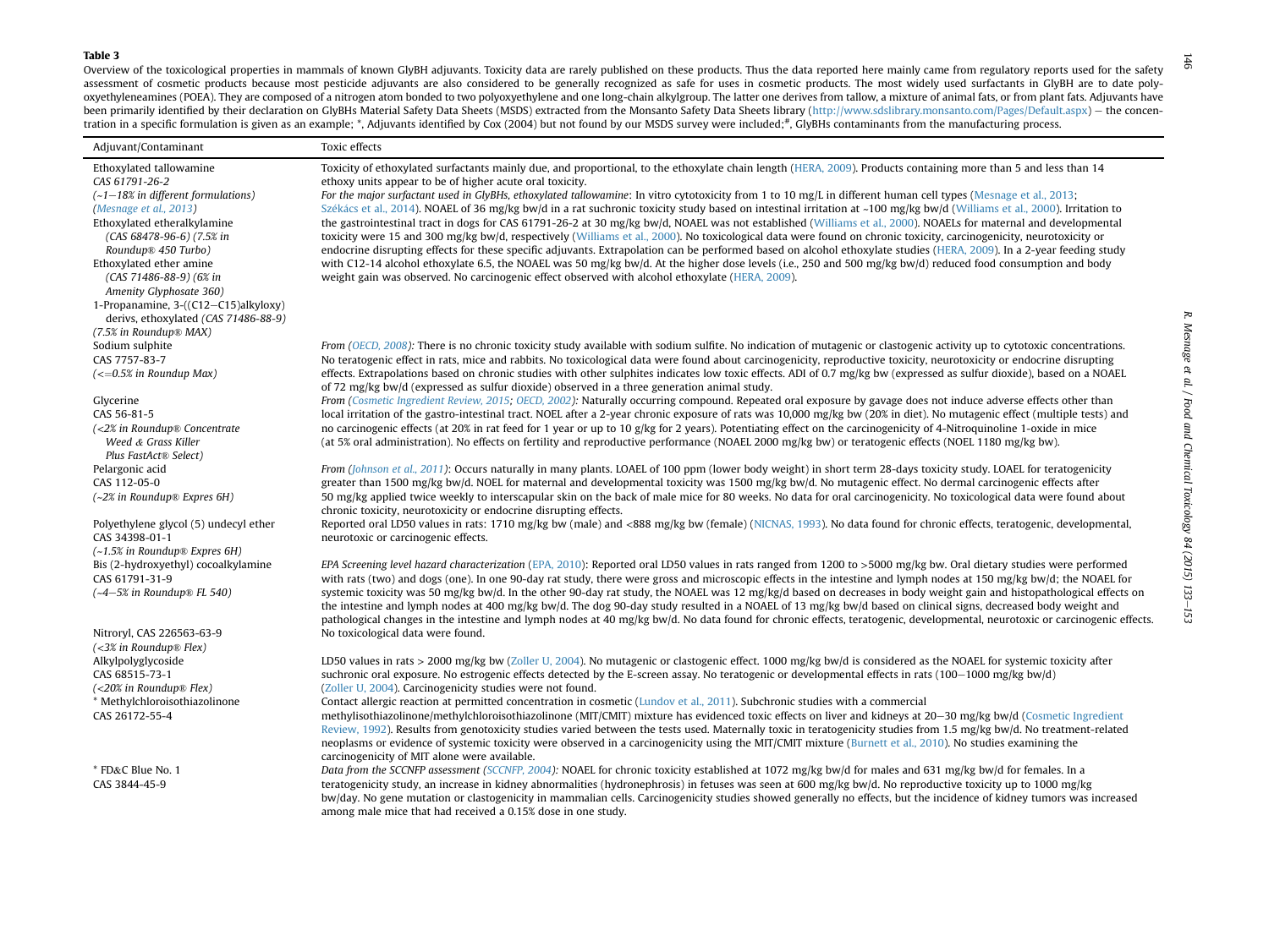**Table 3**

Overview of the toxicological properties in mammals of known GlyBH adjuvants. Toxicity data are rarely published on these products. Thus the data reported here mainly came from regulatory reports used for the safety assessment of cosmetic products because most pesticide adjuvants are also considered to be generally recognized as safe for uses in cosmetic products. The most widely used surfactants in GlyBH are to date polyoxyethyleneamines (POEA). They are composed of a nitrogen atom bonded to two polyoxyethylene and one long-chain alkylgroup. The latter one derives from tallow, a mixture of animal fats, or from plant fats. Adjuvants have been primarily identified by their declaration on GlyBHs Material Safety Data Sheets (MSDS) extracted from the Monsanto Safety Data Sheets library (http://www.sdslibrary.monsanto.com/Pages/Default.aspx) − the concentration in a specific formulation is given as an example; *, Adjuvants identified by Cox (2004) but not found by our MSDS survey were included;#, GlyBHs contaminants from the manufacturing process.

| Adjuvant/Contaminant | Toxic effects |
|---|---|
| Ethoxylated tallowamine<br>CAS 61791-26-2<br>*(~1−18% in different formulations)*<br>*(Mesnage et al., 2013)*<br>Ethoxylated etheralkylamine<br>*(CAS 68478-96-6) (7.5% in Roundup® 450 Turbo)*<br>Ethoxylated ether amine<br>*(CAS 71486-88-9) (6% in Amenity Glyphosate 360)*<br>1-Propanamine, 3-((C12−C15)alkyloxy) derivs, ethoxylated *(CAS 71486-88-9) (7.5% in Roundup® MAX)* | Toxicity of ethoxylated surfactants mainly due, and proportional, to the ethoxylate chain length (HERA, 2009). Products containing more than 5 and less than 14 ethoxy units appear to be of higher acute oral toxicity.<br>*For the major surfactant used in GlyBHs, ethoxylated tallowamine*: In vitro cytotoxicity from 1 to 10 mg/L in different human cell types (Mesnage et al., 2013; Székács et al., 2014). NOAEL of 36 mg/kg bw/d in a rat suchronic toxicity study based on intestinal irritation at ~100 mg/kg bw/d (Williams et al., 2000). Irritation to the gastrointestinal tract in dogs for CAS 61791-26-2 at 30 mg/kg bw/d, NOAEL was not established (Williams et al., 2000). NOAELs for maternal and developmental toxicity were 15 and 300 mg/kg bw/d, respectively (Williams et al., 2000). No toxicological data were found on chronic toxicity, carcinogenicity, neurotoxicity or endocrine disrupting effects for these specific adjuvants. Extrapolation can be performed based on alcohol ethoxylate studies (HERA, 2009). In a 2-year feeding study with C12-14 alcohol ethoxylate 6.5, the NOAEL was 50 mg/kg bw/d. At the higher dose levels (i.e., 250 and 500 mg/kg bw/d) reduced food consumption and body weight gain was observed. No carcinogenic effect observed with alcohol ethoxylate (HERA, 2009). |
| Sodium sulphite<br>CAS 7757-83-7<br>*(<=0.5% in Roundup Max)* | *From (OECD, 2008)*: There is no chronic toxicity study available with sodium sulfite. No indication of mutagenic or clastogenic activity up to cytotoxic concentrations. No teratogenic effect in rats, mice and rabbits. No toxicological data were found about carcinogenicity, reproductive toxicity, neurotoxicity or endocrine disrupting effects. Extrapolations based on chronic studies with other sulphites indicates low toxic effects. ADI of 0.7 mg/kg bw (expressed as sulfur dioxide), based on a NOAEL of 72 mg/kg bw/d (expressed as sulfur dioxide) observed in a three generation animal study. |
| Glycerine<br>CAS 56-81-5<br>*(<2% in Roundup® Concentrate Weed & Grass Killer Plus FastAct® Select)* | *From (Cosmetic Ingredient Review, 2015; OECD, 2002)*: Naturally occurring compound. Repeated oral exposure by gavage does not induce adverse effects other than local irritation of the gastro-intestinal tract. NOEL after a 2-year chronic exposure of rats was 10,000 mg/kg bw (20% in diet). No mutagenic effect (multiple tests) and no carcinogenic effects (at 20% in rat feed for 1 year or up to 10 g/kg for 2 years). Potentiating effect on the carcinogenicity of 4-Nitroquinoline 1-oxide in mice (at 5% oral administration). No effects on fertility and reproductive performance (NOAEL 2000 mg/kg bw) or teratogenic effects (NOEL 1180 mg/kg bw). |
| Pelargonic acid<br>CAS 112-05-0<br>*(~2% in Roundup® Expres 6H)* | *From (Johnson et al., 2011)*: Occurs naturally in many plants. LOAEL of 100 ppm (lower body weight) in short term 28-days toxicity study. LOAEL for teratogenicity greater than 1500 mg/kg bw/d. NOEL for maternal and developmental toxicity was 1500 mg/kg bw/d. No mutagenic effect. No dermal carcinogenic effects after 50 mg/kg applied twice weekly to interscapular skin on the back of male mice for 80 weeks. No data for oral carcinogenicity. No toxicological data were found about chronic toxicity, neurotoxicity or endocrine disrupting effects. |
| Polyethylene glycol (5) undecyl ether<br>CAS 34398-01-1<br>*(~1.5% in Roundup® Expres 6H)* | Reported oral LD50 values in rats: 1710 mg/kg bw (male) and <888 mg/kg bw (female) (NICNAS, 1993). No data found for chronic effects, teratogenic, developmental, neurotoxic or carcinogenic effects. |
| Bis (2-hydroxyethyl) cocoalkylamine<br>CAS 61791-31-9<br>*(~4−5% in Roundup® FL 540)* | *EPA Screening level hazard characterization* (EPA, 2010): Reported oral LD50 values in rats ranged from 1200 to >5000 mg/kg bw. Oral dietary studies were performed with rats (two) and dogs (one). In one 90-day rat study, there were gross and microscopic effects in the intestine and lymph nodes at 150 mg/kg bw/d; the NOAEL for systemic toxicity was 50 mg/kg bw/d. In the other 90-day rat study, the NOAEL was 12 mg/kg/d based on decreases in body weight gain and histopathological effects on the intestine and lymph nodes at 400 mg/kg bw/d. The dog 90-day study resulted in a NOAEL of 13 mg/kg bw/d based on clinical signs, decreased body weight and pathological changes in the intestine and lymph nodes at 40 mg/kg bw/d. No data found for chronic effects, teratogenic, developmental, neurotoxic or carcinogenic effects. |
| Nitroryl, CAS 226563-63-9<br>*(<3% in Roundup® Flex)* | No toxicological data were found. |
| Alkylpolyglycoside<br>CAS 68515-73-1<br>*(<20% in Roundup® Flex)* | LD50 values in rats > 2000 mg/kg bw (Zoller U, 2004). No mutagenic or clastogenic effect. 1000 mg/kg bw/d is considered as the NOAEL for systemic toxicity after suchronic oral exposure. No estrogenic effects detected by the E-screen assay. No teratogenic or developmental effects in rats (100−1000 mg/kg bw/d) (Zoller U, 2004). Carcinogenicity studies were not found. |
| * Methylchloroisothiazolinone<br>CAS 26172-55-4 | Contact allergic reaction at permitted concentration in cosmetic (Lundov et al., 2011). Subchronic studies with a commercial methylisothiazolinone/methylchloroisothiazolinone (MIT/CMIT) mixture has evidenced toxic effects on liver and kidneys at 20−30 mg/kg bw/d (Cosmetic Ingredient Review, 1992). Results from genotoxicity studies varied between the tests used. Maternally toxic in teratogenicity studies from 1.5 mg/kg bw/d. No treatment-related neoplasms or evidence of systemic toxicity were observed in a carcinogenicity using the MIT/CMIT mixture (Burnett et al., 2010). No studies examining the carcinogenicity of MIT alone were available. |
| * FD&C Blue No. 1<br>CAS 3844-45-9 | *Data from the SCCNFP assessment (SCCNFP, 2004)*: NOAEL for chronic toxicity established at 1072 mg/kg bw/d for males and 631 mg/kg bw/d for females. In a teratogenicity study, an increase in kidney abnormalities (hydronephrosis) in fetuses was seen at 600 mg/kg bw/d. No reproductive toxicity up to 1000 mg/kg bw/day. No gene mutation or clastogenicity in mammalian cells. Carcinogenicity studies showed generally no effects, but the incidence of kidney tumors was increased among male mice that had received a 0.15% dose in one study. |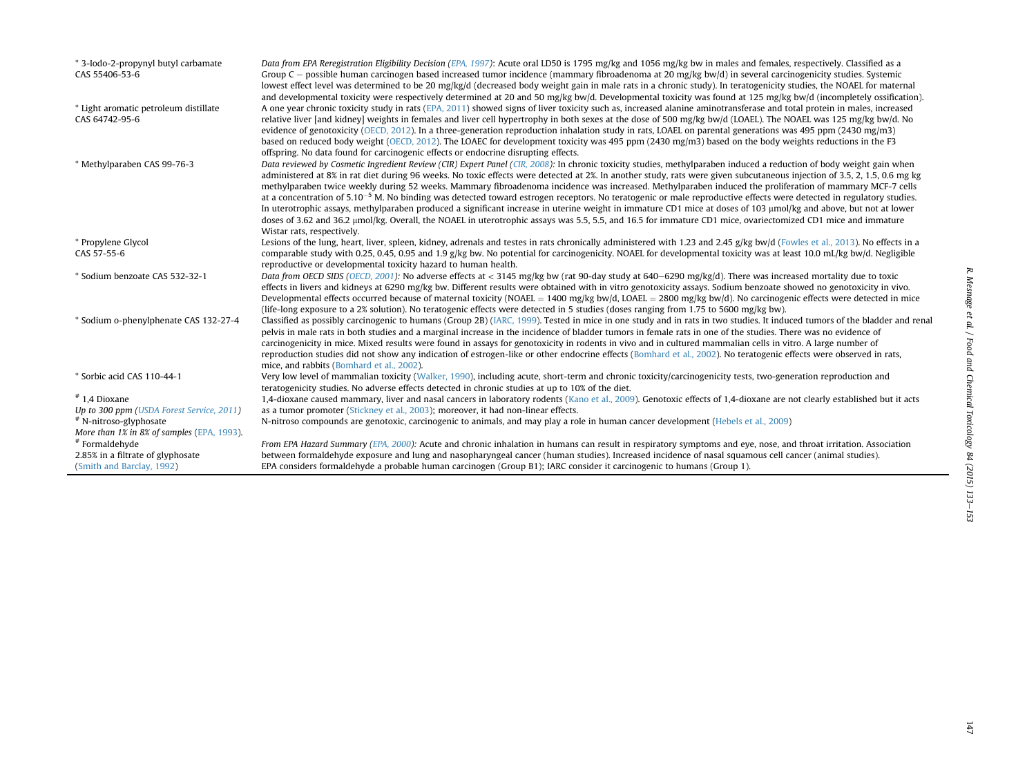| | |
|---|---|
| * 3-Iodo-2-propynyl butyl carbamate CAS 55406-53-6 | *Data from EPA Reregistration Eligibility Decision (EPA, 1997):* Acute oral LD50 is 1795 mg/kg and 1056 mg/kg bw in males and females, respectively. Classified as a Group C − possible human carcinogen based increased tumor incidence (mammary fibroadenoma at 20 mg/kg bw/d) in several carcinogenicity studies. Systemic lowest effect level was determined to be 20 mg/kg/d (decreased body weight gain in male rats in a chronic study). In teratogenicity studies, the NOAEL for maternal and developmental toxicity were respectively determined at 20 and 50 mg/kg bw/d. Developmental toxicity was found at 125 mg/kg bw/d (incompletely ossification). |
| * Light aromatic petroleum distillate CAS 64742-95-6 | A one year chronic toxicity study in rats (EPA, 2011) showed signs of liver toxicity such as, increased alanine aminotransferase and total protein in males, increased relative liver [and kidney] weights in females and liver cell hypertrophy in both sexes at the dose of 500 mg/kg bw/d (LOAEL). The NOAEL was 125 mg/kg bw/d. No evidence of genotoxicity (OECD, 2012). In a three-generation reproduction inhalation study in rats, LOAEL on parental generations was 495 ppm (2430 mg/m3) based on reduced body weight (OECD, 2012). The LOAEC for development toxicity was 495 ppm (2430 mg/m3) based on the body weights reductions in the F3 offspring. No data found for carcinogenic effects or endocrine disrupting effects. |
| * Methylparaben CAS 99-76-3 | *Data reviewed by Cosmetic Ingredient Review (CIR) Expert Panel (CIR, 2008):* In chronic toxicity studies, methylparaben induced a reduction of body weight gain when administered at 8% in rat diet during 96 weeks. No toxic effects were detected at 2%. In another study, rats were given subcutaneous injection of 3.5, 2, 1.5, 0.6 mg kg methylparaben twice weekly during 52 weeks. Mammary fibroadenoma incidence was increased. Methylparaben induced the proliferation of mammary MCF-7 cells at a concentration of $5.10^{-5}$ M. No binding was detected toward estrogen receptors. No teratogenic or male reproductive effects were detected in regulatory studies. In uterotrophic assays, methylparaben produced a significant increase in uterine weight in immature CD1 mice at doses of 103 μmol/kg and above, but not at lower doses of 3.62 and 36.2 μmol/kg. Overall, the NOAEL in uterotrophic assays was 5.5, 5.5, and 16.5 for immature CD1 mice, ovariectomized CD1 mice and immature Wistar rats, respectively. |
| * Propylene Glycol CAS 57-55-6 | Lesions of the lung, heart, liver, spleen, kidney, adrenals and testes in rats chronically administered with 1.23 and 2.45 g/kg bw/d (Fowles et al., 2013). No effects in a comparable study with 0.25, 0.45, 0.95 and 1.9 g/kg bw. No potential for carcinogenicity. NOAEL for developmental toxicity was at least 10.0 mL/kg bw/d. Negligible reproductive or developmental toxicity hazard to human health. |
| * Sodium benzoate CAS 532-32-1 | *Data from OECD SIDS (OECD, 2001):* No adverse effects at < 3145 mg/kg bw (rat 90-day study at 640–6290 mg/kg/d). There was increased mortality due to toxic effects in livers and kidneys at 6290 mg/kg bw. Different results were obtained with in vitro genotoxicity assays. Sodium benzoate showed no genotoxicity in vivo. Developmental effects occurred because of maternal toxicity (NOAEL = 1400 mg/kg bw/d, LOAEL = 2800 mg/kg bw/d). No carcinogenic effects were detected in mice (life-long exposure to a 2% solution). No teratogenic effects were detected in 5 studies (doses ranging from 1.75 to 5600 mg/kg bw). |
| * Sodium o-phenylphenate CAS 132-27-4 | Classified as possibly carcinogenic to humans (Group 2B) (IARC, 1999). Tested in mice in one study and in rats in two studies. It induced tumors of the bladder and renal pelvis in male rats in both studies and a marginal increase in the incidence of bladder tumors in female rats in one of the studies. There was no evidence of carcinogenicity in mice. Mixed results were found in assays for genotoxicity in rodents in vivo and in cultured mammalian cells in vitro. A large number of reproduction studies did not show any indication of estrogen-like or other endocrine effects (Bomhard et al., 2002). No teratogenic effects were observed in rats, mice, and rabbits (Bomhard et al., 2002). |
| * Sorbic acid CAS 110-44-1 | Very low level of mammalian toxicity (Walker, 1990), including acute, short-term and chronic toxicity/carcinogenicity tests, two-generation reproduction and teratogenicity studies. No adverse effects detected in chronic studies at up to 10% of the diet. |
| # 1,4 Dioxane *Up to 300 ppm (USDA Forest Service, 2011)* | 1,4-dioxane caused mammary, liver and nasal cancers in laboratory rodents (Kano et al., 2009). Genotoxic effects of 1,4-dioxane are not clearly established but it acts as a tumor promoter (Stickney et al., 2003); moreover, it had non-linear effects. |
| # N-nitroso-glyphosate *More than 1% in 8% of samples (EPA, 1993).* | N-nitroso compounds are genotoxic, carcinogenic to animals, and may play a role in human cancer development (Hebels et al., 2009) |
| # Formaldehyde 2.85% in a filtrate of glyphosate (Smith and Barclay, 1992) | *From EPA Hazard Summary (EPA, 2000):* Acute and chronic inhalation in humans can result in respiratory symptoms and eye, nose, and throat irritation. Association between formaldehyde exposure and lung and nasopharyngeal cancer (human studies). Increased incidence of nasal squamous cell cancer (animal studies). EPA considers formaldehyde a probable human carcinogen (Group B1); IARC consider it carcinogenic to humans (Group 1). |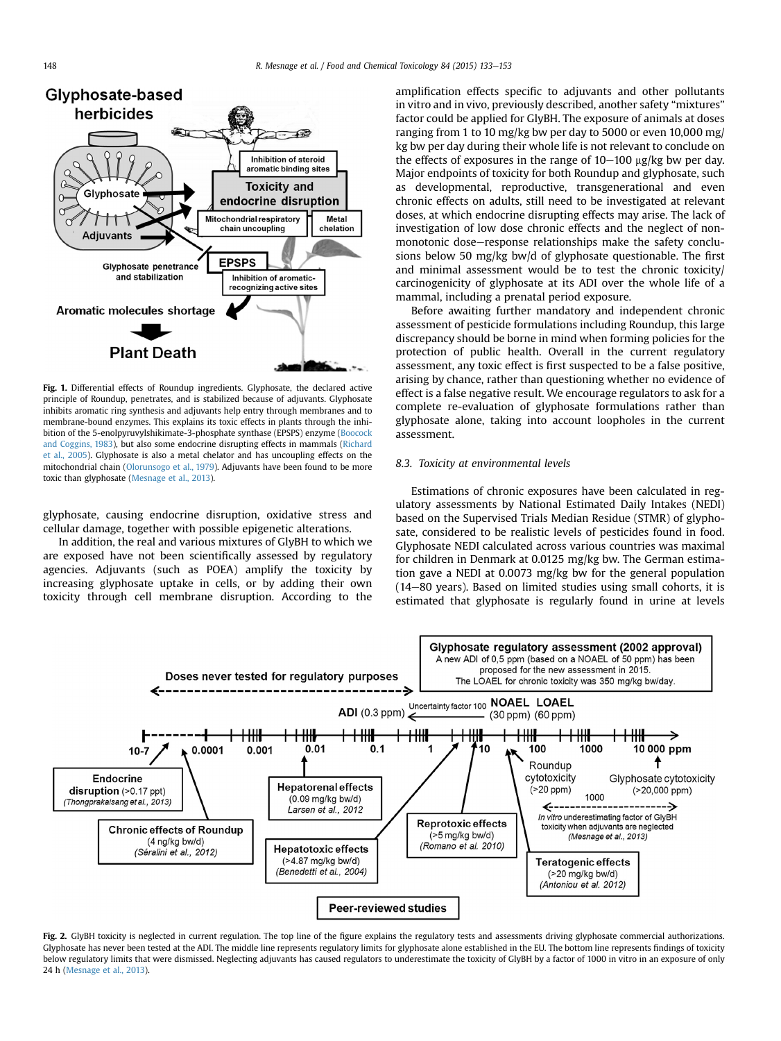**Fig. 1.** Differential effects of Roundup ingredients. Glyphosate, the declared active principle of Roundup, penetrates, and is stabilized because of adjuvants. Glyphosate inhibits aromatic ring synthesis and adjuvants help entry through membranes and to membrane-bound enzymes. This explains its toxic effects in plants through the inhibition of the 5-enolpyruvylshikimate-3-phosphate synthase (EPSPS) enzyme (Boocock and Coggins, 1983), but also some endocrine disrupting effects in mammals (Richard et al., 2005). Glyphosate is also a metal chelator and has uncoupling effects on the mitochondrial chain (Olorunsogo et al., 1979). Adjuvants have been found to be more toxic than glyphosate (Mesnage et al., 2013).

glyphosate, causing endocrine disruption, oxidative stress and cellular damage, together with possible epigenetic alterations.

In addition, the real and various mixtures of GlyBH to which we are exposed have not been scientifically assessed by regulatory agencies. Adjuvants (such as POEA) amplify the toxicity by increasing glyphosate uptake in cells, or by adding their own toxicity through cell membrane disruption. According to the amplification effects specific to adjuvants and other pollutants in vitro and in vivo, previously described, another safety "mixtures" factor could be applied for GlyBH. The exposure of animals at doses ranging from 1 to 10 mg/kg bw per day to 5000 or even 10,000 mg/kg bw per day during their whole life is not relevant to conclude on the effects of exposures in the range of 10–100 μg/kg bw per day. Major endpoints of toxicity for both Roundup and glyphosate, such as developmental, reproductive, transgenerational and even chronic effects on adults, still need to be investigated at relevant doses, at which endocrine disrupting effects may arise. The lack of investigation of low dose chronic effects and the neglect of non-monotonic dose–response relationships make the safety conclusions below 50 mg/kg bw/d of glyphosate questionable. The first and minimal assessment would be to test the chronic toxicity/carcinogenicity of glyphosate at its ADI over the whole life of a mammal, including a prenatal period exposure.

Before awaiting further mandatory and independent chronic assessment of pesticide formulations including Roundup, this large discrepancy should be borne in mind when forming policies for the protection of public health. Overall in the current regulatory assessment, any toxic effect is first suspected to be a false positive, arising by chance, rather than questioning whether no evidence of effect is a false negative result. We encourage regulators to ask for a complete re-evaluation of glyphosate formulations rather than glyphosate alone, taking into account loopholes in the current assessment.

### 8.3. Toxicity at environmental levels

Estimations of chronic exposures have been calculated in regulatory assessments by National Estimated Daily Intakes (NEDI) based on the Supervised Trials Median Residue (STMR) of glyphosate, considered to be realistic levels of pesticides found in food. Glyphosate NEDI calculated across various countries was maximal for children in Denmark at 0.0125 mg/kg bw. The German estimation gave a NEDI at 0.0073 mg/kg bw for the general population (14–80 years). Based on limited studies using small cohorts, it is estimated that glyphosate is regularly found in urine at levels

**Fig. 2.** GlyBH toxicity is neglected in current regulation. The top line of the figure explains the regulatory tests and assessments driving glyphosate commercial authorizations. Glyphosate has never been tested at the ADI. The middle line represents regulatory limits for glyphosate alone established in the EU. The bottom line represents findings of toxicity below regulatory limits that were dismissed. Neglecting adjuvants has caused regulators to underestimate the toxicity of GlyBH by a factor of 1000 in vitro in an exposure of only 24 h (Mesnage et al., 2013).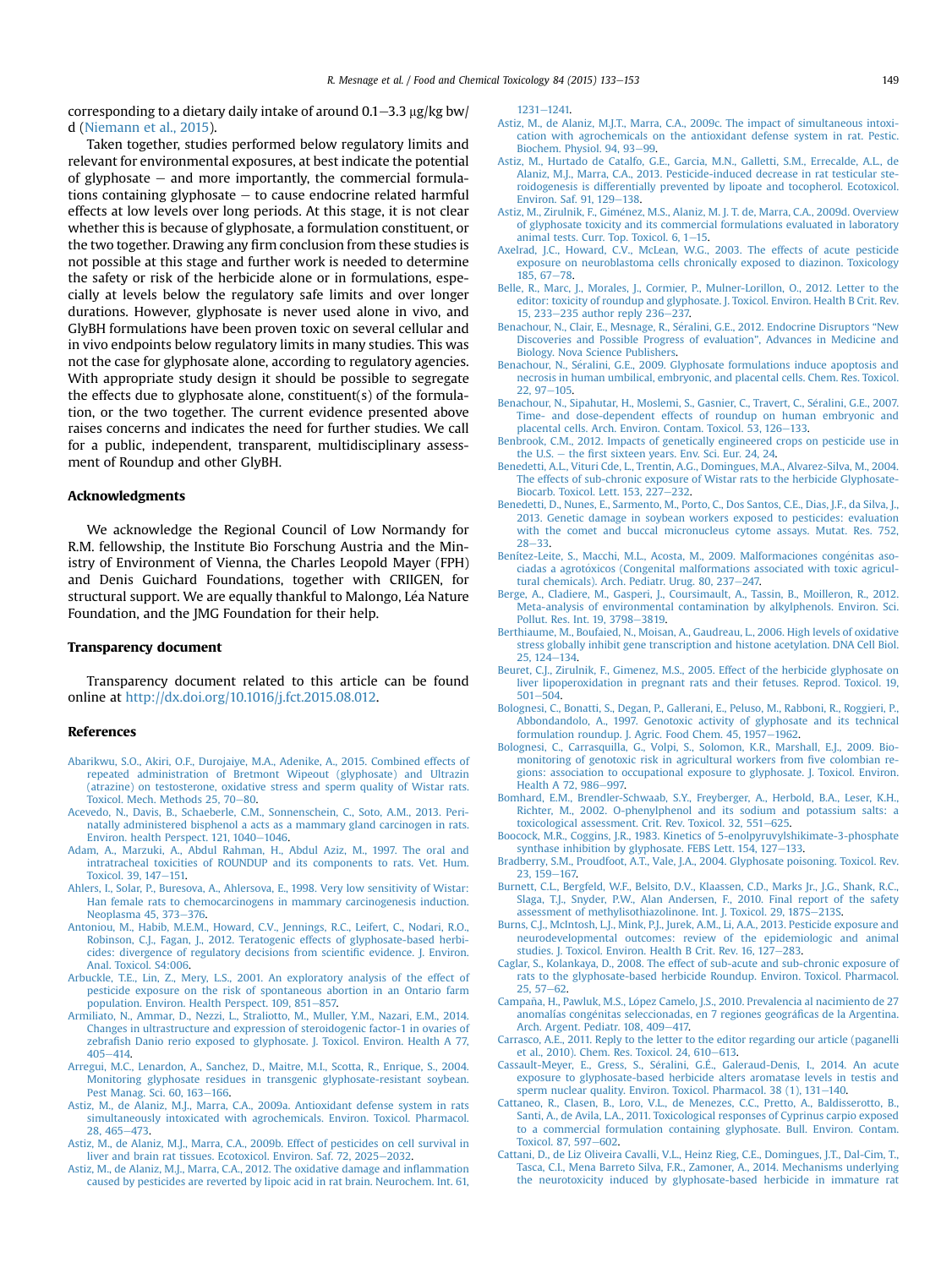corresponding to a dietary daily intake of around 0.1–3.3 μg/kg bw/d (Niemann et al., 2015).

Taken together, studies performed below regulatory limits and relevant for environmental exposures, at best indicate the potential of glyphosate – and more importantly, the commercial formulations containing glyphosate – to cause endocrine related harmful effects at low levels over long periods. At this stage, it is not clear whether this is because of glyphosate, a formulation constituent, or the two together. Drawing any firm conclusion from these studies is not possible at this stage and further work is needed to determine the safety or risk of the herbicide alone or in formulations, especially at levels below the regulatory safe limits and over longer durations. However, glyphosate is never used alone in vivo, and GlyBH formulations have been proven toxic on several cellular and in vivo endpoints below regulatory limits in many studies. This was not the case for glyphosate alone, according to regulatory agencies. With appropriate study design it should be possible to segregate the effects due to glyphosate alone, constituent(s) of the formulation, or the two together. The current evidence presented above raises concerns and indicates the need for further studies. We call for a public, independent, transparent, multidisciplinary assessment of Roundup and other GlyBH.

## Acknowledgments

We acknowledge the Regional Council of Low Normandy for R.M. fellowship, the Institute Bio Forschung Austria and the Ministry of Environment of Vienna, the Charles Leopold Mayer (FPH) and Denis Guichard Foundations, together with CRIIGEN, for structural support. We are equally thankful to Malongo, Léa Nature Foundation, and the JMG Foundation for their help.

## Transparency document

Transparency document related to this article can be found online at http://dx.doi.org/10.1016/j.fct.2015.08.012.

## References

Abarikwu, S.O., Akiri, O.F., Durojaiye, M.A., Adenike, A., 2015. Combined effects of repeated administration of Bretmont Wipeout (glyphosate) and Ultrazin (atrazine) on testosterone, oxidative stress and sperm quality of Wistar rats. Toxicol. Mech. Methods 25, 70–80.

Acevedo, N., Davis, B., Schaeberle, C.M., Sonnenschein, C., Soto, A.M., 2013. Perinatally administered bisphenol a acts as a mammary gland carcinogen in rats. Environ. health Perspect. 121, 1040–1046.

Adam, A., Marzuki, A., Abdul Rahman, H., Abdul Aziz, M., 1997. The oral and intratracheal toxicities of ROUNDUP and its components to rats. Vet. Hum. Toxicol. 39, 147–151.

Ahlers, I., Solar, P., Buresova, A., Ahlersova, E., 1998. Very low sensitivity of Wistar: Han female rats to chemocarcinogens in mammary carcinogenesis induction. Neoplasma 45, 373–376.

Antoniou, M., Habib, M.E.M., Howard, C.V., Jennings, R.C., Leifert, C., Nodari, R.O., Robinson, C.J., Fagan, J., 2012. Teratogenic effects of glyphosate-based herbicides: divergence of regulatory decisions from scientific evidence. J. Environ. Anal. Toxicol. S4:006.

Arbuckle, T.E., Lin, Z., Mery, L.S., 2001. An exploratory analysis of the effect of pesticide exposure on the risk of spontaneous abortion in an Ontario farm population. Environ. Health Perspect. 109, 851–857.

Armiliato, N., Ammar, D., Nezzi, L., Straliotto, M., Muller, Y.M., Nazari, E.M., 2014. Changes in ultrastructure and expression of steroidogenic factor-1 in ovaries of zebrafish Danio rerio exposed to glyphosate. J. Toxicol. Environ. Health A 77, 405–414.

Arregui, M.C., Lenardon, A., Sanchez, D., Maitre, M.I., Scotta, R., Enrique, S., 2004. Monitoring glyphosate residues in transgenic glyphosate-resistant soybean. Pest Manag. Sci. 60, 163–166.

Astiz, M., de Alaniz, M.J., Marra, C.A., 2009a. Antioxidant defense system in rats simultaneously intoxicated with agrochemicals. Environ. Toxicol. Pharmacol. 28, 465–473.

Astiz, M., de Alaniz, M.J., Marra, C.A., 2009b. Effect of pesticides on cell survival in liver and brain rat tissues. Ecotoxicol. Environ. Saf. 72, 2025–2032.

Astiz, M., de Alaniz, M.J., Marra, C.A., 2012. The oxidative damage and inflammation caused by pesticides are reverted by lipoic acid in rat brain. Neurochem. Int. 61, 1231–1241.

Astiz, M., de Alaniz, M.J.T., Marra, C.A., 2009c. The impact of simultaneous intoxication with agrochemicals on the antioxidant defense system in rat. Pestic. Biochem. Physiol. 94, 93–99.

Astiz, M., Hurtado de Catalfo, G.E., Garcia, M.N., Galletti, S.M., Errecalde, A.L., de Alaniz, M.J., Marra, C.A., 2013. Pesticide-induced decrease in rat testicular steroidogenesis is differentially prevented by lipoate and tocopherol. Ecotoxicol. Environ. Saf. 91, 129–138.

Astiz, M., Zirulnik, F., Giménez, M.S., Alaniz, M. J. T. de, Marra, C.A., 2009d. Overview of glyphosate toxicity and its commercial formulations evaluated in laboratory animal tests. Curr. Top. Toxicol. 6, 1–15.

Axelrad, J.C., Howard, C.V., McLean, W.G., 2003. The effects of acute pesticide exposure on neuroblastoma cells chronically exposed to diazinon. Toxicology 185, 67–78.

Belle, R., Marc, J., Morales, J., Cormier, P., Mulner-Lorillon, O., 2012. Letter to the editor: toxicity of roundup and glyphosate. J. Toxicol. Environ. Health B Crit. Rev. 15, 233–235 author reply 236–237.

Benachour, N., Clair, E., Mesnage, R., Séralini, G.E., 2012. Endocrine Disruptors "New Discoveries and Possible Progress of evaluation", Advances in Medicine and Biology. Nova Science Publishers.

Benachour, N., Séralini, G.E., 2009. Glyphosate formulations induce apoptosis and necrosis in human umbilical, embryonic, and placental cells. Chem. Res. Toxicol. 22, 97–105.

Benachour, N., Sipahutar, H., Moslemi, S., Gasnier, C., Travert, C., Séralini, G.E., 2007. Time- and dose-dependent effects of roundup on human embryonic and placental cells. Arch. Environ. Contam. Toxicol. 53, 126–133.

Benbrook, C.M., 2012. Impacts of genetically engineered crops on pesticide use in the U.S. – the first sixteen years. Env. Sci. Eur. 24, 24.

Benedetti, A.L., Vituri Cde, L., Trentin, A.G., Domingues, M.A., Alvarez-Silva, M., 2004. The effects of sub-chronic exposure of Wistar rats to the herbicide Glyphosate-Biocarb. Toxicol. Lett. 153, 227–232.

Benedetti, D., Nunes, E., Sarmento, M., Porto, C., Dos Santos, C.E., Dias, J.F., da Silva, J., 2013. Genetic damage in soybean workers exposed to pesticides: evaluation with the comet and buccal micronucleus cytome assays. Mutat. Res. 752, 28–33.

Benítez-Leite, S., Macchi, M.L., Acosta, M., 2009. Malformaciones congénitas asociadas a agrotóxicos (Congenital malformations associated with toxic agricultural chemicals). Arch. Pediatr. Urug. 80, 237–247.

Berge, A., Cladiere, M., Gasperi, J., Coursimault, A., Tassin, B., Moilleron, R., 2012. Meta-analysis of environmental contamination by alkylphenols. Environ. Sci. Pollut. Res. Int. 19, 3798–3819.

Berthiaume, M., Boufaied, N., Moisan, A., Gaudreau, L., 2006. High levels of oxidative stress globally inhibit gene transcription and histone acetylation. DNA Cell Biol. 25, 124–134.

Beuret, C.J., Zirulnik, F., Gimenez, M.S., 2005. Effect of the herbicide glyphosate on liver lipoperoxidation in pregnant rats and their fetuses. Reprod. Toxicol. 19, 501–504.

Bolognesi, C., Bonatti, S., Degan, P., Gallerani, E., Peluso, M., Rabboni, R., Roggieri, P., Abbondandolo, A., 1997. Genotoxic activity of glyphosate and its technical formulation roundup. J. Agric. Food Chem. 45, 1957–1962.

Bolognesi, C., Carrasquilla, G., Volpi, S., Solomon, K.R., Marshall, E.J., 2009. Biomonitoring of genotoxic risk in agricultural workers from five colombian regions: association to occupational exposure to glyphosate. J. Toxicol. Environ. Health A 72, 986–997.

Bomhard, E.M., Brendler-Schwaab, S.Y., Freyberger, A., Herbold, B.A., Leser, K.H., Richter, M., 2002. O-phenylphenol and its sodium and potassium salts: a toxicological assessment. Crit. Rev. Toxicol. 32, 551–625.

Boocock, M.R., Coggins, J.R., 1983. Kinetics of 5-enolpyruvylshikimate-3-phosphate synthase inhibition by glyphosate. FEBS Lett. 154, 127–133.

Bradberry, S.M., Proudfoot, A.T., Vale, J.A., 2004. Glyphosate poisoning. Toxicol. Rev. 23, 159–167.

Burnett, C.L., Bergfeld, W.F., Belsito, D.V., Klaassen, C.D., Marks Jr., J.G., Shank, R.C., Slaga, T.J., Snyder, P.W., Alan Andersen, F., 2010. Final report of the safety assessment of methylisothiazolinone. Int. J. Toxicol. 29, 187S–213S.

Burns, C.J., McIntosh, L.J., Mink, P.J., Jurek, A.M., Li, A.A., 2013. Pesticide exposure and neurodevelopmental outcomes: review of the epidemiologic and animal studies. J. Toxicol. Environ. Health B Crit. Rev. 16, 127–283.

Caglar, S., Kolankaya, D., 2008. The effect of sub-acute and sub-chronic exposure of rats to the glyphosate-based herbicide Roundup. Environ. Toxicol. Pharmacol. 25, 57–62.

Campaña, H., Pawluk, M.S., López Camelo, J.S., 2010. Prevalencia al nacimiento de 27 anomalías congénitas seleccionadas, en 7 regiones geográficas de la Argentina. Arch. Argent. Pediatr. 108, 409–417.

Carrasco, A.E., 2011. Reply to the letter to the editor regarding our article (paganelli et al., 2010). Chem. Res. Toxicol. 24, 610–613.

Cassault-Meyer, E., Gress, S., Séralini, G.É., Galeraud-Denis, I., 2014. An acute exposure to glyphosate-based herbicide alters aromatase levels in testis and sperm nuclear quality. Environ. Toxicol. Pharmacol. 38 (1), 131–140.

Cattaneo, R., Clasen, B., Loro, V.L., de Menezes, C.C., Pretto, A., Baldisserotto, B., Santi, A., de Avila, L.A., 2011. Toxicological responses of Cyprinus carpio exposed to a commercial formulation containing glyphosate. Bull. Environ. Contam. Toxicol. 87, 597–602.

Cattani, D., de Liz Oliveira Cavalli, V.L., Heinz Rieg, C.E., Domingues, J.T., Dal-Cim, T., Tasca, C.I., Mena Barreto Silva, F.R., Zamoner, A., 2014. Mechanisms underlying the neurotoxicity induced by glyphosate-based herbicide in immature rat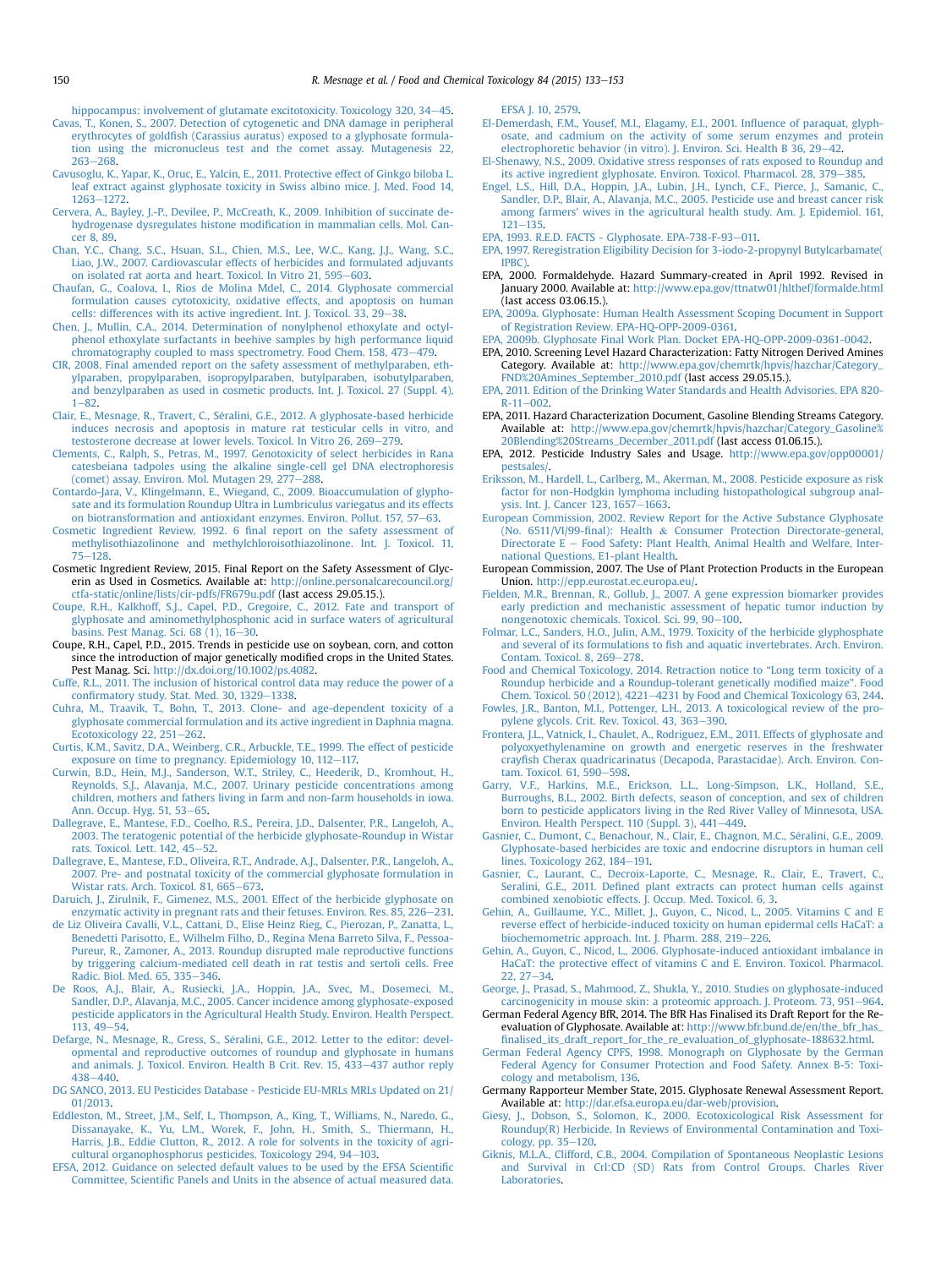hippocampus: involvement of glutamate excitotoxicity. Toxicology 320, 34–45.

Cavas, T., Konen, S., 2007. Detection of cytogenetic and DNA damage in peripheral erythrocytes of goldfish (Carassius auratus) exposed to a glyphosate formulation using the micronucleus test and the comet assay. Mutagenesis 22, 263–268.

Cavusoglu, K., Yapar, K., Oruc, E., Yalcin, E., 2011. Protective effect of Ginkgo biloba L. leaf extract against glyphosate toxicity in Swiss albino mice. J. Med. Food 14, 1263–1272.

Cervera, A., Bayley, J.-P., Devilee, P., McCreath, K., 2009. Inhibition of succinate dehydrogenase dysregulates histone modification in mammalian cells. Mol. Cancer 8, 89.

Chan, Y.C., Chang, S.C., Hsuan, S.L., Chien, M.S., Lee, W.C., Kang, J.J., Wang, S.C., Liao, J.W., 2007. Cardiovascular effects of herbicides and formulated adjuvants on isolated rat aorta and heart. Toxicol. In Vitro 21, 595–603.

Chaufan, G., Coalova, I., Rios de Molina Mdel, C., 2014. Glyphosate commercial formulation causes cytotoxicity, oxidative effects, and apoptosis on human cells: differences with its active ingredient. Int. J. Toxicol. 33, 29–38.

Chen, J., Mullin, C.A., 2014. Determination of nonylphenol ethoxylate and octylphenol ethoxylate surfactants in beehive samples by high performance liquid chromatography coupled to mass spectrometry. Food Chem. 158, 473–479.

CIR, 2008. Final amended report on the safety assessment of methylparaben, ethylparaben, propylparaben, isopropylparaben, butylparaben, isobutylparaben, and benzylparaben as used in cosmetic products. Int. J. Toxicol. 27 (Suppl. 4), 1–82.

Clair, E., Mesnage, R., Travert, C., Séralini, G.E., 2012. A glyphosate-based herbicide induces necrosis and apoptosis in mature rat testicular cells in vitro, and testosterone decrease at lower levels. Toxicol. In Vitro 26, 269–279.

Clements, C., Ralph, S., Petras, M., 1997. Genotoxicity of select herbicides in Rana catesbeiana tadpoles using the alkaline single-cell gel DNA electrophoresis (comet) assay. Environ. Mol. Mutagen 29, 277–288.

Contardo-Jara, V., Klingelmann, E., Wiegand, C., 2009. Bioaccumulation of glyphosate and its formulation Roundup Ultra in Lumbriculus variegatus and its effects on biotransformation and antioxidant enzymes. Environ. Pollut. 157, 57–63.

Cosmetic Ingredient Review, 1992. 6 final report on the safety assessment of methylisothiazolinone and methylchloroisothiazolinone. Int. J. Toxicol. 11, 75–128.

Cosmetic Ingredient Review, 2015. Final Report on the Safety Assessment of Glycerin as Used in Cosmetics. Available at: http://online.personalcarecouncil.org/ctfa-static/online/lists/cir-pdfs/FR679u.pdf (last access 29.05.15.).

Coupe, R.H., Kalkhoff, S.J., Capel, P.D., Gregoire, C., 2012. Fate and transport of glyphosate and aminomethylphosphonic acid in surface waters of agricultural basins. Pest Manag. Sci. 68 (1), 16–30.

Coupe, R.H., Capel, P.D., 2015. Trends in pesticide use on soybean, corn, and cotton since the introduction of major genetically modified crops in the United States. Pest Manag. Sci. http://dx.doi.org/10.1002/ps.4082.

Cuffe, R.L., 2011. The inclusion of historical control data may reduce the power of a confirmatory study. Stat. Med. 30, 1329–1338.

Cuhra, M., Traavik, T., Bohn, T., 2013. Clone- and age-dependent toxicity of a glyphosate commercial formulation and its active ingredient in Daphnia magna. Ecotoxicology 22, 251–262.

Curtis, K.M., Savitz, D.A., Weinberg, C.R., Arbuckle, T.E., 1999. The effect of pesticide exposure on time to pregnancy. Epidemiology 10, 112–117.

Curwin, B.D., Hein, M.J., Sanderson, W.T., Striley, C., Heederik, D., Kromhout, H., Reynolds, S.J., Alavanja, M.C., 2007. Urinary pesticide concentrations among children, mothers and fathers living in farm and non-farm households in iowa. Ann. Occup. Hyg. 51, 53–65.

Dallegrave, E., Mantese, F.D., Coelho, R.S., Pereira, J.D., Dalsenter, P.R., Langeloh, A., 2003. The teratogenic potential of the herbicide glyphosate-Roundup in Wistar rats. Toxicol. Lett. 142, 45–52.

Dallegrave, E., Mantese, F.D., Oliveira, R.T., Andrade, A.J., Dalsenter, P.R., Langeloh, A., 2007. Pre- and postnatal toxicity of the commercial glyphosate formulation in Wistar rats. Arch. Toxicol. 81, 665–673.

Daruich, J., Zirulnik, F., Gimenez, M.S., 2001. Effect of the herbicide glyphosate on enzymatic activity in pregnant rats and their fetuses. Environ. Res. 85, 226–231.

de Liz Oliveira Cavalli, V.L., Cattani, D., Elise Heinz Rieg, C., Pierozan, P., Zanatta, L., Benedetti Parisotto, E., Wilhelm Filho, D., Regina Mena Barreto Silva, F., Pessoa-Pureur, R., Zamoner, A., 2013. Roundup disrupted male reproductive functions by triggering calcium-mediated cell death in rat testis and sertoli cells. Free Radic. Biol. Med. 65, 335–346.

De Roos, A.J., Blair, A., Rusiecki, J.A., Hoppin, J.A., Svec, M., Dosemeci, M., Sandler, D.P., Alavanja, M.C., 2005. Cancer incidence among glyphosate-exposed pesticide applicators in the Agricultural Health Study. Environ. Health Perspect. 113, 49–54.

Defarge, N., Mesnage, R., Gress, S., Séralini, G.E., 2012. Letter to the editor: developmental and reproductive outcomes of roundup and glyphosate in humans and animals. J. Toxicol. Environ. Health B Crit. Rev. 15, 433–437 author reply 438–440.

DG SANCO, 2013. EU Pesticides Database - Pesticide EU-MRLs MRLs Updated on 21/01/2013.

Eddleston, M., Street, J.M., Self, I., Thompson, A., King, T., Williams, N., Naredo, G., Dissanayake, K., Yu, L.M., Worek, F., John, H., Smith, S., Thiermann, H., Harris, J.B., Eddie Clutton, R., 2012. A role for solvents in the toxicity of agricultural organophosphorus pesticides. Toxicology 294, 94–103.

EFSA, 2012. Guidance on selected default values to be used by the EFSA Scientific Committee, Scientific Panels and Units in the absence of actual measured data. EFSA J. 10, 2579.

El-Demerdash, F.M., Yousef, M.I., Elagamy, E.I., 2001. Influence of paraquat, glyphosate, and cadmium on the activity of some serum enzymes and protein electrophoretic behavior (in vitro). J. Environ. Sci. Health B 36, 29–42.

El-Shenawy, N.S., 2009. Oxidative stress responses of rats exposed to Roundup and its active ingredient glyphosate. Environ. Toxicol. Pharmacol. 28, 379–385.

Engel, L.S., Hill, D.A., Hoppin, J.A., Lubin, J.H., Lynch, C.F., Pierce, J., Samanic, C., Sandler, D.P., Blair, A., Alavanja, M.C., 2005. Pesticide use and breast cancer risk among farmers' wives in the agricultural health study. Am. J. Epidemiol. 161, 121–135.

EPA, 1993. R.E.D. FACTS - Glyphosate. EPA-738-F-93–011.

EPA, 1997. Reregistration Eligibility Decision for 3-iodo-2-propynyl Butylcarbamate(IPBC).

EPA, 2000. Formaldehyde. Hazard Summary-created in April 1992. Revised in January 2000. Available at: http://www.epa.gov/ttnatw01/hlthef/formalde.html (last access 03.06.15.).

EPA, 2009a. Glyphosate: Human Health Assessment Scoping Document in Support of Registration Review. EPA-HQ-OPP-2009-0361.

EPA, 2009b. Glyphosate Final Work Plan. Docket EPA-HQ-OPP-2009-0361-0042.

EPA, 2010. Screening Level Hazard Characterization: Fatty Nitrogen Derived Amines Category. Available at: http://www.epa.gov/chemrtk/hpvis/hazchar/Category_FND%20Amines_September_2010.pdf (last access 29.05.15.).

EPA, 2011. Edition of the Drinking Water Standards and Health Advisories. EPA 820-R-11–002.

EPA, 2011. Hazard Characterization Document, Gasoline Blending Streams Category. Available at: http://www.epa.gov/chemrtk/hpvis/hazchar/Category_Gasoline%20Blending%20Streams_December_2011.pdf (last access 01.06.15.).

EPA, 2012. Pesticide Industry Sales and Usage. http://www.epa.gov/opp00001/pestsales/.

Eriksson, M., Hardell, L., Carlberg, M., Akerman, M., 2008. Pesticide exposure as risk factor for non-Hodgkin lymphoma including histopathological subgroup analysis. Int. J. Cancer 123, 1657–1663.

European Commission, 2002. Review Report for the Active Substance Glyphosate (No. 6511/VI/99-final): Health & Consumer Protection Directorate-general, Directorate E – Food Safety: Plant Health, Animal Health and Welfare, International Questions, E1-plant Health.

European Commission, 2007. The Use of Plant Protection Products in the European Union. http://epp.eurostat.ec.europa.eu/.

Fielden, M.R., Brennan, R., Gollub, J., 2007. A gene expression biomarker provides early prediction and mechanistic assessment of hepatic tumor induction by nongenotoxic chemicals. Toxicol. Sci. 99, 90–100.

Folmar, L.C., Sanders, H.O., Julin, A.M., 1979. Toxicity of the herbicide glyphosphate and several of its formulations to fish and aquatic invertebrates. Arch. Environ. Contam. Toxicol. 8, 269–278.

Food and Chemical Toxicology, 2014. Retraction notice to "Long term toxicity of a Roundup herbicide and a Roundup-tolerant genetically modified maize". Food Chem. Toxicol. 50 (2012), 4221–4231 by Food and Chemical Toxicology 63, 244.

Fowles, J.R., Banton, M.I., Pottenger, L.H., 2013. A toxicological review of the propylene glycols. Crit. Rev. Toxicol. 43, 363–390.

Frontera, J.L., Vatnick, I., Chaulet, A., Rodriguez, E.M., 2011. Effects of glyphosate and polyoxyethylenamine on growth and energetic reserves in the freshwater crayfish Cherax quadricarinatus (Decapoda, Parastacidae). Arch. Environ. Contam. Toxicol. 61, 590–598.

Garry, V.F., Harkins, M.E., Erickson, L.L., Long-Simpson, L.K., Holland, S.E., Burroughs, B.L., 2002. Birth defects, season of conception, and sex of children born to pesticide applicators living in the Red River Valley of Minnesota, USA. Environ. Health Perspect. 110 (Suppl. 3), 441–449.

Gasnier, C., Dumont, C., Benachour, N., Clair, E., Chagnon, M.C., Séralini, G.E., 2009. Glyphosate-based herbicides are toxic and endocrine disruptors in human cell lines. Toxicology 262, 184–191.

Gasnier, C., Laurant, C., Decroix-Laporte, C., Mesnage, R., Clair, E., Travert, C., Seralini, G.E., 2011. Defined plant extracts can protect human cells against combined xenobiotic effects. J. Occup. Med. Toxicol. 6, 3.

Gehin, A., Guillaume, Y.C., Millet, J., Guyon, C., Nicod, L., 2005. Vitamins C and E reverse effect of herbicide-induced toxicity on human epidermal cells HaCaT: a biochemometric approach. Int. J. Pharm. 288, 219–226.

Gehin, A., Guyon, C., Nicod, L., 2006. Glyphosate-induced antioxidant imbalance in HaCaT: the protective effect of vitamins C and E. Environ. Toxicol. Pharmacol. 22, 27–34.

George, J., Prasad, S., Mahmood, Z., Shukla, Y., 2010. Studies on glyphosate-induced carcinogenicity in mouse skin: a proteomic approach. J. Proteom. 73, 951–964.

German Federal Agency BfR, 2014. The BfR Has Finalised its Draft Report for the Re-evaluation of Glyphosate. Available at: http://www.bfr.bund.de/en/the_bfr_has_finalised_its_draft_report_for_the_re_evaluation_of_glyphosate-188632.html.

German Federal Agency CPFS, 1998. Monograph on Glyphosate by the German Federal Agency for Consumer Protection and Food Safety. Annex B-5: Toxicology and metabolism, 136.

Germany Rapporteur Member State, 2015. Glyphosate Renewal Assessment Report. Available at: http://dar.efsa.europa.eu/dar-web/provision.

Giesy, J., Dobson, S., Solomon, K., 2000. Ecotoxicological Risk Assessment for Roundup(R) Herbicide. In Reviews of Environmental Contamination and Toxicology, pp. 35–120.

Giknis, M.L.A., Clifford, C.B., 2004. Compilation of Spontaneous Neoplastic Lesions and Survival in Crl:CD (SD) Rats from Control Groups. Charles River Laboratories.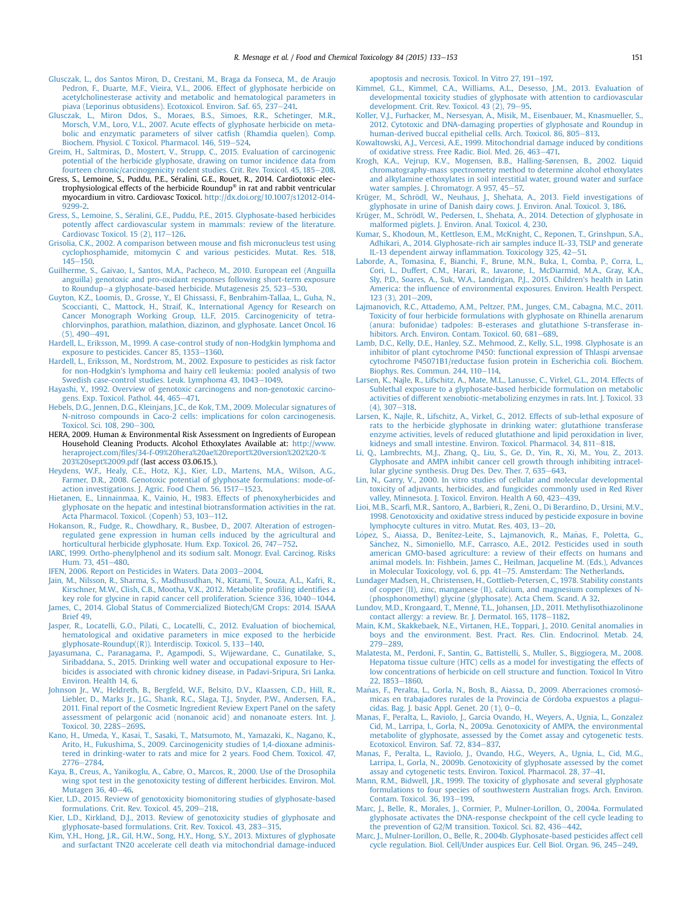Glusczak, L., dos Santos Miron, D., Crestani, M., Braga da Fonseca, M., de Araujo Pedron, F., Duarte, M.F., Vieira, V.L., 2006. Effect of glyphosate herbicide on acetylcholinesterase activity and metabolic and hematological parameters in piava (Leporinus obtusidens). Ecotoxicol. Environ. Saf. 65, 237–241.

Glusczak, L., Miron Ddos, S., Moraes, B.S., Simoes, R.R., Schetinger, M.R., Morsch, V.M., Loro, V.L., 2007. Acute effects of glyphosate herbicide on metabolic and enzymatic parameters of silver catfish (Rhamdia quelen). Comp. Biochem. Physiol. C Toxicol. Pharmacol. 146, 519–524.

Greim, H., Saltmiras, D., Mostert, V., Strupp, C., 2015. Evaluation of carcinogenic potential of the herbicide glyphosate, drawing on tumor incidence data from fourteen chronic/carcinogenicity rodent studies. Crit. Rev. Toxicol. 45, 185–208.

Gress, S., Lemoine, S., Puddu, P.E., Séralini, G.E., Rouet, R., 2014. Cardiotoxic electrophysiological effects of the herbicide Roundup® in rat and rabbit ventricular myocardium in vitro. Cardiovasc Toxicol. http://dx.doi.org/10.1007/s12012-014-9299-2.

Gress, S., Lemoine, S., Séralini, G.E., Puddu, P.E., 2015. Glyphosate-based herbicides potently affect cardiovascular system in mammals: review of the literature. Cardiovasc Toxicol. 15 (2), 117–126.

Grisolia, C.K., 2002. A comparison between mouse and fish micronucleus test using cyclophosphamide, mitomycin C and various pesticides. Mutat. Res. 518, 145–150.

Guilherme, S., Gaivao, I., Santos, M.A., Pacheco, M., 2010. European eel (Anguilla anguilla) genotoxic and pro-oxidant responses following short-term exposure to Roundup—a glyphosate-based herbicide. Mutagenesis 25, 523–530.

Guyton, K.Z., Loomis, D., Grosse, Y., El Ghissassi, F., Benbrahim-Tallaa, L., Guha, N., Scoccianti, C., Mattock, H., Straif, K., International Agency for Research on Cancer Monograph Working Group, I.L.F, 2015. Carcinogenicity of tetrachlorvinphos, parathion, malathion, diazinon, and glyphosate. Lancet Oncol. 16 (5), 490–491.

Hardell, L., Eriksson, M., 1999. A case-control study of non-Hodgkin lymphoma and exposure to pesticides. Cancer 85, 1353–1360.

Hardell, L., Eriksson, M., Nordstrom, M., 2002. Exposure to pesticides as risk factor for non-Hodgkin's lymphoma and hairy cell leukemia: pooled analysis of two Swedish case-control studies. Leuk. Lymphoma 43, 1043–1049.

Hayashi, Y., 1992. Overview of genotoxic carcinogens and non-genotoxic carcinogens. Exp. Toxicol. Pathol. 44, 465–471.

Hebels, D.G., Jennen, D.G., Kleinjans, J.C., de Kok, T.M., 2009. Molecular signatures of N-nitroso compounds in Caco-2 cells: implications for colon carcinogenesis. Toxicol. Sci. 108, 290–300.

HERA, 2009. Human & Environmental Risk Assessment on Ingredients of European Household Cleaning Products. Alcohol Ethoxylates Available at: http://www.heraproject.com/files/34-f-09%20hera%20ae%20report%20version%202%20-%203%20sept%2009.pdf (last access 03.06.15.).

Heydens, W.F., Healy, C.E., Hotz, K.J., Kier, L.D., Martens, M.A., Wilson, A.G., Farmer, D.R., 2008. Genotoxic potential of glyphosate formulations: mode-of-action investigations. J. Agric. Food Chem. 56, 1517–1523.

Hietanen, E., Linnainmaa, K., Vainio, H., 1983. Effects of phenoxyherbicides and glyphosate on the hepatic and intestinal biotransformation activities in the rat. Acta Pharmacol. Toxicol. (Copenh) 53, 103–112.

Hokanson, R., Fudge, R., Chowdhary, R., Busbee, D., 2007. Alteration of estrogen-regulated gene expression in human cells induced by the agricultural and horticultural herbicide glyphosate. Hum. Exp. Toxicol. 26, 747–752.

IARC, 1999. Ortho-phenylphenol and its sodium salt. Monogr. Eval. Carcinog. Risks Hum. 73, 451–480.

IFEN, 2006. Report on Pesticides in Waters. Data 2003–2004.

Jain, M., Nilsson, R., Sharma, S., Madhusudhan, N., Kitami, T., Souza, A.L., Kafri, R., Kirschner, M.W., Clish, C.B., Mootha, V.K., 2012. Metabolite profiling identifies a key role for glycine in rapid cancer cell proliferation. Science 336, 1040–1044.

James, C., 2014. Global Status of Commercialized Biotech/GM Crops: 2014. ISAAA Brief 49.

Jasper, R., Locatelli, G.O., Pilati, C., Locatelli, C., 2012. Evaluation of biochemical, hematological and oxidative parameters in mice exposed to the herbicide glyphosate-Roundup((R)). Interdiscip. Toxicol. 5, 133–140.

Jayasumana, C., Paranagama, P., Agampodi, S., Wijewardane, C., Gunatilake, S., Siribaddana, S., 2015. Drinking well water and occupational exposure to Herbicides is associated with chronic kidney disease, in Padavi-Sripura, Sri Lanka. Environ. Health 14, 6.

Johnson Jr., W., Heldreth, B., Bergfeld, W.F., Belsito, D.V., Klaassen, C.D., Hill, R., Liebler, D., Marks Jr., J.G., Shank, R.C., Slaga, T.J., Snyder, P.W., Andersen, F.A., 2011. Final report of the Cosmetic Ingredient Review Expert Panel on the safety assessment of pelargonic acid (nonanoic acid) and nonanoate esters. Int. J. Toxicol. 30, 228S–269S.

Kano, H., Umeda, Y., Kasai, T., Sasaki, T., Matsumoto, M., Yamazaki, K., Nagano, K., Arito, H., Fukushima, S., 2009. Carcinogenicity studies of 1,4-dioxane administered in drinking-water to rats and mice for 2 years. Food Chem. Toxicol. 47, 2776–2784.

Kaya, B., Creus, A., Yanikoglu, A., Cabre, O., Marcos, R., 2000. Use of the Drosophila wing spot test in the genotoxicity testing of different herbicides. Environ. Mol. Mutagen 36, 40–46.

Kier, L.D., 2015. Review of genotoxicity biomonitoring studies of glyphosate-based formulations. Crit. Rev. Toxicol. 45, 209–218.

Kier, L.D., Kirkland, D.J., 2013. Review of genotoxicity studies of glyphosate and glyphosate-based formulations. Crit. Rev. Toxicol. 43, 283–315.

Kim, Y.H., Hong, J.R., Gil, H.W., Song, H.Y., Hong, S.Y., 2013. Mixtures of glyphosate and surfactant TN20 accelerate cell death via mitochondrial damage-induced apoptosis and necrosis. Toxicol. In Vitro 27, 191–197.

Kimmel, G.L., Kimmel, C.A., Williams, A.L., Desesso, J.M., 2013. Evaluation of developmental toxicity studies of glyphosate with attention to cardiovascular development. Crit. Rev. Toxicol. 43 (2), 79–95.

Koller, V.J., Furhacker, M., Nersesyan, A., Misik, M., Eisenbauer, M., Knasmueller, S., 2012. Cytotoxic and DNA-damaging properties of glyphosate and Roundup in human-derived buccal epithelial cells. Arch. Toxicol. 86, 805–813.

Kowaltowski, A.J., Vercesi, A.E., 1999. Mitochondrial damage induced by conditions of oxidative stress. Free Radic. Biol. Med. 26, 463–471.

Krogh, K.A., Vejrup, K.V., Mogensen, B.B., Halling-Sørensen, B., 2002. Liquid chromatography-mass spectrometry method to determine alcohol ethoxylates and alkylamine ethoxylates in soil interstitial water, ground water and surface water samples. J. Chromatogr. A 957, 45–57.

Krüger, M., Schrödl, W., Neuhaus, J., Shehata, A., 2013. Field investigations of glyphosate in urine of Danish dairy cows. J. Environ. Anal. Toxicol. 3, 186.

Krüger, M., Schrödl, W., Pedersen, I., Shehata, A., 2014. Detection of glyphosate in malformed piglets. J. Environ. Anal. Toxicol. 4, 230.

Kumar, S., Khodoun, M., Kettleson, E.M., McKnight, C., Reponen, T., Grinshpun, S.A., Adhikari, A., 2014. Glyphosate-rich air samples induce IL-33, TSLP and generate IL-13 dependent airway inflammation. Toxicology 325, 42–51.

Laborde, A., Tomasina, F., Bianchi, F., Brune, M.N., Buka, I., Comba, P., Corra, L., Cori, L., Duffert, C.M., Harari, R., Iavarone, I., McDiarmid, M.A., Gray, K.A., Sly, P.D., Soares, A., Suk, W.A., Landrigan, P.J., 2015. Children's health in Latin America: the influence of environmental exposures. Environ. Health Perspect. 123 (3), 201–209.

Lajmanovich, R.C., Attademo, A.M., Peltzer, P.M., Junges, C.M., Cabagna, M.C., 2011. Toxicity of four herbicide formulations with glyphosate on Rhinella arenarum (anura: bufonidae) tadpoles: B-esterases and glutathione S-transferase inhibitors. Arch. Environ. Contam. Toxicol. 60, 681–689.

Lamb, D.C., Kelly, D.E., Hanley, S.Z., Mehmood, Z., Kelly, S.L., 1998. Glyphosate is an inhibitor of plant cytochrome P450: functional expression of Thlaspi arvensae cytochrome P45071B1/reductase fusion protein in Escherichia coli. Biochem. Biophys. Res. Commun. 244, 110–114.

Larsen, K., Najle, R., Lifschitz, A., Mate, M.L., Lanusse, C., Virkel, G.L., 2014. Effects of Sublethal exposure to a glyphosate-based herbicide formulation on metabolic activities of different xenobiotic-metabolizing enzymes in rats. Int. J. Toxicol. 33 (4), 307–318.

Larsen, K., Najle, R., Lifschitz, A., Virkel, G., 2012. Effects of sub-lethal exposure of rats to the herbicide glyphosate in drinking water: glutathione transferase enzyme activities, levels of reduced glutathione and lipid peroxidation in liver, kidneys and small intestine. Environ. Toxicol. Pharmacol. 34, 811–818.

Li, Q., Lambrechts, M.J., Zhang, Q., Liu, S., Ge, D., Yin, R., Xi, M., You, Z., 2013. Glyphosate and AMPA inhibit cancer cell growth through inhibiting intracellular glycine synthesis. Drug Des. Dev. Ther. 7, 635–643.

Lin, N., Garry, V., 2000. In vitro studies of cellular and molecular developmental toxicity of adjuvants, herbicides, and fungicides commonly used in Red River valley, Minnesota. J. Toxicol. Environ. Health A 60, 423–439.

Lioi, M.B., Scarfi, M.R., Santoro, A., Barbieri, R., Zeni, O., Di Berardino, D., Ursini, M.V., 1998. Genotoxicity and oxidative stress induced by pesticide exposure in bovine lymphocyte cultures in vitro. Mutat. Res. 403, 13–20.

López, S., Aiassa, D., Benítez-Leite, S., Lajmanovich, R., Mañas, F., Poletta, G., Sánchez, N., Simoniello, M.F., Carrasco, A.E., 2012. Pesticides used in south american GMO-based agriculture: a review of their effects on humans and animal models. In: Fishbein, James C., Heilman, Jacqueline M. (Eds.), Advances in Molecular Toxicology, vol. 6, pp. 41–75. Amsterdam: The Netherlands.

Lundager Madsen, H., Christensen, H., Gottlieb-Petersen, C., 1978. Stability constants of copper (II), zinc, manganese (II), calcium, and magnesium complexes of N-(phosphonomethyl) glycine (glyphosate). Acta Chem. Scand. A 32.

Lundov, M.D., Krongaard, T., Menné, T.L., Johansen, J.D., 2011. Methylisothiazolinone contact allergy: a review. Br. J. Dermatol. 165, 1178–1182.

Main, K.M., Skakkebaek, N.E., Virtanen, H.E., Toppari, J., 2010. Genital anomalies in boys and the environment. Best. Pract. Res. Clin. Endocrinol. Metab. 24, 279–289.

Malatesta, M., Perdoni, F., Santin, G., Battistelli, S., Muller, S., Biggiogera, M., 2008. Hepatoma tissue culture (HTC) cells as a model for investigating the effects of low concentrations of herbicide on cell structure and function. Toxicol In Vitro 22, 1853–1860.

Mañas, F., Peralta, L., Gorla, N., Bosh, B., Aiassa, D., 2009. Aberraciones cromosómicas en trabajadores rurales de la Provincia de Córdoba expuestos a plaguicidas. Bag. J. basic Appl. Genet. 20 (1), 0–0.

Manas, F., Peralta, L., Raviolo, J., Garcia Ovando, H., Weyers, A., Ugnia, L., Gonzalez Cid, M., Larripa, I., Gorla, N., 2009a. Genotoxicity of AMPA, the environmental metabolite of glyphosate, assessed by the Comet assay and cytogenetic tests. Ecotoxicol. Environ. Saf. 72, 834–837.

Manas, F., Peralta, L., Raviolo, J., Ovando, H.G., Weyers, A., Ugnia, L., Cid, M.G., Larripa, I., Gorla, N., 2009b. Genotoxicity of glyphosate assessed by the comet assay and cytogenetic tests. Environ. Toxicol. Pharmacol. 28, 37–41.

Mann, R.M., Bidwell, J.R., 1999. The toxicity of glyphosate and several glyphosate formulations to four species of southwestern Australian frogs. Arch. Environ. Contam. Toxicol. 36, 193–199.

Marc, J., Belle, R., Morales, J., Cormier, P., Mulner-Lorillon, O., 2004a. Formulated glyphosate activates the DNA-response checkpoint of the cell cycle leading to the prevention of G2/M transition. Toxicol. Sci. 82, 436–442.

Marc, J., Mulner-Lorillon, O., Belle, R., 2004b. Glyphosate-based pesticides affect cell cycle regulation. Biol. Cell/Under auspices Eur. Cell Biol. Organ. 96, 245–249.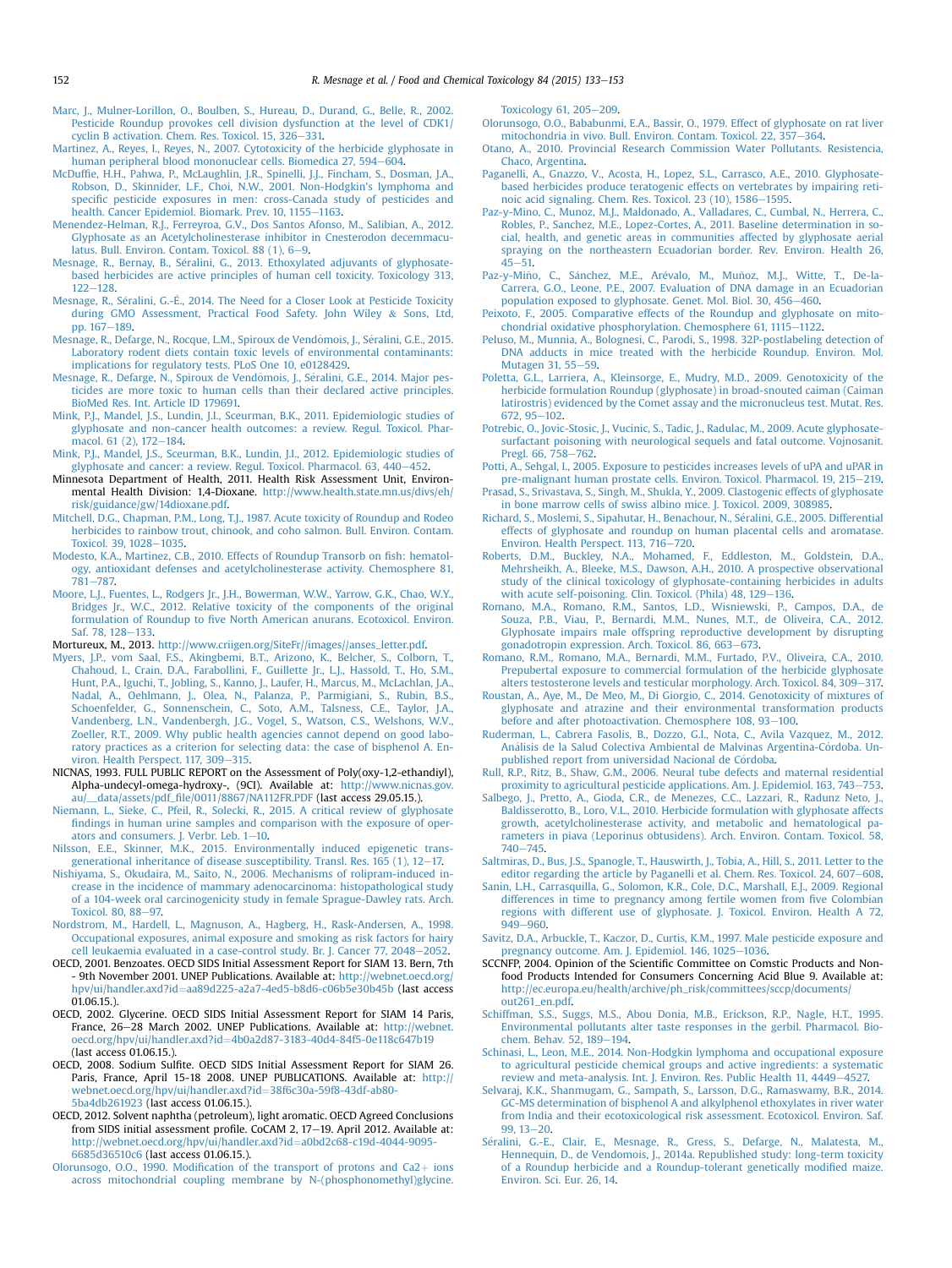Marc, J., Mulner-Lorillon, O., Boulben, S., Hureau, D., Durand, G., Belle, R., 2002. Pesticide Roundup provokes cell division dysfunction at the level of CDK1/cyclin B activation. Chem. Res. Toxicol. 15, 326–331.

Martinez, A., Reyes, I., Reyes, N., 2007. Cytotoxicity of the herbicide glyphosate in human peripheral blood mononuclear cells. Biomedica 27, 594–604.

McDuffie, H.H., Pahwa, P., McLaughlin, J.R., Spinelli, J.J., Fincham, S., Dosman, J.A., Robson, D., Skinnider, L.F., Choi, N.W., 2001. Non-Hodgkin's lymphoma and specific pesticide exposures in men: cross-Canada study of pesticides and health. Cancer Epidemiol. Biomark. Prev. 10, 1155–1163.

Menendez-Helman, R.J., Ferreyroa, G.V., Dos Santos Afonso, M., Salibian, A., 2012. Glyphosate as an Acetylcholinesterase inhibitor in Cnesterodon decemmaculatus. Bull. Environ. Contam. Toxicol. 88 (1), 6–9.

Mesnage, R., Bernay, B., Séralini, G., 2013. Ethoxylated adjuvants of glyphosate-based herbicides are active principles of human cell toxicity. Toxicology 313, 122–128.

Mesnage, R., Séralini, G.-É., 2014. The Need for a Closer Look at Pesticide Toxicity during GMO Assessment, Practical Food Safety. John Wiley & Sons, Ltd, pp. 167–189.

Mesnage, R., Defarge, N., Rocque, L.M., Spiroux de Vendômois, J., Séralini, G.E., 2015. Laboratory rodent diets contain toxic levels of environmental contaminants: implications for regulatory tests. PLoS One 10, e0128429.

Mesnage, R., Defarge, N., Spiroux de Vendômois, J., Séralini, G.E., 2014. Major pesticides are more toxic to human cells than their declared active principles. BioMed Res. Int. Article ID 179691.

Mink, P.J., Mandel, J.S., Lundin, J.I., Sceurman, B.K., 2011. Epidemiologic studies of glyphosate and non-cancer health outcomes: a review. Regul. Toxicol. Pharmacol. 61 (2), 172–184.

Mink, P.J., Mandel, J.S., Sceurman, B.K., Lundin, J.I., 2012. Epidemiologic studies of glyphosate and cancer: a review. Regul. Toxicol. Pharmacol. 63, 440–452.

Minnesota Department of Health, 2011. Health Risk Assessment Unit, Environmental Health Division: 1,4-Dioxane. http://www.health.state.mn.us/divs/eh/risk/guidance/gw/14dioxane.pdf.

Mitchell, D.G., Chapman, P.M., Long, T.J., 1987. Acute toxicity of Roundup and Rodeo herbicides to rainbow trout, chinook, and coho salmon. Bull. Environ. Contam. Toxicol. 39, 1028–1035.

Modesto, K.A., Martinez, C.B., 2010. Effects of Roundup Transorb on fish: hematology, antioxidant defenses and acetylcholinesterase activity. Chemosphere 81, 781–787.

Moore, L.J., Fuentes, L., Rodgers Jr., J.H., Bowerman, W.W., Yarrow, G.K., Chao, W.Y., Bridges Jr., W.C., 2012. Relative toxicity of the components of the original formulation of Roundup to five North American anurans. Ecotoxicol. Environ. Saf. 78, 128–133.

Mortureux, M., 2013. http://www.criigen.org/SiteFr//images//anses_letter.pdf.

Myers, J.P., vom Saal, F.S., Akingbemi, B.T., Arizono, K., Belcher, S., Colborn, T., Chahoud, I., Crain, D.A., Farabollini, F., Guillette Jr., L.J., Hassold, T., Ho, S.M., Hunt, P.A., Iguchi, T., Jobling, S., Kanno, J., Laufer, H., Marcus, M., McLachlan, J.A., Nadal, A., Oehlmann, J., Olea, N., Palanza, P., Parmigiani, S., Rubin, B.S., Schoenfelder, G., Sonnenschein, C., Soto, A.M., Talsness, C.E., Taylor, J.A., Vandenberg, L.N., Vandenbergh, J.G., Vogel, S., Watson, C.S., Welshons, W.V., Zoeller, R.T., 2009. Why public health agencies cannot depend on good laboratory practices as a criterion for selecting data: the case of bisphenol A. Environ. Health Perspect. 117, 309–315.

NICNAS, 1993. FULL PUBLIC REPORT on the Assessment of Poly(oxy-1,2-ethandiyl), Alpha-undecyl-omega-hydroxy-, (9Cl). Available at: http://www.nicnas.gov.au/__data/assets/pdf_file/0011/8867/NA112FR.PDF (last access 29.05.15.).

Niemann, L., Sieke, C., Pfeil, R., Solecki, R., 2015. A critical review of glyphosate findings in human urine samples and comparison with the exposure of operators and consumers. J. Verbr. Leb. 1–10.

Nilsson, E.E., Skinner, M.K., 2015. Environmentally induced epigenetic transgenerational inheritance of disease susceptibility. Transl. Res. 165 (1), 12–17.

Nishiyama, S., Okudaira, M., Saito, N., 2006. Mechanisms of rolipram-induced increase in the incidence of mammary adenocarcinoma: histopathological study of a 104-week oral carcinogenicity study in female Sprague-Dawley rats. Arch. Toxicol. 80, 88–97.

Nordstrom, M., Hardell, L., Magnuson, A., Hagberg, H., Rask-Andersen, A., 1998. Occupational exposures, animal exposure and smoking as risk factors for hairy cell leukaemia evaluated in a case-control study. Br. J. Cancer 77, 2048–2052.

OECD, 2001. Benzoates. OECD SIDS Initial Assessment Report for SIAM 13. Bern, 7th - 9th November 2001. UNEP Publications. Available at: http://webnet.oecd.org/hpv/ui/handler.axd?id=aa89d225-a2a7-4ed5-b8d6-c06b5e30b45b (last access 01.06.15.).

OECD, 2002. Glycerine. OECD SIDS Initial Assessment Report for SIAM 14 Paris, France, 26–28 March 2002. UNEP Publications. Available at: http://webnet.oecd.org/hpv/ui/handler.axd?id=4b0a2d87-3183-40d4-84f5-0e118c647b19 (last access 01.06.15.).

OECD, 2008. Sodium Sulfite. OECD SIDS Initial Assessment Report for SIAM 26. Paris, France, April 15-18 2008. UNEP PUBLICATIONS. Available at: http://webnet.oecd.org/hpv/ui/handler.axd?id=38f6c30a-59f8-43df-ab80-5ba4db261923 (last access 01.06.15.).

OECD, 2012. Solvent naphtha (petroleum), light aromatic. OECD Agreed Conclusions from SIDS initial assessment profile. CoCAM 2, 17–19. April 2012. Available at: http://webnet.oecd.org/hpv/ui/handler.axd?id=a0bd2c68-c19d-4044-9095-6685d36510c6 (last access 01.06.15.).

Olorunsogo, O.O., 1990. Modification of the transport of protons and Ca2+ ions across mitochondrial coupling membrane by N-(phosphonomethyl)glycine. Toxicology 61, 205–209.

Olorunsogo, O.O., Bababunmi, E.A., Bassir, O., 1979. Effect of glyphosate on rat liver mitochondria in vivo. Bull. Environ. Contam. Toxicol. 22, 357–364.

Otano, A., 2010. Provincial Research Commission Water Pollutants. Resistencia, Chaco, Argentina.

Paganelli, A., Gnazzo, V., Acosta, H., Lopez, S.L., Carrasco, A.E., 2010. Glyphosate-based herbicides produce teratogenic effects on vertebrates by impairing retinoic acid signaling. Chem. Res. Toxicol. 23 (10), 1586–1595.

Paz-y-Mino, C., Munoz, M.J., Maldonado, A., Valladares, C., Cumbal, N., Herrera, C., Robles, P., Sanchez, M.E., Lopez-Cortes, A., 2011. Baseline determination in social, health, and genetic areas in communities affected by glyphosate aerial spraying on the northeastern Ecuadorian border. Rev. Environ. Health 26, 45–51.

Paz-y-Miño, C., Sánchez, M.E., Arévalo, M., Muñoz, M.J., Witte, T., De-la-Carrera, G.O., Leone, P.E., 2007. Evaluation of DNA damage in an Ecuadorian population exposed to glyphosate. Genet. Mol. Biol. 30, 456–460.

Peixoto, F., 2005. Comparative effects of the Roundup and glyphosate on mitochondrial oxidative phosphorylation. Chemosphere 61, 1115–1122.

Peluso, M., Munnia, A., Bolognesi, C., Parodi, S., 1998. 32P-postlabeling detection of DNA adducts in mice treated with the herbicide Roundup. Environ. Mol. Mutagen 31, 55–59.

Poletta, G.L., Larriera, A., Kleinsorge, E., Mudry, M.D., 2009. Genotoxicity of the herbicide formulation Roundup (glyphosate) in broad-snouted caiman (Caiman latirostris) evidenced by the Comet assay and the micronucleus test. Mutat. Res. 672, 95–102.

Potrebic, O., Jovic-Stosic, J., Vucinic, S., Tadic, J., Radulac, M., 2009. Acute glyphosate-surfactant poisoning with neurological sequels and fatal outcome. Vojnosanit. Pregl. 66, 758–762.

Potti, A., Sehgal, I., 2005. Exposure to pesticides increases levels of uPA and uPAR in pre-malignant human prostate cells. Environ. Toxicol. Pharmacol. 19, 215–219.

Prasad, S., Srivastava, S., Singh, M., Shukla, Y., 2009. Clastogenic effects of glyphosate in bone marrow cells of swiss albino mice. J. Toxicol. 2009, 308985.

Richard, S., Moslemi, S., Sipahutar, H., Benachour, N., Séralini, G.E., 2005. Differential effects of glyphosate and roundup on human placental cells and aromatase. Environ. Health Perspect. 113, 716–720.

Roberts, D.M., Buckley, N.A., Mohamed, F., Eddleston, M., Goldstein, D.A., Mehrsheikh, A., Bleeke, M.S., Dawson, A.H., 2010. A prospective observational study of the clinical toxicology of glyphosate-containing herbicides in adults with acute self-poisoning. Clin. Toxicol. (Phila) 48, 129–136.

Romano, M.A., Romano, R.M., Santos, L.D., Wisniewski, P., Campos, D.A., de Souza, P.B., Viau, P., Bernardi, M.M., Nunes, M.T., de Oliveira, C.A., 2012. Glyphosate impairs male offspring reproductive development by disrupting gonadotropin expression. Arch. Toxicol. 86, 663–673.

Romano, R.M., Romano, M.A., Bernardi, M.M., Furtado, P.V., Oliveira, C.A., 2010. Prepubertal exposure to commercial formulation of the herbicide glyphosate alters testosterone levels and testicular morphology. Arch. Toxicol. 84, 309–317.

Roustan, A., Aye, M., De Meo, M., Di Giorgio, C., 2014. Genotoxicity of mixtures of glyphosate and atrazine and their environmental transformation products before and after photoactivation. Chemosphere 108, 93–100.

Ruderman, L., Cabrera Fasolis, B., Dozzo, G.I., Nota, C., Avila Vazquez, M., 2012. Análisis de la Salud Colectiva Ambiental de Malvinas Argentina-Córdoba. Unpublished report from universidad Nacional de Córdoba.

Rull, R.P., Ritz, B., Shaw, G.M., 2006. Neural tube defects and maternal residential proximity to agricultural pesticide applications. Am. J. Epidemiol. 163, 743–753.

Salbego, J., Pretto, A., Gioda, C.R., de Menezes, C.C., Lazzari, R., Radunz Neto, J., Baldisserotto, B., Loro, V.L., 2010. Herbicide formulation with glyphosate affects growth, acetylcholinesterase activity, and metabolic and hematological parameters in piava (Leporinus obtusidens). Arch. Environ. Contam. Toxicol. 58, 740–745.

Saltmiras, D., Bus, J.S., Spanogle, T., Hauswirth, J., Tobia, A., Hill, S., 2011. Letter to the editor regarding the article by Paganelli et al. Chem. Res. Toxicol. 24, 607–608.

Sanin, L.H., Carrasquilla, G., Solomon, K.R., Cole, D.C., Marshall, E.J., 2009. Regional differences in time to pregnancy among fertile women from five Colombian regions with different use of glyphosate. J. Toxicol. Environ. Health A 72, 949–960.

Savitz, D.A., Arbuckle, T., Kaczor, D., Curtis, K.M., 1997. Male pesticide exposure and pregnancy outcome. Am. J. Epidemiol. 146, 1025–1036.

SCCNFP, 2004. Opinion of the Scientific Committee on Comstic Products and Non-food Products Intended for Consumers Concerning Acid Blue 9. Available at: http://ec.europa.eu/health/archive/ph_risk/committees/sccp/documents/out261_en.pdf.

Schiffman, S.S., Suggs, M.S., Abou Donia, M.B., Erickson, R.P., Nagle, H.T., 1995. Environmental pollutants alter taste responses in the gerbil. Pharmacol. Biochem. Behav. 52, 189–194.

Schinasi, L., Leon, M.E., 2014. Non-Hodgkin lymphoma and occupational exposure to agricultural pesticide chemical groups and active ingredients: a systematic review and meta-analysis. Int. J. Environ. Res. Public Health 11, 4449–4527.

Selvaraj, K.K., Shanmugam, G., Sampath, S., Larsson, D.G., Ramaswamy, B.R., 2014. GC-MS determination of bisphenol A and alkylphenol ethoxylates in river water from India and their ecotoxicological risk assessment. Ecotoxicol. Environ. Saf. 99, 13–20.

Séralini, G.-E., Clair, E., Mesnage, R., Gress, S., Defarge, N., Malatesta, M., Hennequin, D., de Vendomois, J., 2014a. Republished study: long-term toxicity of a Roundup herbicide and a Roundup-tolerant genetically modified maize. Environ. Sci. Eur. 26, 14.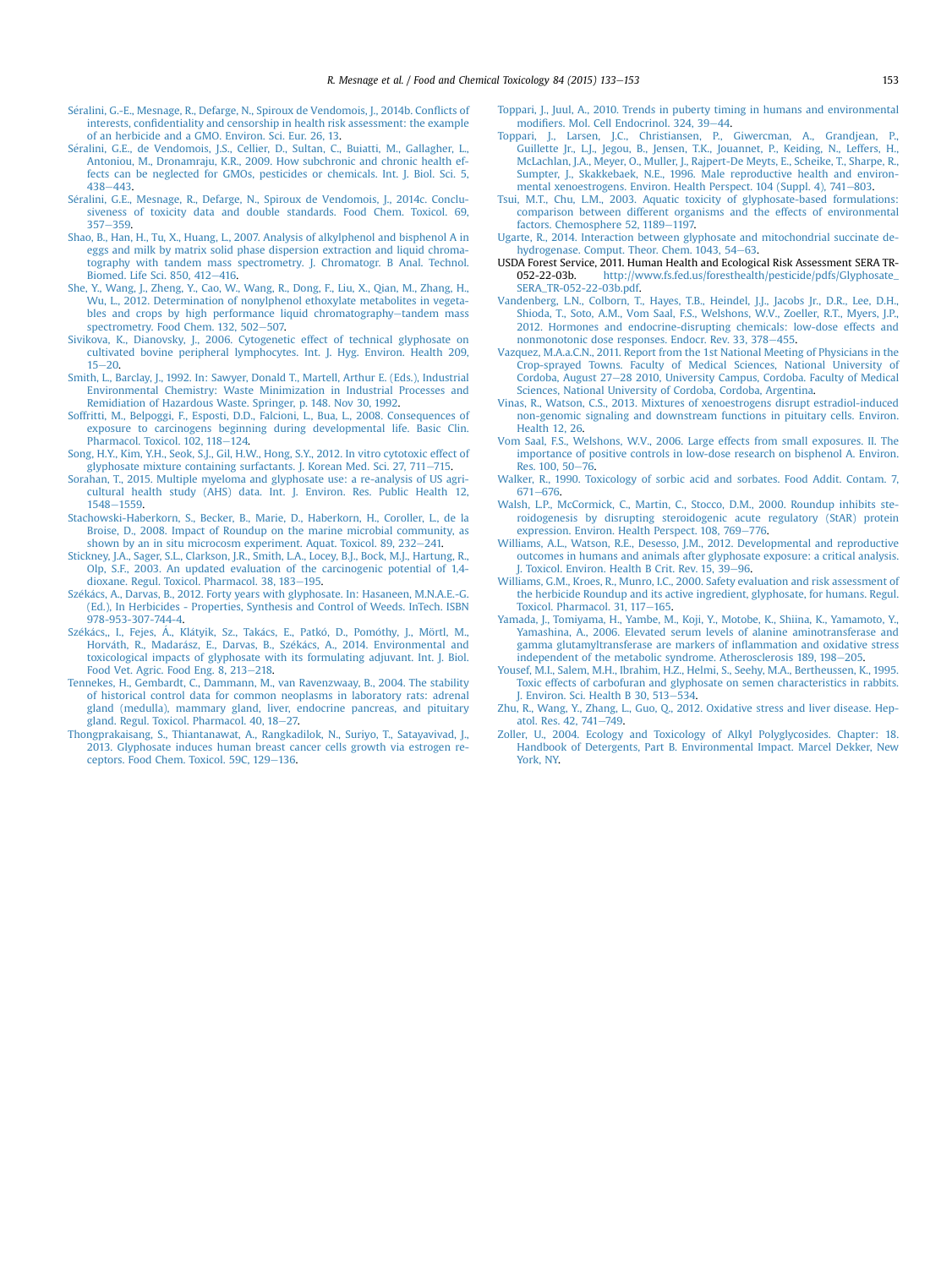Séralini, G.-E., Mesnage, R., Defarge, N., Spiroux de Vendomois, J., 2014b. Conflicts of interests, confidentiality and censorship in health risk assessment: the example of an herbicide and a GMO. Environ. Sci. Eur. 26, 13.

Séralini, G.E., de Vendomois, J.S., Cellier, D., Sultan, C., Buiatti, M., Gallagher, L., Antoniou, M., Dronamraju, K.R., 2009. How subchronic and chronic health effects can be neglected for GMOs, pesticides or chemicals. Int. J. Biol. Sci. 5, 438–443.

Séralini, G.E., Mesnage, R., Defarge, N., Spiroux de Vendomois, J., 2014c. Conclusiveness of toxicity data and double standards. Food Chem. Toxicol. 69, 357–359.

Shao, B., Han, H., Tu, X., Huang, L., 2007. Analysis of alkylphenol and bisphenol A in eggs and milk by matrix solid phase dispersion extraction and liquid chromatography with tandem mass spectrometry. J. Chromatogr. B Anal. Technol. Biomed. Life Sci. 850, 412–416.

She, Y., Wang, J., Zheng, Y., Cao, W., Wang, R., Dong, F., Liu, X., Qian, M., Zhang, H., Wu, L., 2012. Determination of nonylphenol ethoxylate metabolites in vegetables and crops by high performance liquid chromatography–tandem mass spectrometry. Food Chem. 132, 502–507.

Sivikova, K., Dianovsky, J., 2006. Cytogenetic effect of technical glyphosate on cultivated bovine peripheral lymphocytes. Int. J. Hyg. Environ. Health 209, 15–20.

Smith, L., Barclay, J., 1992. In: Sawyer, Donald T., Martell, Arthur E. (Eds.), Industrial Environmental Chemistry: Waste Minimization in Industrial Processes and Remidiation of Hazardous Waste. Springer, p. 148. Nov 30, 1992.

Soffritti, M., Belpoggi, F., Esposti, D.D., Falcioni, L., Bua, L., 2008. Consequences of exposure to carcinogens beginning during developmental life. Basic Clin. Pharmacol. Toxicol. 102, 118–124.

Song, H.Y., Kim, Y.H., Seok, S.J., Gil, H.W., Hong, S.Y., 2012. In vitro cytotoxic effect of glyphosate mixture containing surfactants. J. Korean Med. Sci. 27, 711–715.

Sorahan, T., 2015. Multiple myeloma and glyphosate use: a re-analysis of US agricultural health study (AHS) data. Int. J. Environ. Res. Public Health 12, 1548–1559.

Stachowski-Haberkorn, S., Becker, B., Marie, D., Haberkorn, H., Coroller, L., de la Broise, D., 2008. Impact of Roundup on the marine microbial community, as shown by an in situ microcosm experiment. Aquat. Toxicol. 89, 232–241.

Stickney, J.A., Sager, S.L., Clarkson, J.R., Smith, L.A., Locey, B.J., Bock, M.J., Hartung, R., Olp, S.F., 2003. An updated evaluation of the carcinogenic potential of 1,4-dioxane. Regul. Toxicol. Pharmacol. 38, 183–195.

Székács, A., Darvas, B., 2012. Forty years with glyphosate. In: Hasaneen, M.N.A.E.-G. (Ed.), In Herbicides - Properties, Synthesis and Control of Weeds. InTech. ISBN 978-953-307-744-4.

Székács,, I., Fejes, Á., Klátyik, Sz., Takács, E., Patkó, D., Pomóthy, J., Mörtl, M., Horváth, R., Madarász, E., Darvas, B., Székács, A., 2014. Environmental and toxicological impacts of glyphosate with its formulating adjuvant. Int. J. Biol. Food Vet. Agric. Food Eng. 8, 213–218.

Tennekes, H., Gembardt, C., Dammann, M., van Ravenzwaay, B., 2004. The stability of historical control data for common neoplasms in laboratory rats: adrenal gland (medulla), mammary gland, liver, endocrine pancreas, and pituitary gland. Regul. Toxicol. Pharmacol. 40, 18–27.

Thongprakaisang, S., Thiantanawat, A., Rangkadilok, N., Suriyo, T., Satayavivad, J., 2013. Glyphosate induces human breast cancer cells growth via estrogen receptors. Food Chem. Toxicol. 59C, 129–136.

Toppari, J., Juul, A., 2010. Trends in puberty timing in humans and environmental modifiers. Mol. Cell Endocrinol. 324, 39–44.

Toppari, J., Larsen, J.C., Christiansen, P., Giwercman, A., Grandjean, P., Guillette Jr., L.J., Jegou, B., Jensen, T.K., Jouannet, P., Keiding, N., Leffers, H., McLachlan, J.A., Meyer, O., Muller, J., Rajpert-De Meyts, E., Scheike, T., Sharpe, R., Sumpter, J., Skakkebaek, N.E., 1996. Male reproductive health and environmental xenoestrogens. Environ. Health Perspect. 104 (Suppl. 4), 741–803.

Tsui, M.T., Chu, L.M., 2003. Aquatic toxicity of glyphosate-based formulations: comparison between different organisms and the effects of environmental factors. Chemosphere 52, 1189–1197.

Ugarte, R., 2014. Interaction between glyphosate and mitochondrial succinate dehydrogenase. Comput. Theor. Chem. 1043, 54–63.

USDA Forest Service, 2011. Human Health and Ecological Risk Assessment SERA TR-052-22-03b. http://www.fs.fed.us/foresthealth/pesticide/pdfs/Glyphosate_SERA_TR-052-22-03b.pdf.

Vandenberg, L.N., Colborn, T., Hayes, T.B., Heindel, J.J., Jacobs Jr., D.R., Lee, D.H., Shioda, T., Soto, A.M., Vom Saal, F.S., Welshons, W.V., Zoeller, R.T., Myers, J.P., 2012. Hormones and endocrine-disrupting chemicals: low-dose effects and nonmonotonic dose responses. Endocr. Rev. 33, 378–455.

Vazquez, M.A.a.C.N., 2011. Report from the 1st National Meeting of Physicians in the Crop-sprayed Towns. Faculty of Medical Sciences, National University of Cordoba, August 27–28 2010, University Campus, Cordoba. Faculty of Medical Sciences, National University of Cordoba, Cordoba, Argentina.

Vinas, R., Watson, C.S., 2013. Mixtures of xenoestrogens disrupt estradiol-induced non-genomic signaling and downstream functions in pituitary cells. Environ. Health 12, 26.

Vom Saal, F.S., Welshons, W.V., 2006. Large effects from small exposures. II. The importance of positive controls in low-dose research on bisphenol A. Environ. Res. 100, 50–76.

Walker, R., 1990. Toxicology of sorbic acid and sorbates. Food Addit. Contam. 7, 671–676.

Walsh, L.P., McCormick, C., Martin, C., Stocco, D.M., 2000. Roundup inhibits steroidogenesis by disrupting steroidogenic acute regulatory (StAR) protein expression. Environ. Health Perspect. 108, 769–776.

Williams, A.L., Watson, R.E., Desesso, J.M., 2012. Developmental and reproductive outcomes in humans and animals after glyphosate exposure: a critical analysis. J. Toxicol. Environ. Health B Crit. Rev. 15, 39–96.

Williams, G.M., Kroes, R., Munro, I.C., 2000. Safety evaluation and risk assessment of the herbicide Roundup and its active ingredient, glyphosate, for humans. Regul. Toxicol. Pharmacol. 31, 117–165.

Yamada, J., Tomiyama, H., Yambe, M., Koji, Y., Motobe, K., Shiina, K., Yamamoto, Y., Yamashina, A., 2006. Elevated serum levels of alanine aminotransferase and gamma glutamyltransferase are markers of inflammation and oxidative stress independent of the metabolic syndrome. Atherosclerosis 189, 198–205.

Yousef, M.I., Salem, M.H., Ibrahim, H.Z., Helmi, S., Seehy, M.A., Bertheussen, K., 1995. Toxic effects of carbofuran and glyphosate on semen characteristics in rabbits. J. Environ. Sci. Health B 30, 513–534.

Zhu, R., Wang, Y., Zhang, L., Guo, Q., 2012. Oxidative stress and liver disease. Hepatol. Res. 42, 741–749.

Zoller, U., 2004. Ecology and Toxicology of Alkyl Polyglycosides. Chapter: 18. Handbook of Detergents, Part B. Environmental Impact. Marcel Dekker, New York, NY.